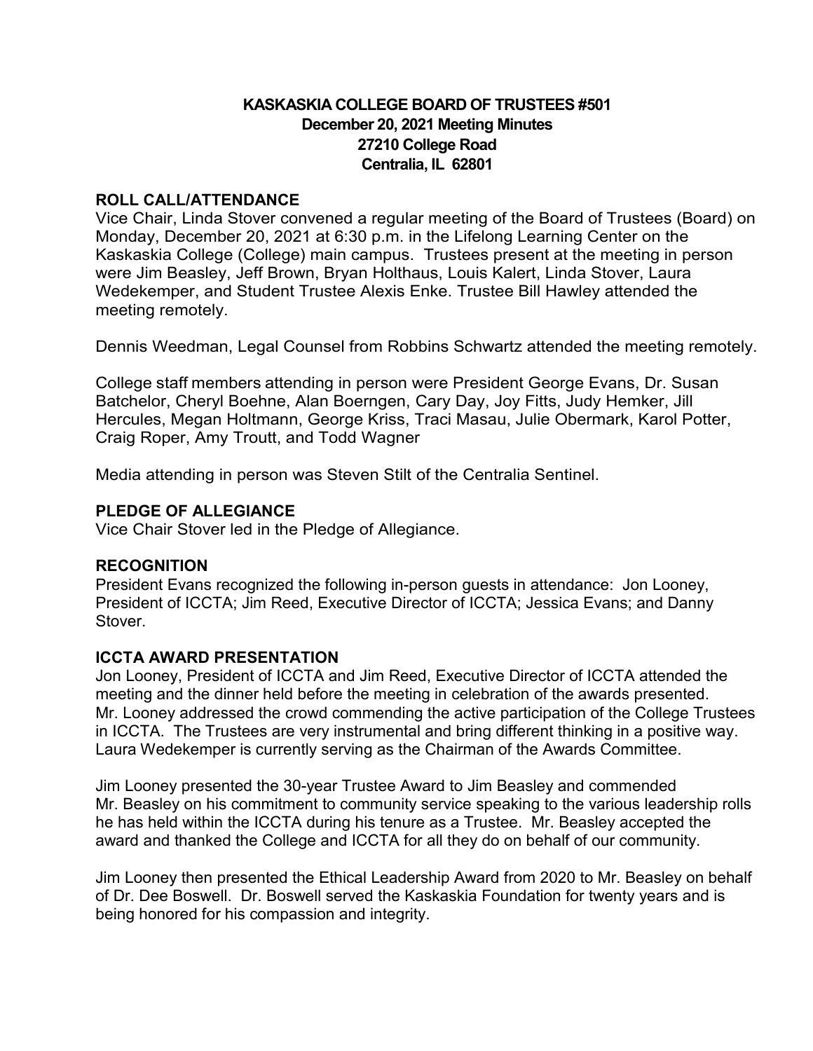# KASKASKIA COLLEGE BOARD OF TRUSTEES #501
## December 20, 2021 Meeting Minutes
## 27210 College Road
## Centralia, IL 62801

### ROLL CALL/ATTENDANCE

Vice Chair, Linda Stover convened a regular meeting of the Board of Trustees (Board) on Monday, December 20, 2021 at 6:30 p.m. in the Lifelong Learning Center on the Kaskaskia College (College) main campus. Trustees present at the meeting in person were Jim Beasley, Jeff Brown, Bryan Holthaus, Louis Kalert, Linda Stover, Laura Wedekemper, and Student Trustee Alexis Enke. Trustee Bill Hawley attended the meeting remotely.

Dennis Weedman, Legal Counsel from Robbins Schwartz attended the meeting remotely.

College staff members attending in person were President George Evans, Dr. Susan Batchelor, Cheryl Boehne, Alan Boerngen, Cary Day, Joy Fitts, Judy Hemker, Jill Hercules, Megan Holtmann, George Kriss, Traci Masau, Julie Obermark, Karol Potter, Craig Roper, Amy Troutt, and Todd Wagner

Media attending in person was Steven Stilt of the Centralia Sentinel.

### PLEDGE OF ALLEGIANCE

Vice Chair Stover led in the Pledge of Allegiance.

### RECOGNITION

President Evans recognized the following in-person guests in attendance: Jon Looney, President of ICCTA; Jim Reed, Executive Director of ICCTA; Jessica Evans; and Danny Stover.

### ICCTA AWARD PRESENTATION

Jon Looney, President of ICCTA and Jim Reed, Executive Director of ICCTA attended the meeting and the dinner held before the meeting in celebration of the awards presented. Mr. Looney addressed the crowd commending the active participation of the College Trustees in ICCTA. The Trustees are very instrumental and bring different thinking in a positive way. Laura Wedekemper is currently serving as the Chairman of the Awards Committee.

Jim Looney presented the 30-year Trustee Award to Jim Beasley and commended Mr. Beasley on his commitment to community service speaking to the various leadership rolls he has held within the ICCTA during his tenure as a Trustee. Mr. Beasley accepted the award and thanked the College and ICCTA for all they do on behalf of our community.

Jim Looney then presented the Ethical Leadership Award from 2020 to Mr. Beasley on behalf of Dr. Dee Boswell. Dr. Boswell served the Kaskaskia Foundation for twenty years and is being honored for his compassion and integrity.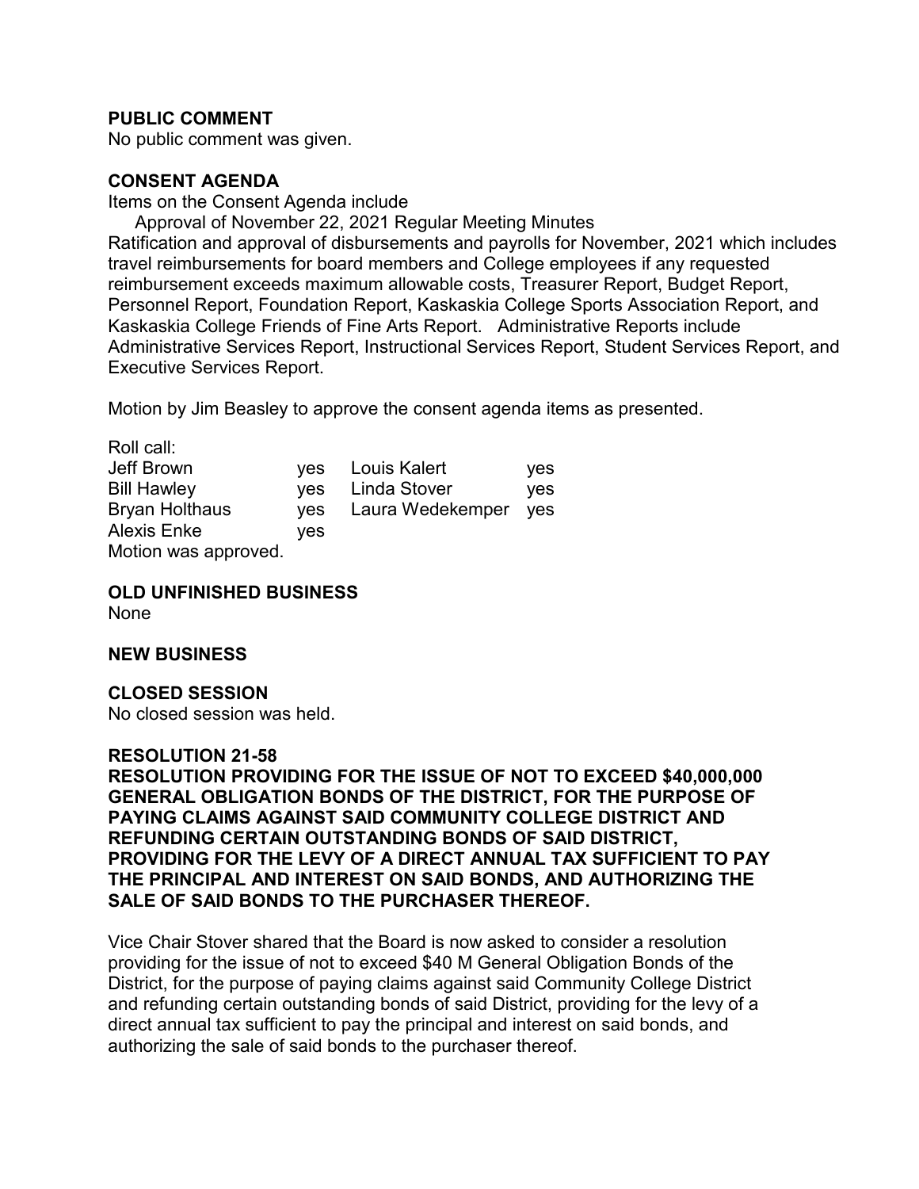**PUBLIC COMMENT**

No public comment was given.

**CONSENT AGENDA**

Items on the Consent Agenda include

Approval of November 22, 2021 Regular Meeting Minutes

Ratification and approval of disbursements and payrolls for November, 2021 which includes travel reimbursements for board members and College employees if any requested reimbursement exceeds maximum allowable costs, Treasurer Report, Budget Report, Personnel Report, Foundation Report, Kaskaskia College Sports Association Report, and Kaskaskia College Friends of Fine Arts Report. Administrative Reports include Administrative Services Report, Instructional Services Report, Student Services Report, and Executive Services Report.

Motion by Jim Beasley to approve the consent agenda items as presented.

Roll call:

| | | | |
|---|---|---|---|
| Jeff Brown | yes | Louis Kalert | yes |
| Bill Hawley | yes | Linda Stover | yes |
| Bryan Holthaus | yes | Laura Wedekemper | yes |
| Alexis Enke | yes | | |

Motion was approved.

**OLD UNFINISHED BUSINESS**

None

**NEW BUSINESS**

**CLOSED SESSION**

No closed session was held.

**RESOLUTION 21-58**

**RESOLUTION PROVIDING FOR THE ISSUE OF NOT TO EXCEED $40,000,000 GENERAL OBLIGATION BONDS OF THE DISTRICT, FOR THE PURPOSE OF PAYING CLAIMS AGAINST SAID COMMUNITY COLLEGE DISTRICT AND REFUNDING CERTAIN OUTSTANDING BONDS OF SAID DISTRICT, PROVIDING FOR THE LEVY OF A DIRECT ANNUAL TAX SUFFICIENT TO PAY THE PRINCIPAL AND INTEREST ON SAID BONDS, AND AUTHORIZING THE SALE OF SAID BONDS TO THE PURCHASER THEREOF.**

Vice Chair Stover shared that the Board is now asked to consider a resolution providing for the issue of not to exceed $40 M General Obligation Bonds of the District, for the purpose of paying claims against said Community College District and refunding certain outstanding bonds of said District, providing for the levy of a direct annual tax sufficient to pay the principal and interest on said bonds, and authorizing the sale of said bonds to the purchaser thereof.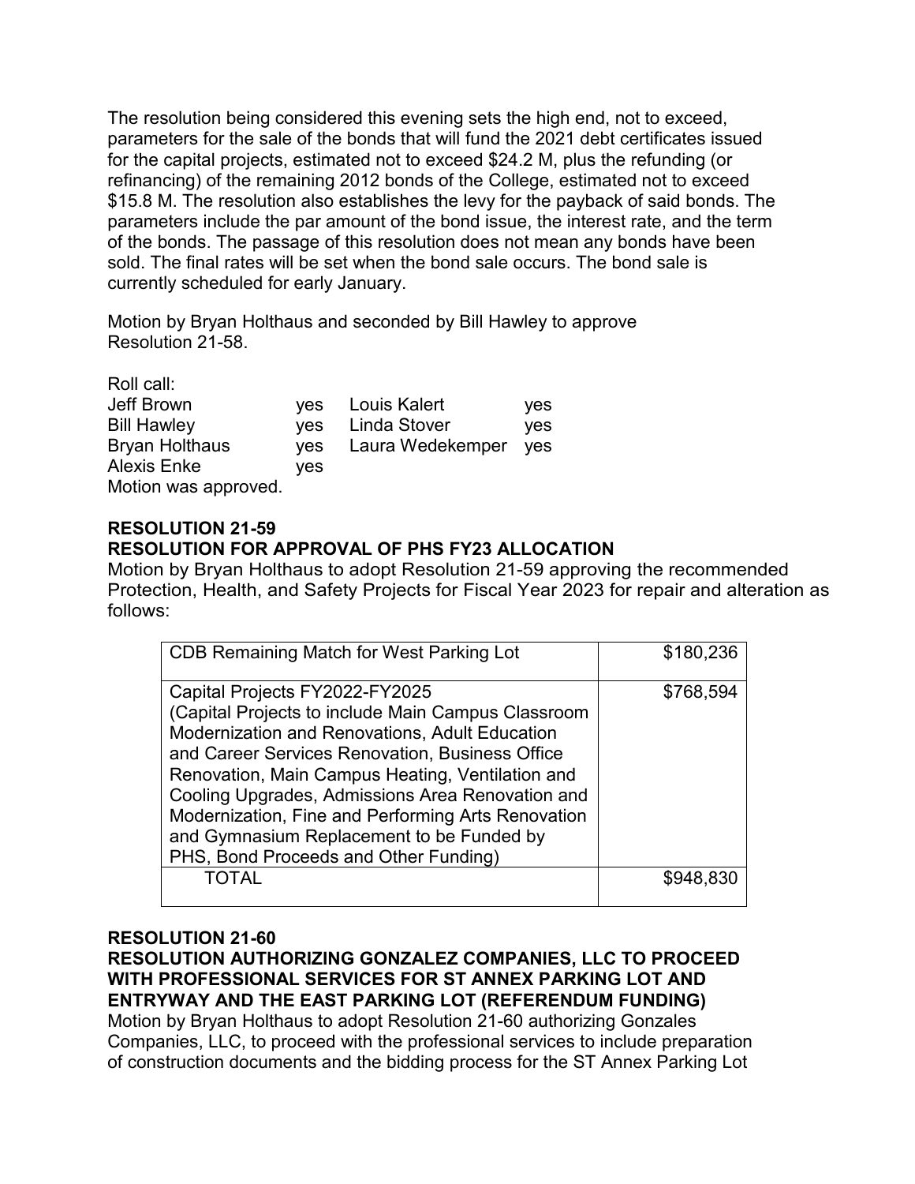The resolution being considered this evening sets the high end, not to exceed, parameters for the sale of the bonds that will fund the 2021 debt certificates issued for the capital projects, estimated not to exceed $24.2 M, plus the refunding (or refinancing) of the remaining 2012 bonds of the College, estimated not to exceed $15.8 M. The resolution also establishes the levy for the payback of said bonds. The parameters include the par amount of the bond issue, the interest rate, and the term of the bonds. The passage of this resolution does not mean any bonds have been sold. The final rates will be set when the bond sale occurs. The bond sale is currently scheduled for early January.

Motion by Bryan Holthaus and seconded by Bill Hawley to approve Resolution 21-58.

Roll call:

| | | | |
|---|---|---|---|
| Jeff Brown | yes | Louis Kalert | yes |
| Bill Hawley | yes | Linda Stover | yes |
| Bryan Holthaus | yes | Laura Wedekemper | yes |
| Alexis Enke | yes | | |

Motion was approved.

**RESOLUTION 21-59**
**RESOLUTION FOR APPROVAL OF PHS FY23 ALLOCATION**

Motion by Bryan Holthaus to adopt Resolution 21-59 approving the recommended Protection, Health, and Safety Projects for Fiscal Year 2023 for repair and alteration as follows:

| | |
|---|---|
| CDB Remaining Match for West Parking Lot | $180,236 |
| Capital Projects FY2022-FY2025 (Capital Projects to include Main Campus Classroom Modernization and Renovations, Adult Education and Career Services Renovation, Business Office Renovation, Main Campus Heating, Ventilation and Cooling Upgrades, Admissions Area Renovation and Modernization, Fine and Performing Arts Renovation and Gymnasium Replacement to be Funded by PHS, Bond Proceeds and Other Funding) | $768,594 |
| TOTAL | $948,830 |

**RESOLUTION 21-60**
**RESOLUTION AUTHORIZING GONZALEZ COMPANIES, LLC TO PROCEED WITH PROFESSIONAL SERVICES FOR ST ANNEX PARKING LOT AND ENTRYWAY AND THE EAST PARKING LOT (REFERENDUM FUNDING)**

Motion by Bryan Holthaus to adopt Resolution 21-60 authorizing Gonzales Companies, LLC, to proceed with the professional services to include preparation of construction documents and the bidding process for the ST Annex Parking Lot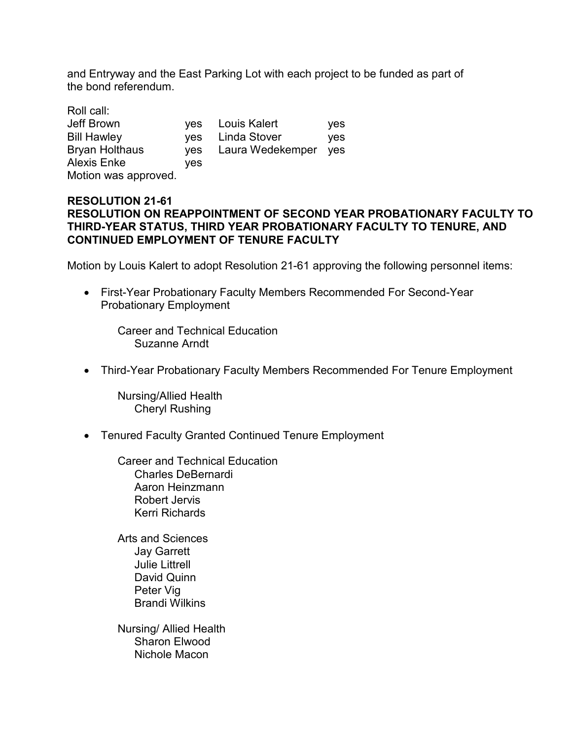and Entryway and the East Parking Lot with each project to be funded as part of the bond referendum.

Roll call:

| | | | |
|---|---|---|---|
| Jeff Brown | yes | Louis Kalert | yes |
| Bill Hawley | yes | Linda Stover | yes |
| Bryan Holthaus | yes | Laura Wedekemper | yes |
| Alexis Enke | yes | | |

Motion was approved.

**RESOLUTION 21-61**
**RESOLUTION ON REAPPOINTMENT OF SECOND YEAR PROBATIONARY FACULTY TO THIRD-YEAR STATUS, THIRD YEAR PROBATIONARY FACULTY TO TENURE, AND CONTINUED EMPLOYMENT OF TENURE FACULTY**

Motion by Louis Kalert to adopt Resolution 21-61 approving the following personnel items:

- First-Year Probationary Faculty Members Recommended For Second-Year Probationary Employment

  Career and Technical Education
  - Suzanne Arndt

- Third-Year Probationary Faculty Members Recommended For Tenure Employment

  Nursing/Allied Health
  - Cheryl Rushing

- Tenured Faculty Granted Continued Tenure Employment

  Career and Technical Education
  - Charles DeBernardi
  - Aaron Heinzmann
  - Robert Jervis
  - Kerri Richards

  Arts and Sciences
  - Jay Garrett
  - Julie Littrell
  - David Quinn
  - Peter Vig
  - Brandi Wilkins

  Nursing/ Allied Health
  - Sharon Elwood
  - Nichole Macon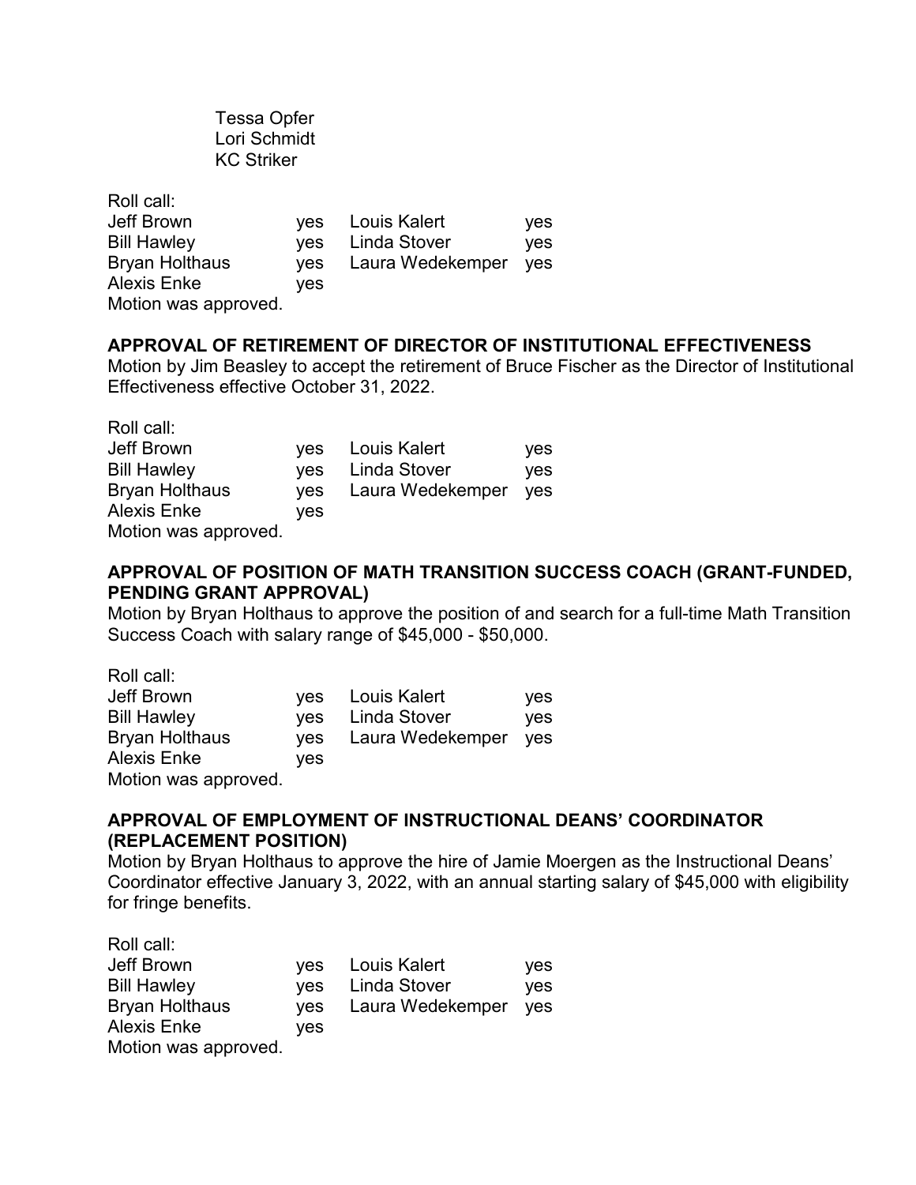Tessa Opfer
Lori Schmidt
KC Striker

Roll call:

| | | | |
|---|---|---|---|
| Jeff Brown | yes | Louis Kalert | yes |
| Bill Hawley | yes | Linda Stover | yes |
| Bryan Holthaus | yes | Laura Wedekemper | yes |
| Alexis Enke | yes | | |

Motion was approved.

**APPROVAL OF RETIREMENT OF DIRECTOR OF INSTITUTIONAL EFFECTIVENESS**

Motion by Jim Beasley to accept the retirement of Bruce Fischer as the Director of Institutional Effectiveness effective October 31, 2022.

Roll call:

| | | | |
|---|---|---|---|
| Jeff Brown | yes | Louis Kalert | yes |
| Bill Hawley | yes | Linda Stover | yes |
| Bryan Holthaus | yes | Laura Wedekemper | yes |
| Alexis Enke | yes | | |

Motion was approved.

**APPROVAL OF POSITION OF MATH TRANSITION SUCCESS COACH (GRANT-FUNDED, PENDING GRANT APPROVAL)**

Motion by Bryan Holthaus to approve the position of and search for a full-time Math Transition Success Coach with salary range of $45,000 - $50,000.

Roll call:

| | | | |
|---|---|---|---|
| Jeff Brown | yes | Louis Kalert | yes |
| Bill Hawley | yes | Linda Stover | yes |
| Bryan Holthaus | yes | Laura Wedekemper | yes |
| Alexis Enke | yes | | |

Motion was approved.

**APPROVAL OF EMPLOYMENT OF INSTRUCTIONAL DEANS' COORDINATOR (REPLACEMENT POSITION)**

Motion by Bryan Holthaus to approve the hire of Jamie Moergen as the Instructional Deans' Coordinator effective January 3, 2022, with an annual starting salary of $45,000 with eligibility for fringe benefits.

Roll call:

| | | | |
|---|---|---|---|
| Jeff Brown | yes | Louis Kalert | yes |
| Bill Hawley | yes | Linda Stover | yes |
| Bryan Holthaus | yes | Laura Wedekemper | yes |
| Alexis Enke | yes | | |

Motion was approved.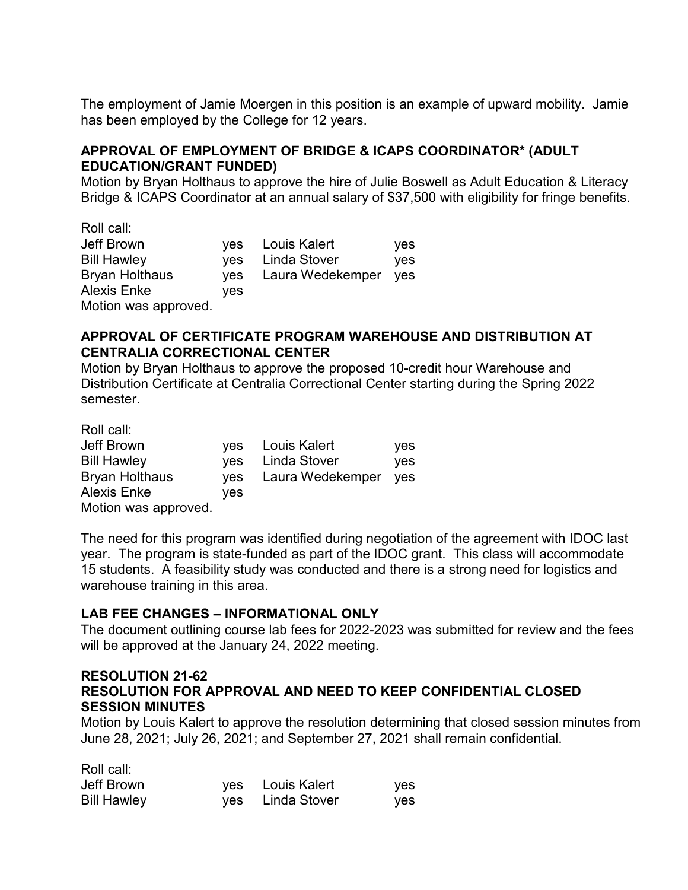The employment of Jamie Moergen in this position is an example of upward mobility. Jamie has been employed by the College for 12 years.

**APPROVAL OF EMPLOYMENT OF BRIDGE & ICAPS COORDINATOR* (ADULT EDUCATION/GRANT FUNDED)**

Motion by Bryan Holthaus to approve the hire of Julie Boswell as Adult Education & Literacy Bridge & ICAPS Coordinator at an annual salary of $37,500 with eligibility for fringe benefits.

Roll call:

| | | | |
|---|---|---|---|
| Jeff Brown | yes | Louis Kalert | yes |
| Bill Hawley | yes | Linda Stover | yes |
| Bryan Holthaus | yes | Laura Wedekemper | yes |
| Alexis Enke | yes | | |

Motion was approved.

**APPROVAL OF CERTIFICATE PROGRAM WAREHOUSE AND DISTRIBUTION AT CENTRALIA CORRECTIONAL CENTER**

Motion by Bryan Holthaus to approve the proposed 10-credit hour Warehouse and Distribution Certificate at Centralia Correctional Center starting during the Spring 2022 semester.

Roll call:

| | | | |
|---|---|---|---|
| Jeff Brown | yes | Louis Kalert | yes |
| Bill Hawley | yes | Linda Stover | yes |
| Bryan Holthaus | yes | Laura Wedekemper | yes |
| Alexis Enke | yes | | |

Motion was approved.

The need for this program was identified during negotiation of the agreement with IDOC last year. The program is state-funded as part of the IDOC grant. This class will accommodate 15 students. A feasibility study was conducted and there is a strong need for logistics and warehouse training in this area.

**LAB FEE CHANGES – INFORMATIONAL ONLY**

The document outlining course lab fees for 2022-2023 was submitted for review and the fees will be approved at the January 24, 2022 meeting.

**RESOLUTION 21-62**
**RESOLUTION FOR APPROVAL AND NEED TO KEEP CONFIDENTIAL CLOSED SESSION MINUTES**

Motion by Louis Kalert to approve the resolution determining that closed session minutes from June 28, 2021; July 26, 2021; and September 27, 2021 shall remain confidential.

Roll call:

| | | | |
|---|---|---|---|
| Jeff Brown | yes | Louis Kalert | yes |
| Bill Hawley | yes | Linda Stover | yes |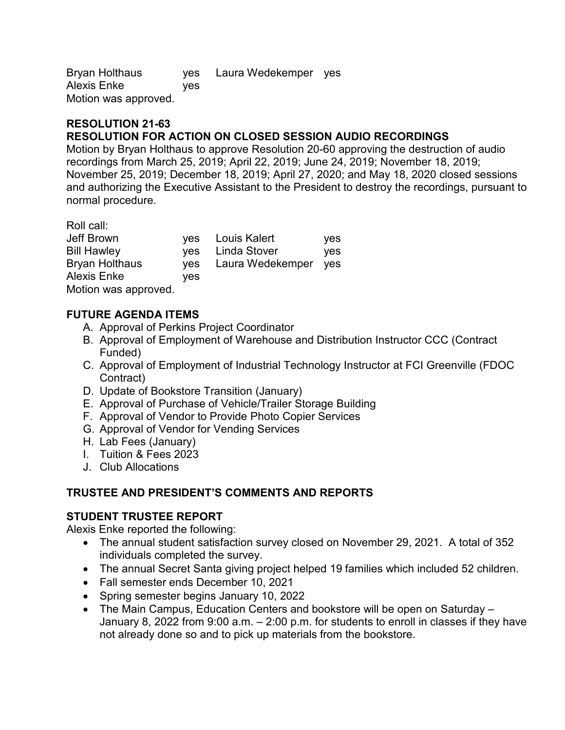| | | | |
|---|---|---|---|
| Bryan Holthaus | yes | Laura Wedekemper | yes |
| Alexis Enke | yes | | |

Motion was approved.

**RESOLUTION 21-63**
**RESOLUTION FOR ACTION ON CLOSED SESSION AUDIO RECORDINGS**

Motion by Bryan Holthaus to approve Resolution 20-60 approving the destruction of audio recordings from March 25, 2019; April 22, 2019; June 24, 2019; November 18, 2019; November 25, 2019; December 18, 2019; April 27, 2020; and May 18, 2020 closed sessions and authorizing the Executive Assistant to the President to destroy the recordings, pursuant to normal procedure.

Roll call:

| | | | |
|---|---|---|---|
| Jeff Brown | yes | Louis Kalert | yes |
| Bill Hawley | yes | Linda Stover | yes |
| Bryan Holthaus | yes | Laura Wedekemper | yes |
| Alexis Enke | yes | | |

Motion was approved.

**FUTURE AGENDA ITEMS**

A. Approval of Perkins Project Coordinator
B. Approval of Employment of Warehouse and Distribution Instructor CCC (Contract Funded)
C. Approval of Employment of Industrial Technology Instructor at FCI Greenville (FDOC Contract)
D. Update of Bookstore Transition (January)
E. Approval of Purchase of Vehicle/Trailer Storage Building
F. Approval of Vendor to Provide Photo Copier Services
G. Approval of Vendor for Vending Services
H. Lab Fees (January)
I. Tuition & Fees 2023
J. Club Allocations

**TRUSTEE AND PRESIDENT'S COMMENTS AND REPORTS**

**STUDENT TRUSTEE REPORT**

Alexis Enke reported the following:

- The annual student satisfaction survey closed on November 29, 2021. A total of 352 individuals completed the survey.
- The annual Secret Santa giving project helped 19 families which included 52 children.
- Fall semester ends December 10, 2021
- Spring semester begins January 10, 2022
- The Main Campus, Education Centers and bookstore will be open on Saturday – January 8, 2022 from 9:00 a.m. – 2:00 p.m. for students to enroll in classes if they have not already done so and to pick up materials from the bookstore.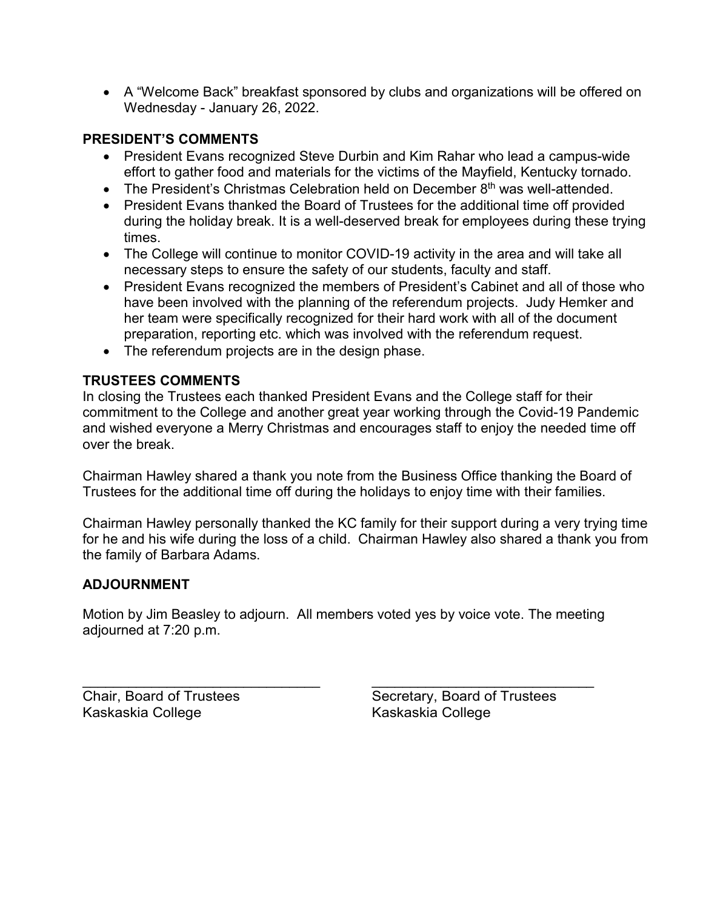- A "Welcome Back" breakfast sponsored by clubs and organizations will be offered on Wednesday - January 26, 2022.

**PRESIDENT'S COMMENTS**

- President Evans recognized Steve Durbin and Kim Rahar who lead a campus-wide effort to gather food and materials for the victims of the Mayfield, Kentucky tornado.
- The President's Christmas Celebration held on December 8th was well-attended.
- President Evans thanked the Board of Trustees for the additional time off provided during the holiday break. It is a well-deserved break for employees during these trying times.
- The College will continue to monitor COVID-19 activity in the area and will take all necessary steps to ensure the safety of our students, faculty and staff.
- President Evans recognized the members of President's Cabinet and all of those who have been involved with the planning of the referendum projects. Judy Hemker and her team were specifically recognized for their hard work with all of the document preparation, reporting etc. which was involved with the referendum request.
- The referendum projects are in the design phase.

**TRUSTEES COMMENTS**

In closing the Trustees each thanked President Evans and the College staff for their commitment to the College and another great year working through the Covid-19 Pandemic and wished everyone a Merry Christmas and encourages staff to enjoy the needed time off over the break.

Chairman Hawley shared a thank you note from the Business Office thanking the Board of Trustees for the additional time off during the holidays to enjoy time with their families.

Chairman Hawley personally thanked the KC family for their support during a very trying time for he and his wife during the loss of a child. Chairman Hawley also shared a thank you from the family of Barbara Adams.

**ADJOURNMENT**

Motion by Jim Beasley to adjourn. All members voted yes by voice vote. The meeting adjourned at 7:20 p.m.

\_\_\_\_\_\_\_\_\_\_\_\_\_\_\_\_\_\_\_\_\_\_\_\_\_\_\_\_\_\_\_\_
Chair, Board of Trustees
Kaskaskia College

\_\_\_\_\_\_\_\_\_\_\_\_\_\_\_\_\_\_\_\_\_\_\_\_\_\_\_\_\_\_\_\_
Secretary, Board of Trustees
Kaskaskia College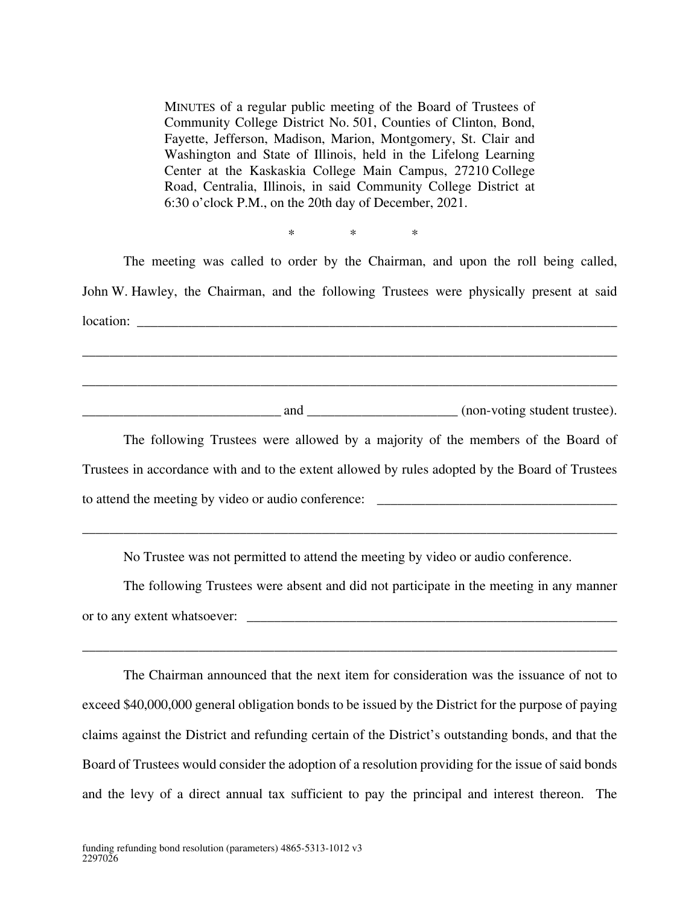MINUTES of a regular public meeting of the Board of Trustees of Community College District No. 501, Counties of Clinton, Bond, Fayette, Jefferson, Madison, Marion, Montgomery, St. Clair and Washington and State of Illinois, held in the Lifelong Learning Center at the Kaskaskia College Main Campus, 27210 College Road, Centralia, Illinois, in said Community College District at 6:30 o'clock P.M., on the 20th day of December, 2021.

\* \* \*

The meeting was called to order by the Chairman, and upon the roll being called, John W. Hawley, the Chairman, and the following Trustees were physically present at said location: ______________________________________________________________________

______________________________________________________________________________

______________________________________________________________________________

_____________________________ and _____________________ (non-voting student trustee).

The following Trustees were allowed by a majority of the members of the Board of Trustees in accordance with and to the extent allowed by rules adopted by the Board of Trustees to attend the meeting by video or audio conference: ___________________________________

______________________________________________________________________________

No Trustee was not permitted to attend the meeting by video or audio conference.

The following Trustees were absent and did not participate in the meeting in any manner or to any extent whatsoever: _________________________________________________________

______________________________________________________________________________

The Chairman announced that the next item for consideration was the issuance of not to exceed $40,000,000 general obligation bonds to be issued by the District for the purpose of paying claims against the District and refunding certain of the District's outstanding bonds, and that the Board of Trustees would consider the adoption of a resolution providing for the issue of said bonds and the levy of a direct annual tax sufficient to pay the principal and interest thereon. The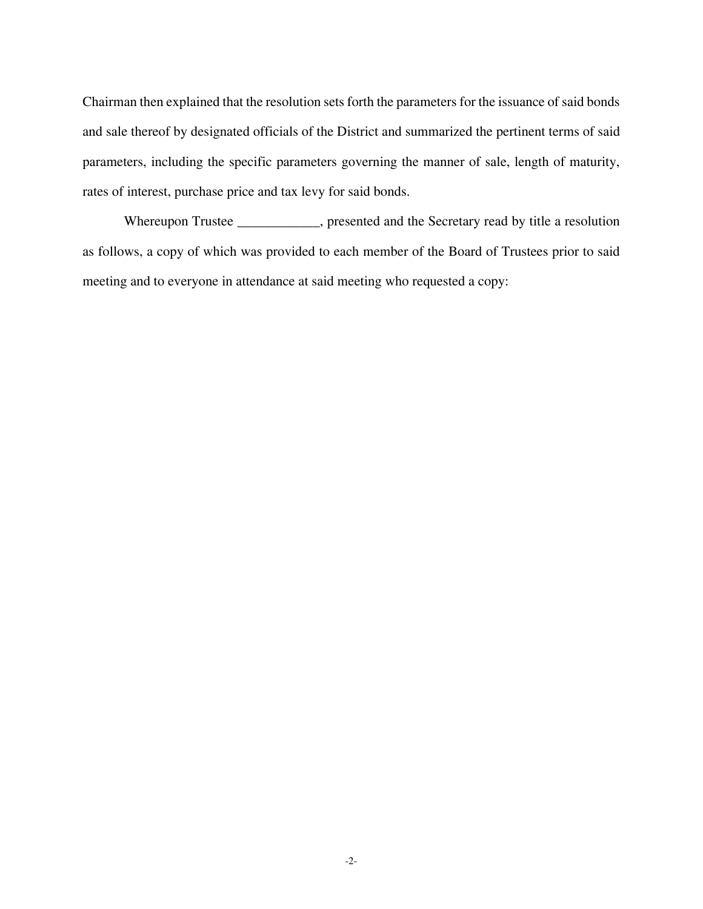Chairman then explained that the resolution sets forth the parameters for the issuance of said bonds and sale thereof by designated officials of the District and summarized the pertinent terms of said parameters, including the specific parameters governing the manner of sale, length of maturity, rates of interest, purchase price and tax levy for said bonds.

Whereupon Trustee ____________, presented and the Secretary read by title a resolution as follows, a copy of which was provided to each member of the Board of Trustees prior to said meeting and to everyone in attendance at said meeting who requested a copy: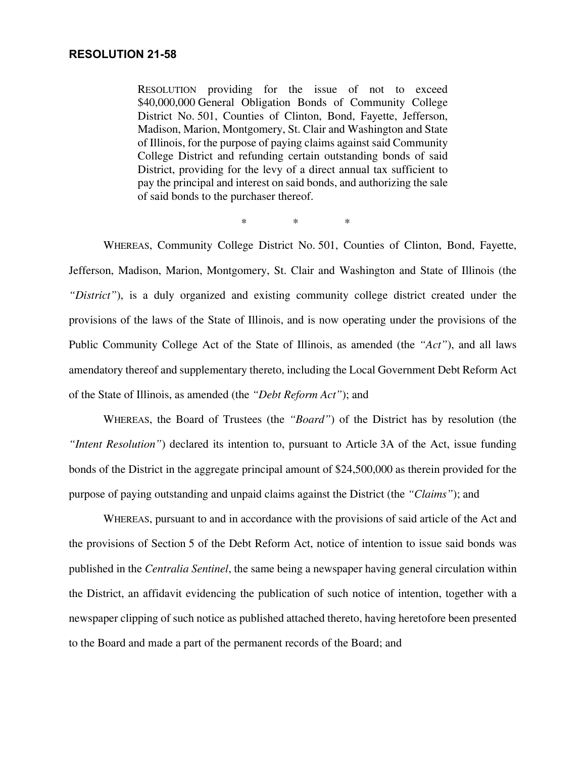**RESOLUTION 21-58**

RESOLUTION providing for the issue of not to exceed $40,000,000 General Obligation Bonds of Community College District No. 501, Counties of Clinton, Bond, Fayette, Jefferson, Madison, Marion, Montgomery, St. Clair and Washington and State of Illinois, for the purpose of paying claims against said Community College District and refunding certain outstanding bonds of said District, providing for the levy of a direct annual tax sufficient to pay the principal and interest on said bonds, and authorizing the sale of said bonds to the purchaser thereof.

\* \* \*

WHEREAS, Community College District No. 501, Counties of Clinton, Bond, Fayette, Jefferson, Madison, Marion, Montgomery, St. Clair and Washington and State of Illinois (the *"District"*), is a duly organized and existing community college district created under the provisions of the laws of the State of Illinois, and is now operating under the provisions of the Public Community College Act of the State of Illinois, as amended (the *"Act"*), and all laws amendatory thereof and supplementary thereto, including the Local Government Debt Reform Act of the State of Illinois, as amended (the *"Debt Reform Act"*); and

WHEREAS, the Board of Trustees (the *"Board"*) of the District has by resolution (the *"Intent Resolution"*) declared its intention to, pursuant to Article 3A of the Act, issue funding bonds of the District in the aggregate principal amount of $24,500,000 as therein provided for the purpose of paying outstanding and unpaid claims against the District (the *"Claims"*); and

WHEREAS, pursuant to and in accordance with the provisions of said article of the Act and the provisions of Section 5 of the Debt Reform Act, notice of intention to issue said bonds was published in the *Centralia Sentinel*, the same being a newspaper having general circulation within the District, an affidavit evidencing the publication of such notice of intention, together with a newspaper clipping of such notice as published attached thereto, having heretofore been presented to the Board and made a part of the permanent records of the Board; and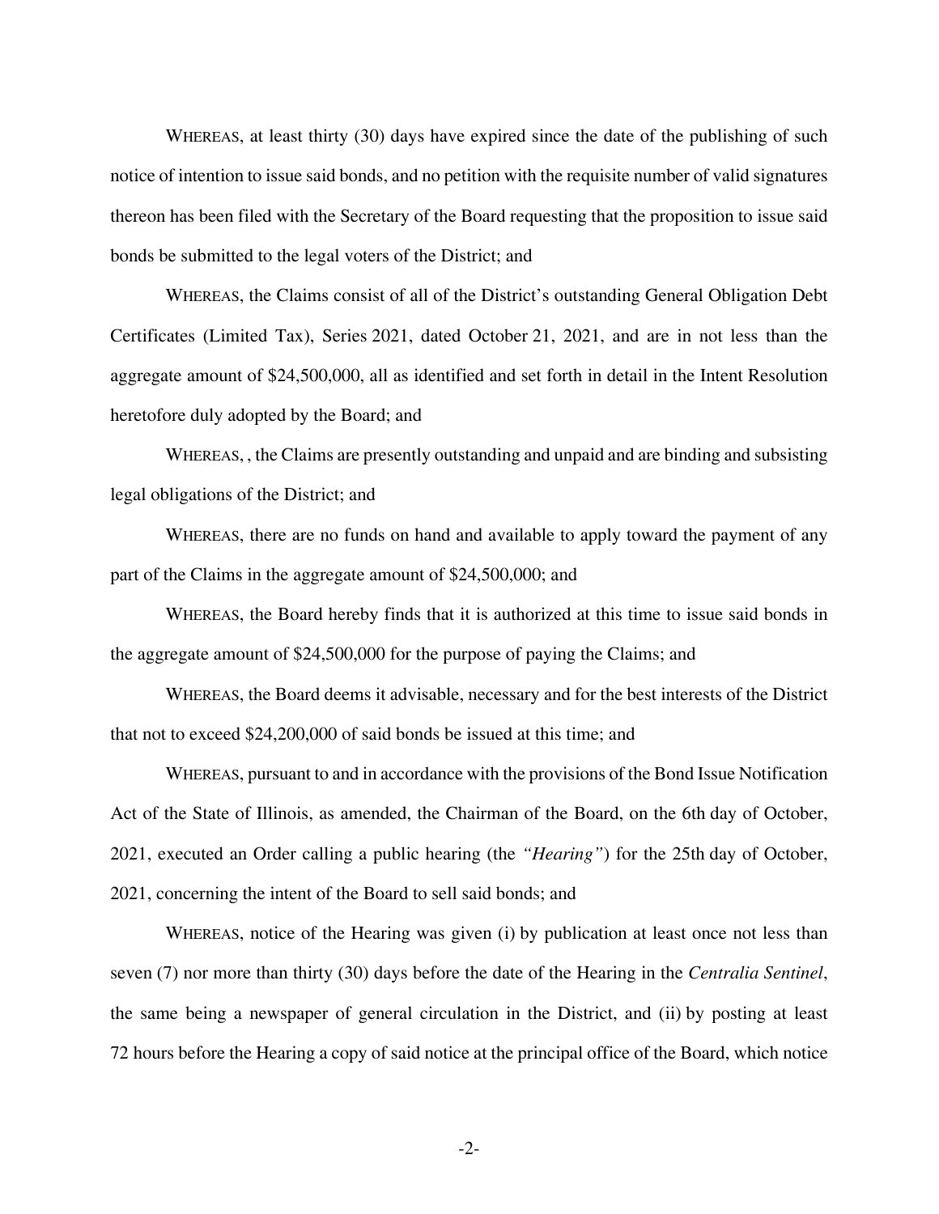WHEREAS, at least thirty (30) days have expired since the date of the publishing of such notice of intention to issue said bonds, and no petition with the requisite number of valid signatures thereon has been filed with the Secretary of the Board requesting that the proposition to issue said bonds be submitted to the legal voters of the District; and

WHEREAS, the Claims consist of all of the District's outstanding General Obligation Debt Certificates (Limited Tax), Series 2021, dated October 21, 2021, and are in not less than the aggregate amount of $24,500,000, all as identified and set forth in detail in the Intent Resolution heretofore duly adopted by the Board; and

WHEREAS, , the Claims are presently outstanding and unpaid and are binding and subsisting legal obligations of the District; and

WHEREAS, there are no funds on hand and available to apply toward the payment of any part of the Claims in the aggregate amount of $24,500,000; and

WHEREAS, the Board hereby finds that it is authorized at this time to issue said bonds in the aggregate amount of $24,500,000 for the purpose of paying the Claims; and

WHEREAS, the Board deems it advisable, necessary and for the best interests of the District that not to exceed $24,200,000 of said bonds be issued at this time; and

WHEREAS, pursuant to and in accordance with the provisions of the Bond Issue Notification Act of the State of Illinois, as amended, the Chairman of the Board, on the 6th day of October, 2021, executed an Order calling a public hearing (the *"Hearing"*) for the 25th day of October, 2021, concerning the intent of the Board to sell said bonds; and

WHEREAS, notice of the Hearing was given (i) by publication at least once not less than seven (7) nor more than thirty (30) days before the date of the Hearing in the *Centralia Sentinel*, the same being a newspaper of general circulation in the District, and (ii) by posting at least 72 hours before the Hearing a copy of said notice at the principal office of the Board, which notice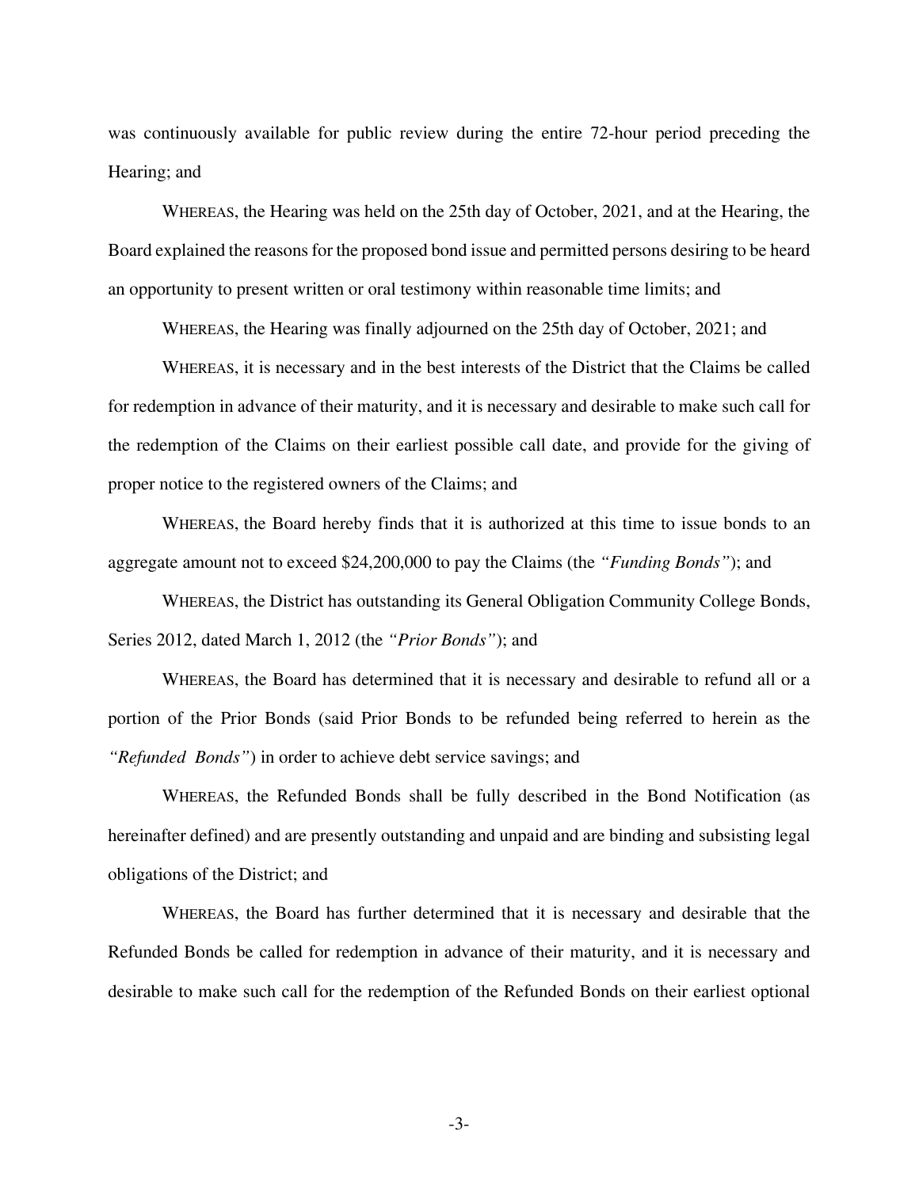was continuously available for public review during the entire 72-hour period preceding the Hearing; and

WHEREAS, the Hearing was held on the 25th day of October, 2021, and at the Hearing, the Board explained the reasons for the proposed bond issue and permitted persons desiring to be heard an opportunity to present written or oral testimony within reasonable time limits; and

WHEREAS, the Hearing was finally adjourned on the 25th day of October, 2021; and

WHEREAS, it is necessary and in the best interests of the District that the Claims be called for redemption in advance of their maturity, and it is necessary and desirable to make such call for the redemption of the Claims on their earliest possible call date, and provide for the giving of proper notice to the registered owners of the Claims; and

WHEREAS, the Board hereby finds that it is authorized at this time to issue bonds to an aggregate amount not to exceed $24,200,000 to pay the Claims (the *"Funding Bonds"*); and

WHEREAS, the District has outstanding its General Obligation Community College Bonds, Series 2012, dated March 1, 2012 (the *"Prior Bonds"*); and

WHEREAS, the Board has determined that it is necessary and desirable to refund all or a portion of the Prior Bonds (said Prior Bonds to be refunded being referred to herein as the *"Refunded Bonds"*) in order to achieve debt service savings; and

WHEREAS, the Refunded Bonds shall be fully described in the Bond Notification (as hereinafter defined) and are presently outstanding and unpaid and are binding and subsisting legal obligations of the District; and

WHEREAS, the Board has further determined that it is necessary and desirable that the Refunded Bonds be called for redemption in advance of their maturity, and it is necessary and desirable to make such call for the redemption of the Refunded Bonds on their earliest optional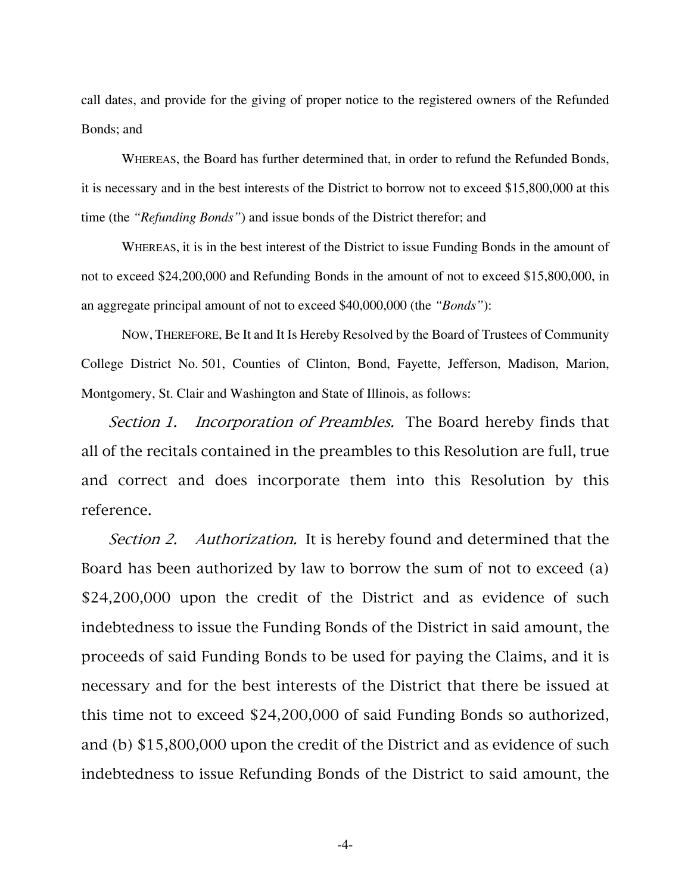call dates, and provide for the giving of proper notice to the registered owners of the Refunded Bonds; and

WHEREAS, the Board has further determined that, in order to refund the Refunded Bonds, it is necessary and in the best interests of the District to borrow not to exceed $15,800,000 at this time (the *"Refunding Bonds"*) and issue bonds of the District therefor; and

WHEREAS, it is in the best interest of the District to issue Funding Bonds in the amount of not to exceed $24,200,000 and Refunding Bonds in the amount of not to exceed $15,800,000, in an aggregate principal amount of not to exceed $40,000,000 (the *"Bonds"*):

NOW, THEREFORE, Be It and It Is Hereby Resolved by the Board of Trustees of Community College District No. 501, Counties of Clinton, Bond, Fayette, Jefferson, Madison, Marion, Montgomery, St. Clair and Washington and State of Illinois, as follows:

*Section 1. Incorporation of Preambles.* The Board hereby finds that all of the recitals contained in the preambles to this Resolution are full, true and correct and does incorporate them into this Resolution by this reference.

*Section 2. Authorization.* It is hereby found and determined that the Board has been authorized by law to borrow the sum of not to exceed (a) $24,200,000 upon the credit of the District and as evidence of such indebtedness to issue the Funding Bonds of the District in said amount, the proceeds of said Funding Bonds to be used for paying the Claims, and it is necessary and for the best interests of the District that there be issued at this time not to exceed $24,200,000 of said Funding Bonds so authorized, and (b) $15,800,000 upon the credit of the District and as evidence of such indebtedness to issue Refunding Bonds of the District to said amount, the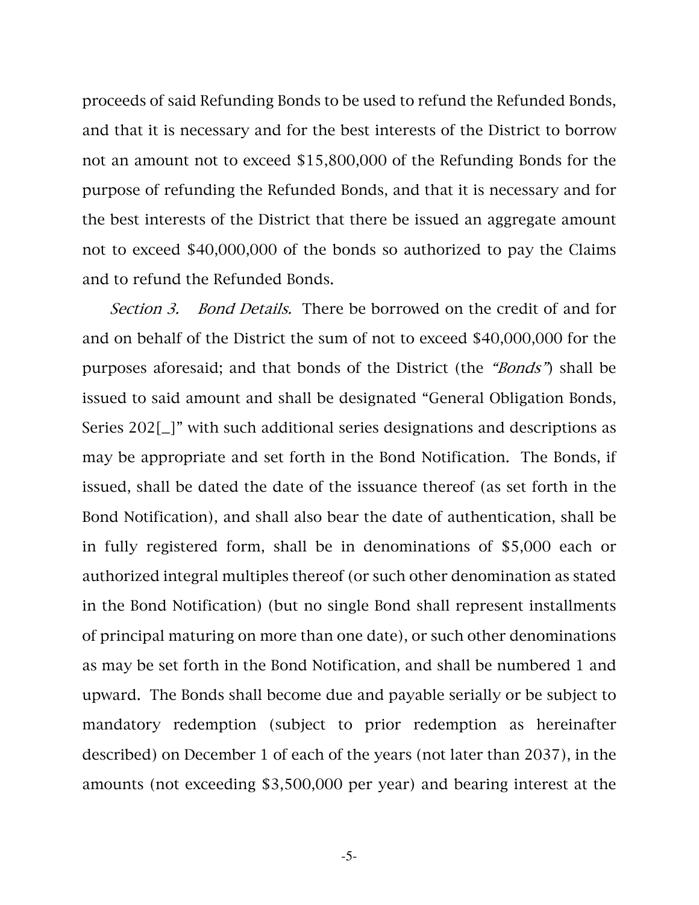proceeds of said Refunding Bonds to be used to refund the Refunded Bonds, and that it is necessary and for the best interests of the District to borrow not an amount not to exceed $15,800,000 of the Refunding Bonds for the purpose of refunding the Refunded Bonds, and that it is necessary and for the best interests of the District that there be issued an aggregate amount not to exceed $40,000,000 of the bonds so authorized to pay the Claims and to refund the Refunded Bonds.

*Section 3. Bond Details.* There be borrowed on the credit of and for and on behalf of the District the sum of not to exceed $40,000,000 for the purposes aforesaid; and that bonds of the District (the *"Bonds"*) shall be issued to said amount and shall be designated "General Obligation Bonds, Series 202[_]" with such additional series designations and descriptions as may be appropriate and set forth in the Bond Notification. The Bonds, if issued, shall be dated the date of the issuance thereof (as set forth in the Bond Notification), and shall also bear the date of authentication, shall be in fully registered form, shall be in denominations of $5,000 each or authorized integral multiples thereof (or such other denomination as stated in the Bond Notification) (but no single Bond shall represent installments of principal maturing on more than one date), or such other denominations as may be set forth in the Bond Notification, and shall be numbered 1 and upward. The Bonds shall become due and payable serially or be subject to mandatory redemption (subject to prior redemption as hereinafter described) on December 1 of each of the years (not later than 2037), in the amounts (not exceeding $3,500,000 per year) and bearing interest at the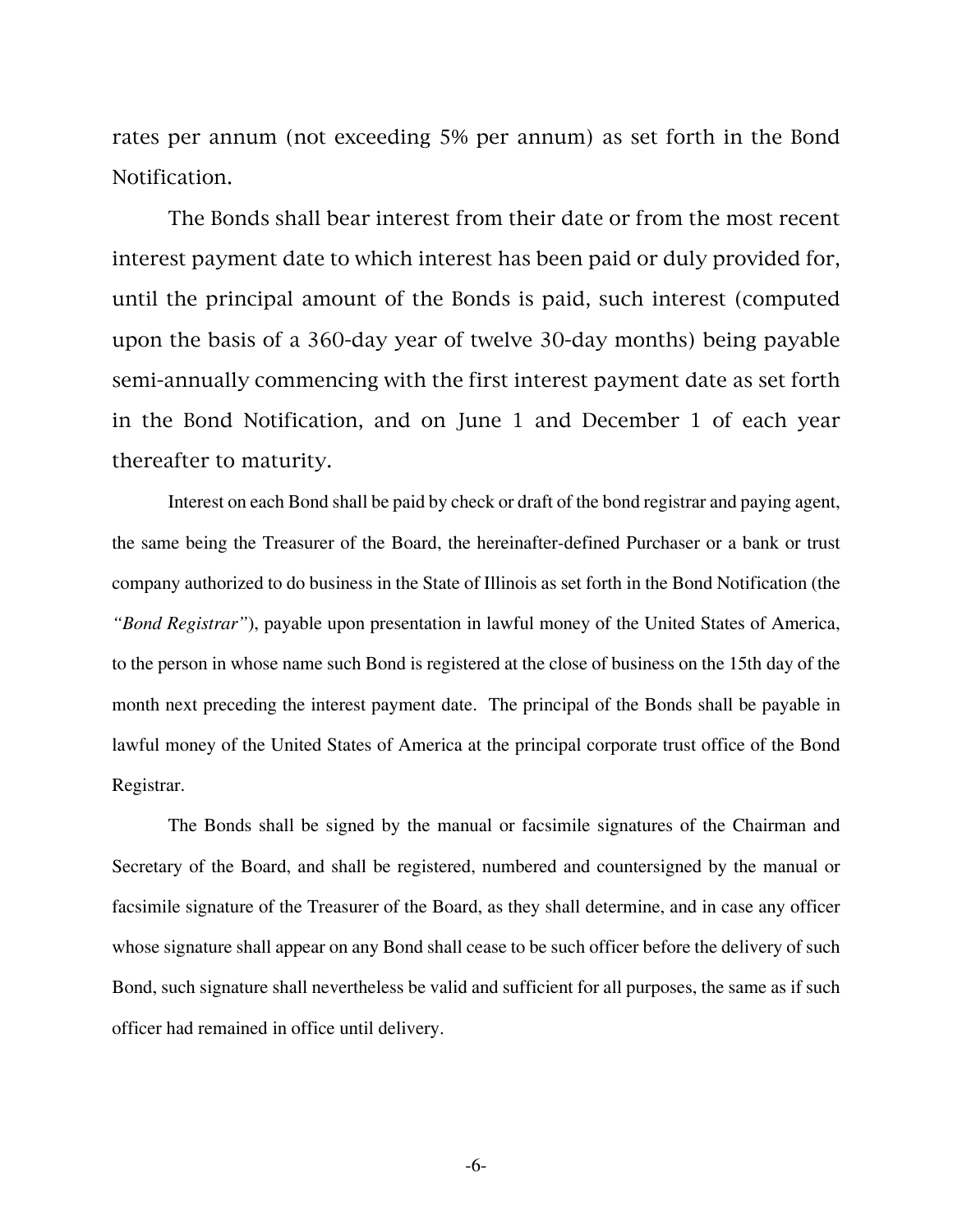rates per annum (not exceeding 5% per annum) as set forth in the Bond Notification.

The Bonds shall bear interest from their date or from the most recent interest payment date to which interest has been paid or duly provided for, until the principal amount of the Bonds is paid, such interest (computed upon the basis of a 360-day year of twelve 30-day months) being payable semi-annually commencing with the first interest payment date as set forth in the Bond Notification, and on June 1 and December 1 of each year thereafter to maturity.

Interest on each Bond shall be paid by check or draft of the bond registrar and paying agent, the same being the Treasurer of the Board, the hereinafter-defined Purchaser or a bank or trust company authorized to do business in the State of Illinois as set forth in the Bond Notification (the *"Bond Registrar"*), payable upon presentation in lawful money of the United States of America, to the person in whose name such Bond is registered at the close of business on the 15th day of the month next preceding the interest payment date. The principal of the Bonds shall be payable in lawful money of the United States of America at the principal corporate trust office of the Bond Registrar.

The Bonds shall be signed by the manual or facsimile signatures of the Chairman and Secretary of the Board, and shall be registered, numbered and countersigned by the manual or facsimile signature of the Treasurer of the Board, as they shall determine, and in case any officer whose signature shall appear on any Bond shall cease to be such officer before the delivery of such Bond, such signature shall nevertheless be valid and sufficient for all purposes, the same as if such officer had remained in office until delivery.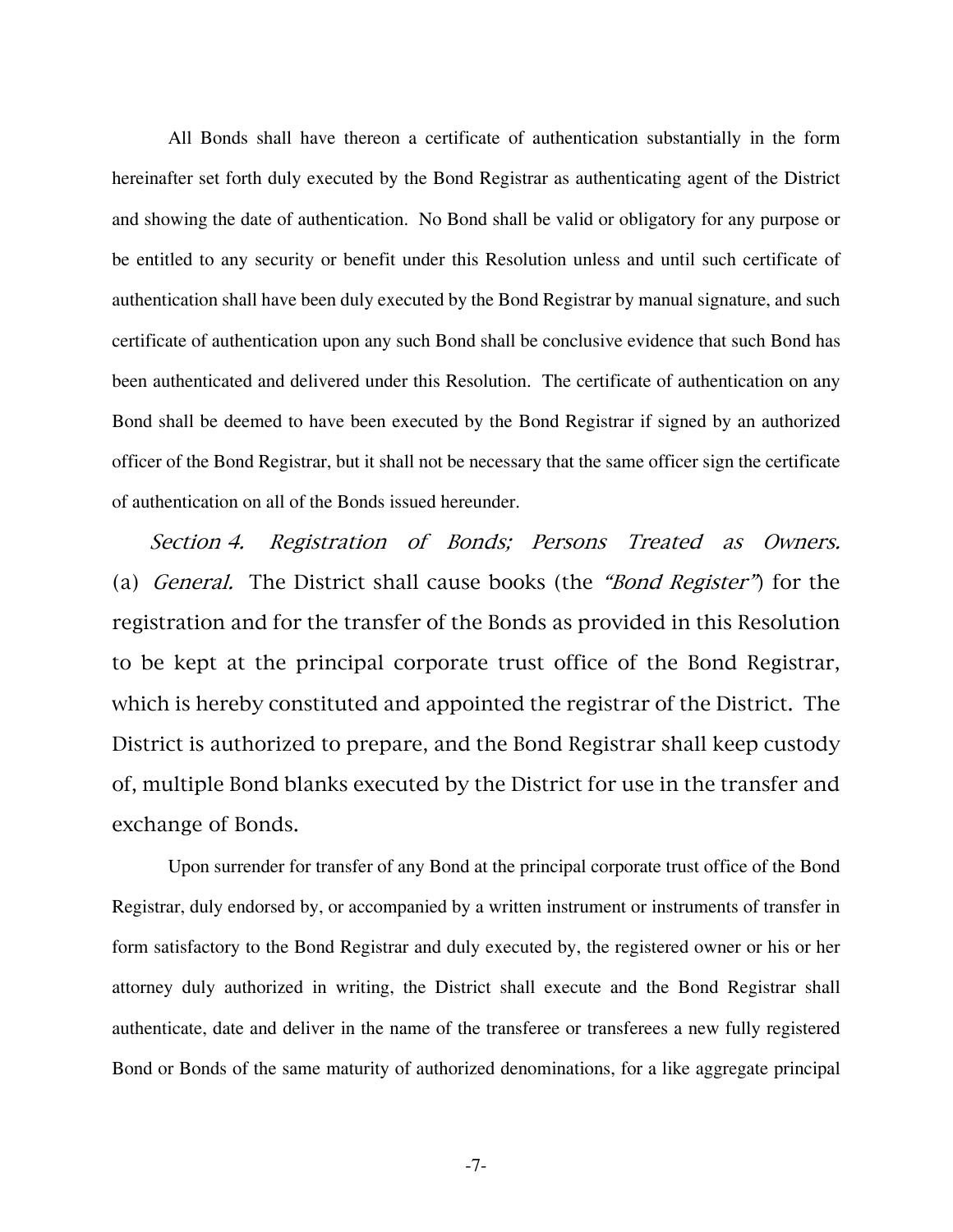All Bonds shall have thereon a certificate of authentication substantially in the form hereinafter set forth duly executed by the Bond Registrar as authenticating agent of the District and showing the date of authentication. No Bond shall be valid or obligatory for any purpose or be entitled to any security or benefit under this Resolution unless and until such certificate of authentication shall have been duly executed by the Bond Registrar by manual signature, and such certificate of authentication upon any such Bond shall be conclusive evidence that such Bond has been authenticated and delivered under this Resolution. The certificate of authentication on any Bond shall be deemed to have been executed by the Bond Registrar if signed by an authorized officer of the Bond Registrar, but it shall not be necessary that the same officer sign the certificate of authentication on all of the Bonds issued hereunder.

*Section 4. Registration of Bonds; Persons Treated as Owners.* (a) *General.* The District shall cause books (the *"Bond Register"*) for the registration and for the transfer of the Bonds as provided in this Resolution to be kept at the principal corporate trust office of the Bond Registrar, which is hereby constituted and appointed the registrar of the District. The District is authorized to prepare, and the Bond Registrar shall keep custody of, multiple Bond blanks executed by the District for use in the transfer and exchange of Bonds.

Upon surrender for transfer of any Bond at the principal corporate trust office of the Bond Registrar, duly endorsed by, or accompanied by a written instrument or instruments of transfer in form satisfactory to the Bond Registrar and duly executed by, the registered owner or his or her attorney duly authorized in writing, the District shall execute and the Bond Registrar shall authenticate, date and deliver in the name of the transferee or transferees a new fully registered Bond or Bonds of the same maturity of authorized denominations, for a like aggregate principal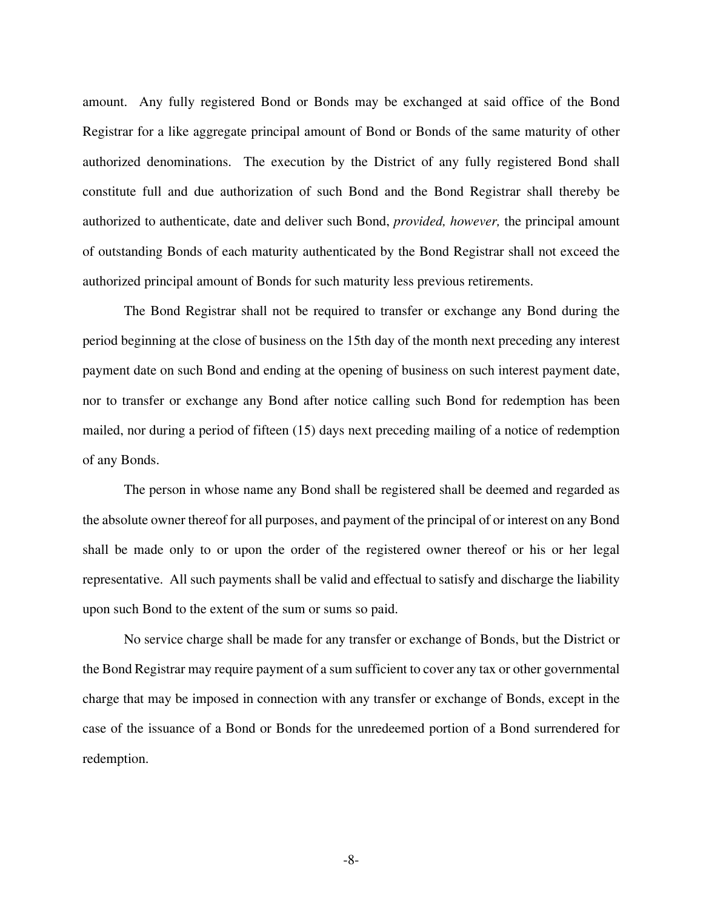amount. Any fully registered Bond or Bonds may be exchanged at said office of the Bond Registrar for a like aggregate principal amount of Bond or Bonds of the same maturity of other authorized denominations. The execution by the District of any fully registered Bond shall constitute full and due authorization of such Bond and the Bond Registrar shall thereby be authorized to authenticate, date and deliver such Bond, *provided, however,* the principal amount of outstanding Bonds of each maturity authenticated by the Bond Registrar shall not exceed the authorized principal amount of Bonds for such maturity less previous retirements.

The Bond Registrar shall not be required to transfer or exchange any Bond during the period beginning at the close of business on the 15th day of the month next preceding any interest payment date on such Bond and ending at the opening of business on such interest payment date, nor to transfer or exchange any Bond after notice calling such Bond for redemption has been mailed, nor during a period of fifteen (15) days next preceding mailing of a notice of redemption of any Bonds.

The person in whose name any Bond shall be registered shall be deemed and regarded as the absolute owner thereof for all purposes, and payment of the principal of or interest on any Bond shall be made only to or upon the order of the registered owner thereof or his or her legal representative. All such payments shall be valid and effectual to satisfy and discharge the liability upon such Bond to the extent of the sum or sums so paid.

No service charge shall be made for any transfer or exchange of Bonds, but the District or the Bond Registrar may require payment of a sum sufficient to cover any tax or other governmental charge that may be imposed in connection with any transfer or exchange of Bonds, except in the case of the issuance of a Bond or Bonds for the unredeemed portion of a Bond surrendered for redemption.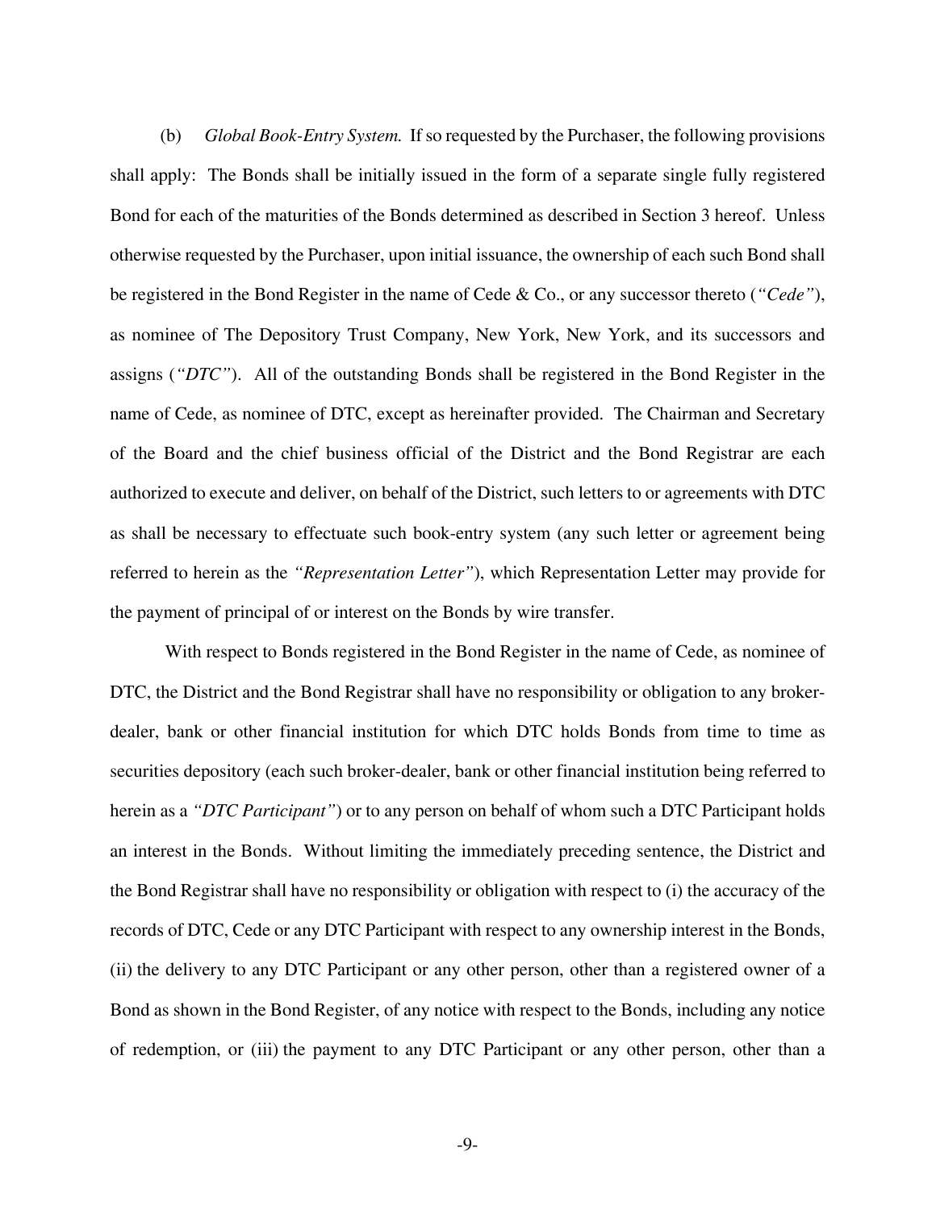(b) *Global Book-Entry System.* If so requested by the Purchaser, the following provisions shall apply: The Bonds shall be initially issued in the form of a separate single fully registered Bond for each of the maturities of the Bonds determined as described in Section 3 hereof. Unless otherwise requested by the Purchaser, upon initial issuance, the ownership of each such Bond shall be registered in the Bond Register in the name of Cede & Co., or any successor thereto (*"Cede"*), as nominee of The Depository Trust Company, New York, New York, and its successors and assigns (*"DTC"*). All of the outstanding Bonds shall be registered in the Bond Register in the name of Cede, as nominee of DTC, except as hereinafter provided. The Chairman and Secretary of the Board and the chief business official of the District and the Bond Registrar are each authorized to execute and deliver, on behalf of the District, such letters to or agreements with DTC as shall be necessary to effectuate such book-entry system (any such letter or agreement being referred to herein as the *"Representation Letter"*), which Representation Letter may provide for the payment of principal of or interest on the Bonds by wire transfer.

With respect to Bonds registered in the Bond Register in the name of Cede, as nominee of DTC, the District and the Bond Registrar shall have no responsibility or obligation to any broker-dealer, bank or other financial institution for which DTC holds Bonds from time to time as securities depository (each such broker-dealer, bank or other financial institution being referred to herein as a *"DTC Participant"*) or to any person on behalf of whom such a DTC Participant holds an interest in the Bonds. Without limiting the immediately preceding sentence, the District and the Bond Registrar shall have no responsibility or obligation with respect to (i) the accuracy of the records of DTC, Cede or any DTC Participant with respect to any ownership interest in the Bonds, (ii) the delivery to any DTC Participant or any other person, other than a registered owner of a Bond as shown in the Bond Register, of any notice with respect to the Bonds, including any notice of redemption, or (iii) the payment to any DTC Participant or any other person, other than a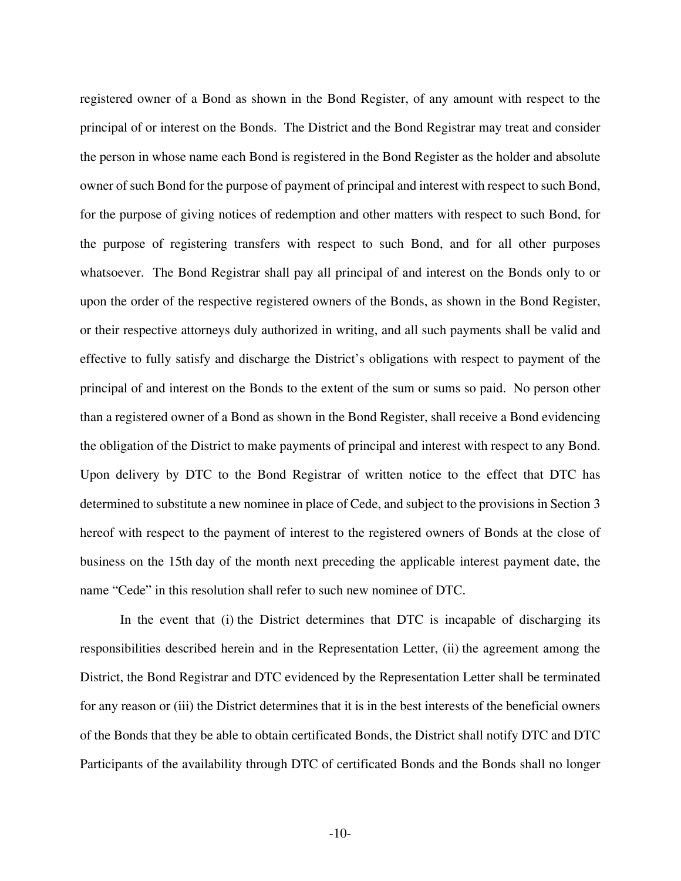registered owner of a Bond as shown in the Bond Register, of any amount with respect to the principal of or interest on the Bonds. The District and the Bond Registrar may treat and consider the person in whose name each Bond is registered in the Bond Register as the holder and absolute owner of such Bond for the purpose of payment of principal and interest with respect to such Bond, for the purpose of giving notices of redemption and other matters with respect to such Bond, for the purpose of registering transfers with respect to such Bond, and for all other purposes whatsoever. The Bond Registrar shall pay all principal of and interest on the Bonds only to or upon the order of the respective registered owners of the Bonds, as shown in the Bond Register, or their respective attorneys duly authorized in writing, and all such payments shall be valid and effective to fully satisfy and discharge the District's obligations with respect to payment of the principal of and interest on the Bonds to the extent of the sum or sums so paid. No person other than a registered owner of a Bond as shown in the Bond Register, shall receive a Bond evidencing the obligation of the District to make payments of principal and interest with respect to any Bond. Upon delivery by DTC to the Bond Registrar of written notice to the effect that DTC has determined to substitute a new nominee in place of Cede, and subject to the provisions in Section 3 hereof with respect to the payment of interest to the registered owners of Bonds at the close of business on the 15th day of the month next preceding the applicable interest payment date, the name "Cede" in this resolution shall refer to such new nominee of DTC.

In the event that (i) the District determines that DTC is incapable of discharging its responsibilities described herein and in the Representation Letter, (ii) the agreement among the District, the Bond Registrar and DTC evidenced by the Representation Letter shall be terminated for any reason or (iii) the District determines that it is in the best interests of the beneficial owners of the Bonds that they be able to obtain certificated Bonds, the District shall notify DTC and DTC Participants of the availability through DTC of certificated Bonds and the Bonds shall no longer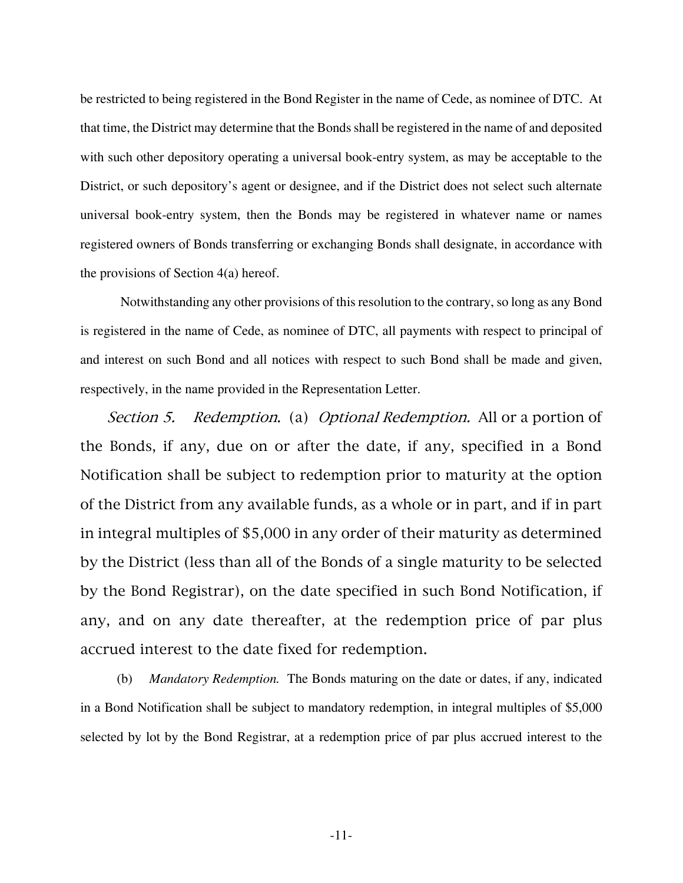be restricted to being registered in the Bond Register in the name of Cede, as nominee of DTC. At that time, the District may determine that the Bonds shall be registered in the name of and deposited with such other depository operating a universal book-entry system, as may be acceptable to the District, or such depository's agent or designee, and if the District does not select such alternate universal book-entry system, then the Bonds may be registered in whatever name or names registered owners of Bonds transferring or exchanging Bonds shall designate, in accordance with the provisions of Section 4(a) hereof.

Notwithstanding any other provisions of this resolution to the contrary, so long as any Bond is registered in the name of Cede, as nominee of DTC, all payments with respect to principal of and interest on such Bond and all notices with respect to such Bond shall be made and given, respectively, in the name provided in the Representation Letter.

*Section 5.* *Redemption.* (a) *Optional Redemption.* All or a portion of the Bonds, if any, due on or after the date, if any, specified in a Bond Notification shall be subject to redemption prior to maturity at the option of the District from any available funds, as a whole or in part, and if in part in integral multiples of $5,000 in any order of their maturity as determined by the District (less than all of the Bonds of a single maturity to be selected by the Bond Registrar), on the date specified in such Bond Notification, if any, and on any date thereafter, at the redemption price of par plus accrued interest to the date fixed for redemption.

(b) *Mandatory Redemption.* The Bonds maturing on the date or dates, if any, indicated in a Bond Notification shall be subject to mandatory redemption, in integral multiples of $5,000 selected by lot by the Bond Registrar, at a redemption price of par plus accrued interest to the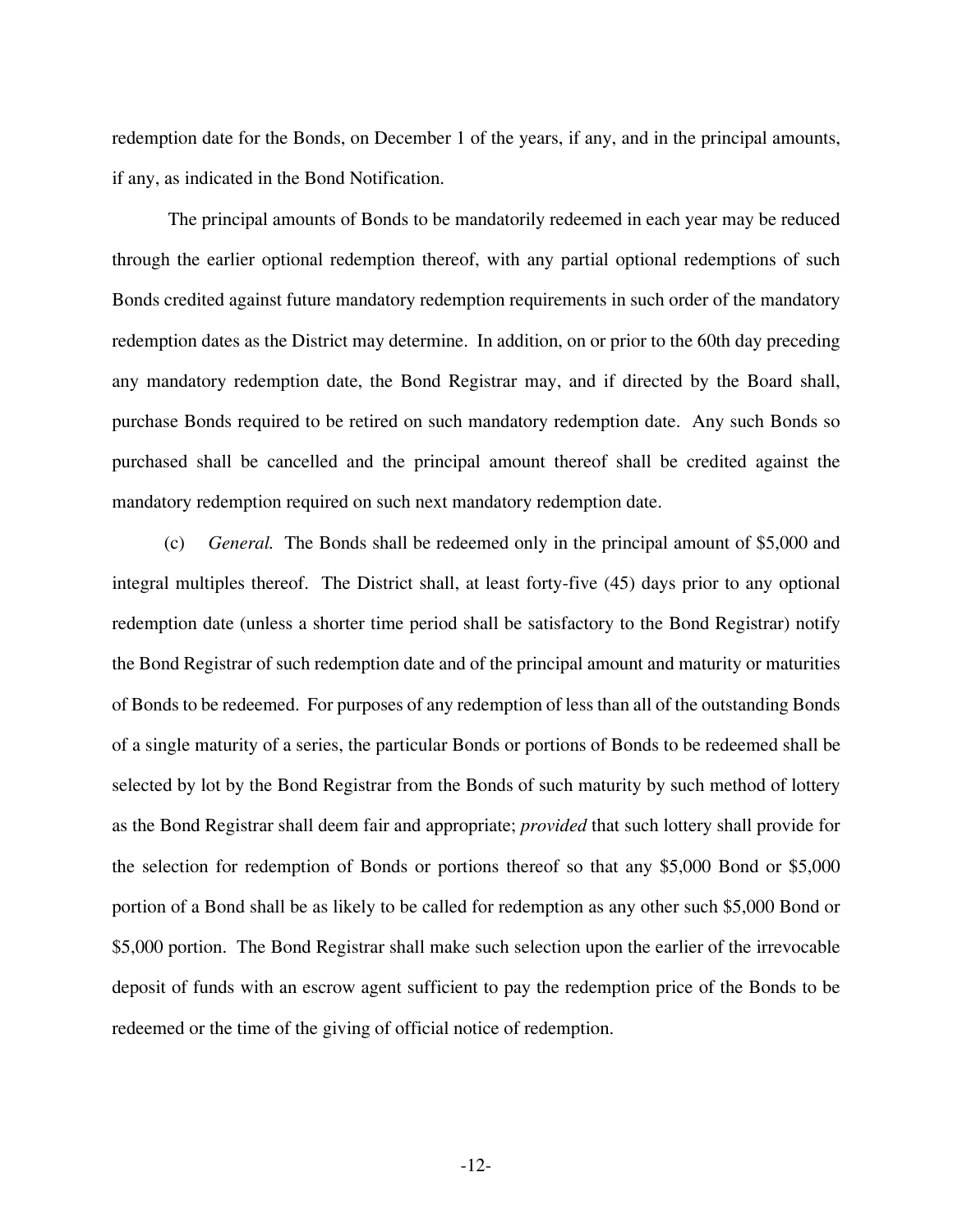redemption date for the Bonds, on December 1 of the years, if any, and in the principal amounts, if any, as indicated in the Bond Notification.

The principal amounts of Bonds to be mandatorily redeemed in each year may be reduced through the earlier optional redemption thereof, with any partial optional redemptions of such Bonds credited against future mandatory redemption requirements in such order of the mandatory redemption dates as the District may determine. In addition, on or prior to the 60th day preceding any mandatory redemption date, the Bond Registrar may, and if directed by the Board shall, purchase Bonds required to be retired on such mandatory redemption date. Any such Bonds so purchased shall be cancelled and the principal amount thereof shall be credited against the mandatory redemption required on such next mandatory redemption date.

(c) *General.* The Bonds shall be redeemed only in the principal amount of $5,000 and integral multiples thereof. The District shall, at least forty-five (45) days prior to any optional redemption date (unless a shorter time period shall be satisfactory to the Bond Registrar) notify the Bond Registrar of such redemption date and of the principal amount and maturity or maturities of Bonds to be redeemed. For purposes of any redemption of less than all of the outstanding Bonds of a single maturity of a series, the particular Bonds or portions of Bonds to be redeemed shall be selected by lot by the Bond Registrar from the Bonds of such maturity by such method of lottery as the Bond Registrar shall deem fair and appropriate; *provided* that such lottery shall provide for the selection for redemption of Bonds or portions thereof so that any $5,000 Bond or $5,000 portion of a Bond shall be as likely to be called for redemption as any other such $5,000 Bond or $5,000 portion. The Bond Registrar shall make such selection upon the earlier of the irrevocable deposit of funds with an escrow agent sufficient to pay the redemption price of the Bonds to be redeemed or the time of the giving of official notice of redemption.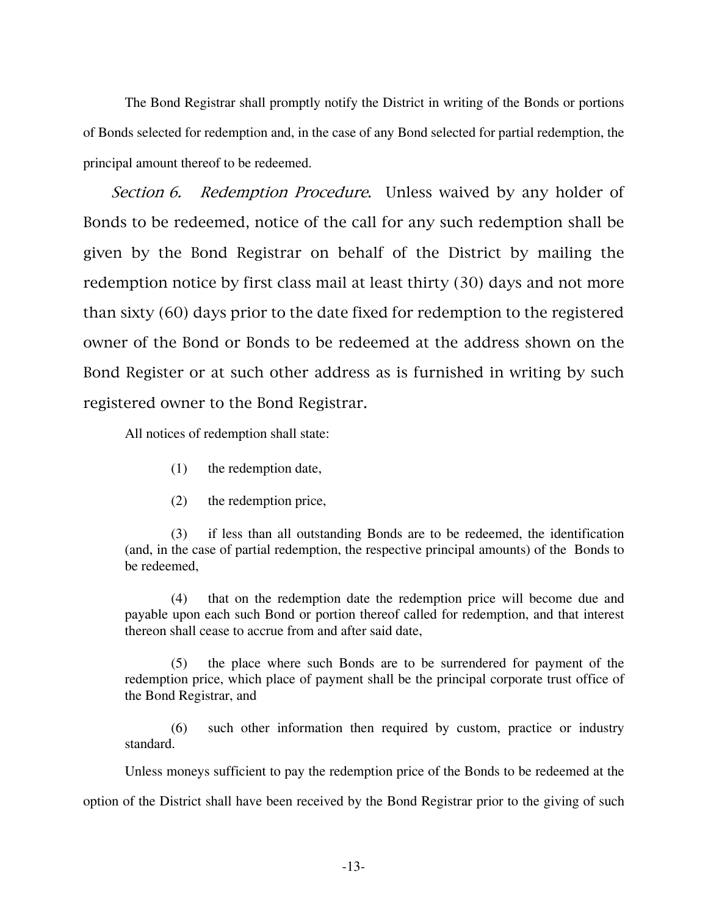The Bond Registrar shall promptly notify the District in writing of the Bonds or portions of Bonds selected for redemption and, in the case of any Bond selected for partial redemption, the principal amount thereof to be redeemed.

*Section 6. Redemption Procedure.* Unless waived by any holder of Bonds to be redeemed, notice of the call for any such redemption shall be given by the Bond Registrar on behalf of the District by mailing the redemption notice by first class mail at least thirty (30) days and not more than sixty (60) days prior to the date fixed for redemption to the registered owner of the Bond or Bonds to be redeemed at the address shown on the Bond Register or at such other address as is furnished in writing by such registered owner to the Bond Registrar.

All notices of redemption shall state:

(1) the redemption date,

(2) the redemption price,

(3) if less than all outstanding Bonds are to be redeemed, the identification (and, in the case of partial redemption, the respective principal amounts) of the Bonds to be redeemed,

(4) that on the redemption date the redemption price will become due and payable upon each such Bond or portion thereof called for redemption, and that interest thereon shall cease to accrue from and after said date,

(5) the place where such Bonds are to be surrendered for payment of the redemption price, which place of payment shall be the principal corporate trust office of the Bond Registrar, and

(6) such other information then required by custom, practice or industry standard.

Unless moneys sufficient to pay the redemption price of the Bonds to be redeemed at the option of the District shall have been received by the Bond Registrar prior to the giving of such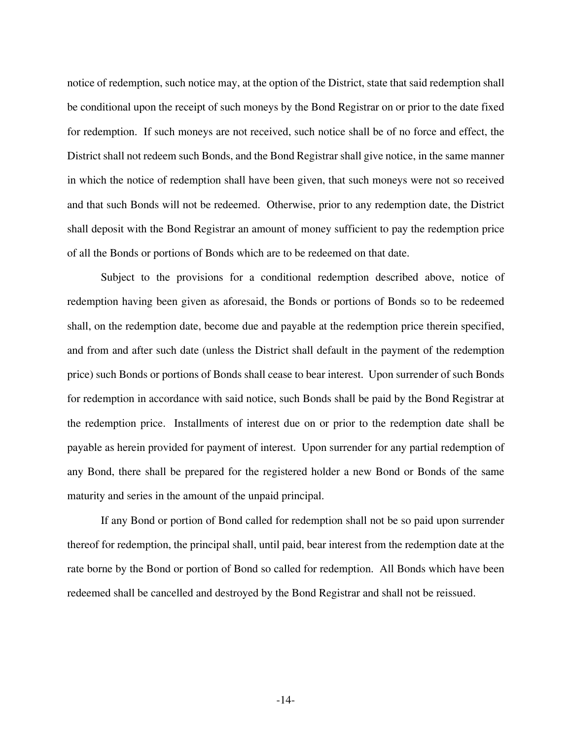notice of redemption, such notice may, at the option of the District, state that said redemption shall be conditional upon the receipt of such moneys by the Bond Registrar on or prior to the date fixed for redemption. If such moneys are not received, such notice shall be of no force and effect, the District shall not redeem such Bonds, and the Bond Registrar shall give notice, in the same manner in which the notice of redemption shall have been given, that such moneys were not so received and that such Bonds will not be redeemed. Otherwise, prior to any redemption date, the District shall deposit with the Bond Registrar an amount of money sufficient to pay the redemption price of all the Bonds or portions of Bonds which are to be redeemed on that date.

Subject to the provisions for a conditional redemption described above, notice of redemption having been given as aforesaid, the Bonds or portions of Bonds so to be redeemed shall, on the redemption date, become due and payable at the redemption price therein specified, and from and after such date (unless the District shall default in the payment of the redemption price) such Bonds or portions of Bonds shall cease to bear interest. Upon surrender of such Bonds for redemption in accordance with said notice, such Bonds shall be paid by the Bond Registrar at the redemption price. Installments of interest due on or prior to the redemption date shall be payable as herein provided for payment of interest. Upon surrender for any partial redemption of any Bond, there shall be prepared for the registered holder a new Bond or Bonds of the same maturity and series in the amount of the unpaid principal.

If any Bond or portion of Bond called for redemption shall not be so paid upon surrender thereof for redemption, the principal shall, until paid, bear interest from the redemption date at the rate borne by the Bond or portion of Bond so called for redemption. All Bonds which have been redeemed shall be cancelled and destroyed by the Bond Registrar and shall not be reissued.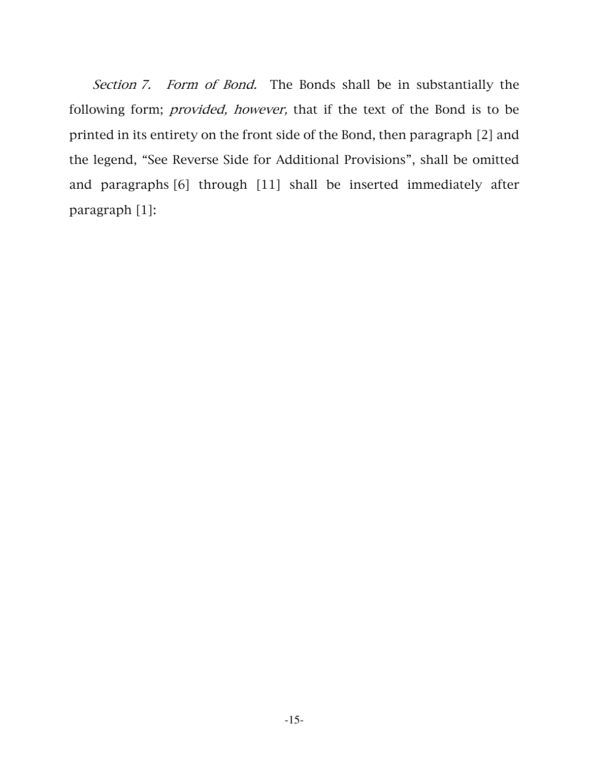*Section 7. Form of Bond.* The Bonds shall be in substantially the following form; *provided, however,* that if the text of the Bond is to be printed in its entirety on the front side of the Bond, then paragraph [2] and the legend, "See Reverse Side for Additional Provisions", shall be omitted and paragraphs [6] through [11] shall be inserted immediately after paragraph [1]: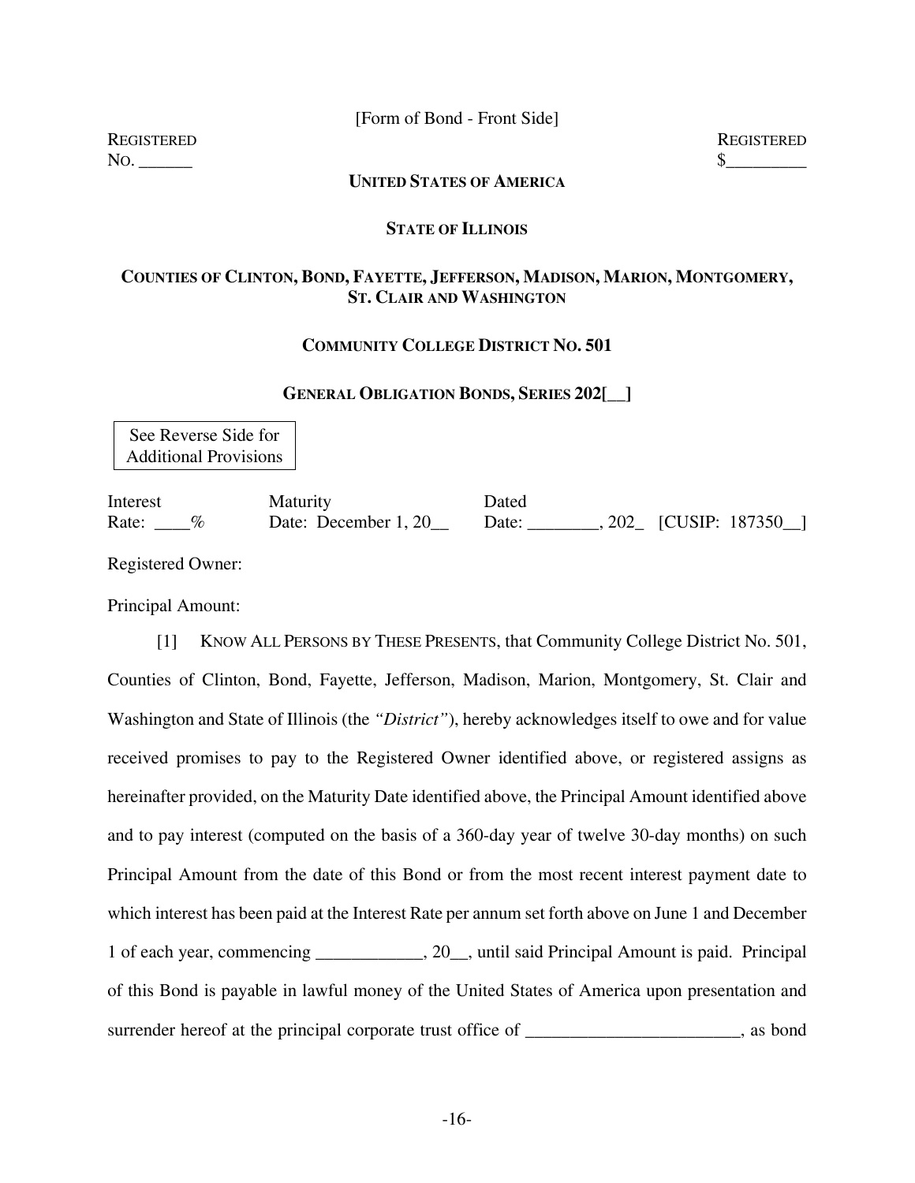[Form of Bond - Front Side]

REGISTERED
No. ______

REGISTERED
$_________

**UNITED STATES OF AMERICA**

**STATE OF ILLINOIS**

**COUNTIES OF CLINTON, BOND, FAYETTE, JEFFERSON, MADISON, MARION, MONTGOMERY, ST. CLAIR AND WASHINGTON**

**COMMUNITY COLLEGE DISTRICT NO. 501**

**GENERAL OBLIGATION BONDS, SERIES 202[__]**

| See Reverse Side for Additional Provisions |
|---|

| Interest Rate: ____% | Maturity Date: December 1, 20__ | Dated Date: ________, 202_ | [CUSIP: 187350__] |
|---|---|---|---|

Registered Owner:

Principal Amount:

[1] KNOW ALL PERSONS BY THESE PRESENTS, that Community College District No. 501, Counties of Clinton, Bond, Fayette, Jefferson, Madison, Marion, Montgomery, St. Clair and Washington and State of Illinois (the *"District"*), hereby acknowledges itself to owe and for value received promises to pay to the Registered Owner identified above, or registered assigns as hereinafter provided, on the Maturity Date identified above, the Principal Amount identified above and to pay interest (computed on the basis of a 360-day year of twelve 30-day months) on such Principal Amount from the date of this Bond or from the most recent interest payment date to which interest has been paid at the Interest Rate per annum set forth above on June 1 and December 1 of each year, commencing ____________, 20__, until said Principal Amount is paid. Principal of this Bond is payable in lawful money of the United States of America upon presentation and surrender hereof at the principal corporate trust office of ________________________, as bond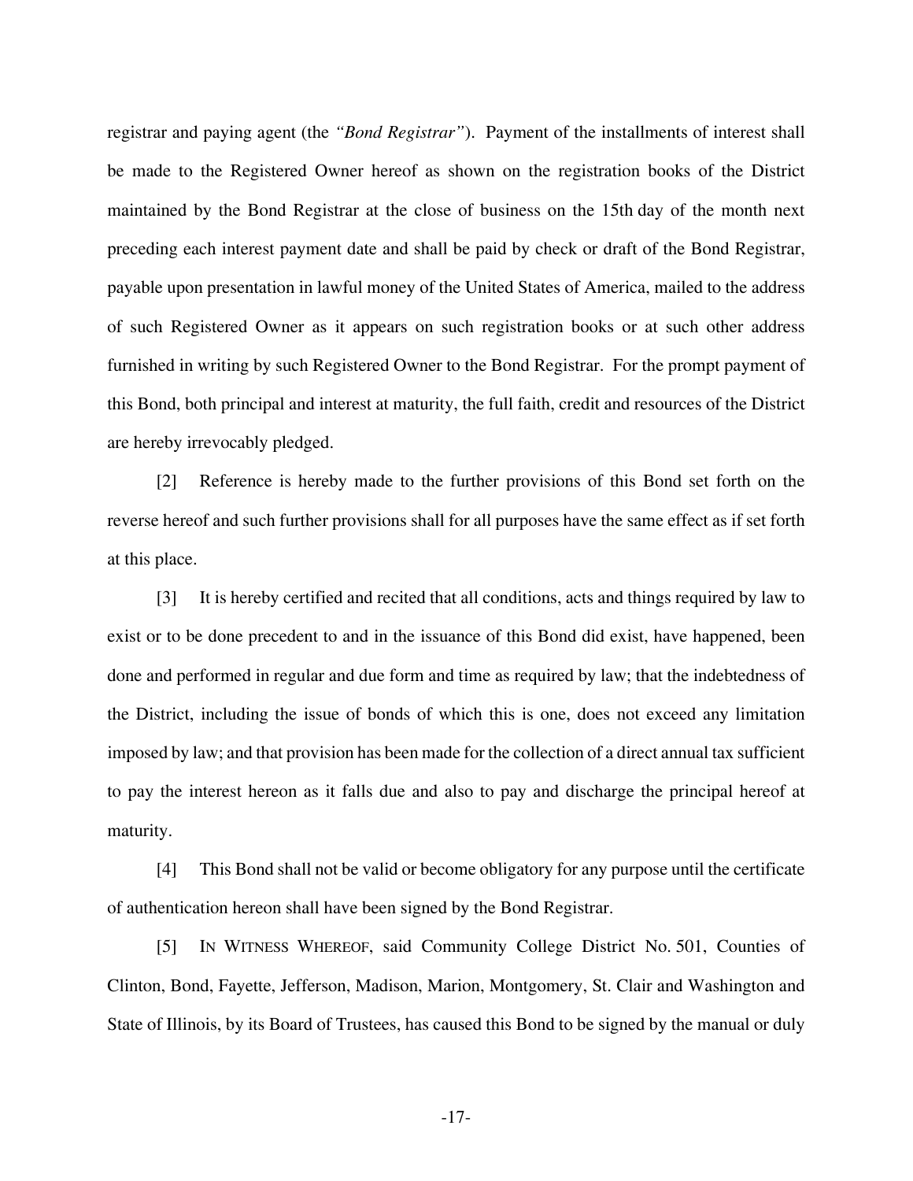registrar and paying agent (the *"Bond Registrar"*). Payment of the installments of interest shall be made to the Registered Owner hereof as shown on the registration books of the District maintained by the Bond Registrar at the close of business on the 15th day of the month next preceding each interest payment date and shall be paid by check or draft of the Bond Registrar, payable upon presentation in lawful money of the United States of America, mailed to the address of such Registered Owner as it appears on such registration books or at such other address furnished in writing by such Registered Owner to the Bond Registrar. For the prompt payment of this Bond, both principal and interest at maturity, the full faith, credit and resources of the District are hereby irrevocably pledged.

[2] Reference is hereby made to the further provisions of this Bond set forth on the reverse hereof and such further provisions shall for all purposes have the same effect as if set forth at this place.

[3] It is hereby certified and recited that all conditions, acts and things required by law to exist or to be done precedent to and in the issuance of this Bond did exist, have happened, been done and performed in regular and due form and time as required by law; that the indebtedness of the District, including the issue of bonds of which this is one, does not exceed any limitation imposed by law; and that provision has been made for the collection of a direct annual tax sufficient to pay the interest hereon as it falls due and also to pay and discharge the principal hereof at maturity.

[4] This Bond shall not be valid or become obligatory for any purpose until the certificate of authentication hereon shall have been signed by the Bond Registrar.

[5] IN WITNESS WHEREOF, said Community College District No. 501, Counties of Clinton, Bond, Fayette, Jefferson, Madison, Marion, Montgomery, St. Clair and Washington and State of Illinois, by its Board of Trustees, has caused this Bond to be signed by the manual or duly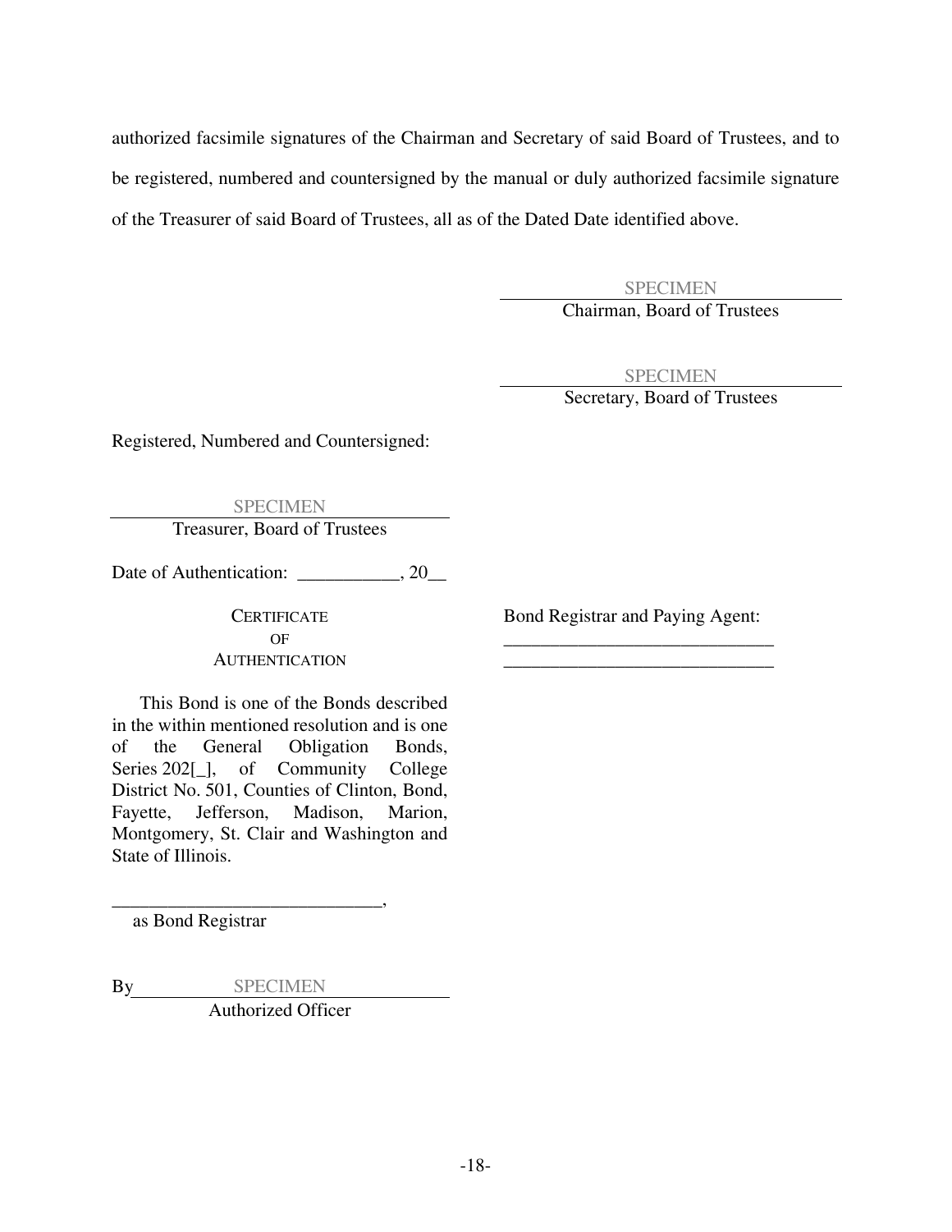authorized facsimile signatures of the Chairman and Secretary of said Board of Trustees, and to be registered, numbered and countersigned by the manual or duly authorized facsimile signature of the Treasurer of said Board of Trustees, all as of the Dated Date identified above.

SPECIMEN
Chairman, Board of Trustees

SPECIMEN
Secretary, Board of Trustees

Registered, Numbered and Countersigned:

SPECIMEN
Treasurer, Board of Trustees

Date of Authentication: ___________, 20__

CERTIFICATE
OF
AUTHENTICATION

This Bond is one of the Bonds described in the within mentioned resolution and is one of the General Obligation Bonds, Series 202[_], of Community College District No. 501, Counties of Clinton, Bond, Fayette, Jefferson, Madison, Marion, Montgomery, St. Clair and Washington and State of Illinois.

_____________________________,
as Bond Registrar

By SPECIMEN
Authorized Officer

Bond Registrar and Paying Agent:
_____________________________
_____________________________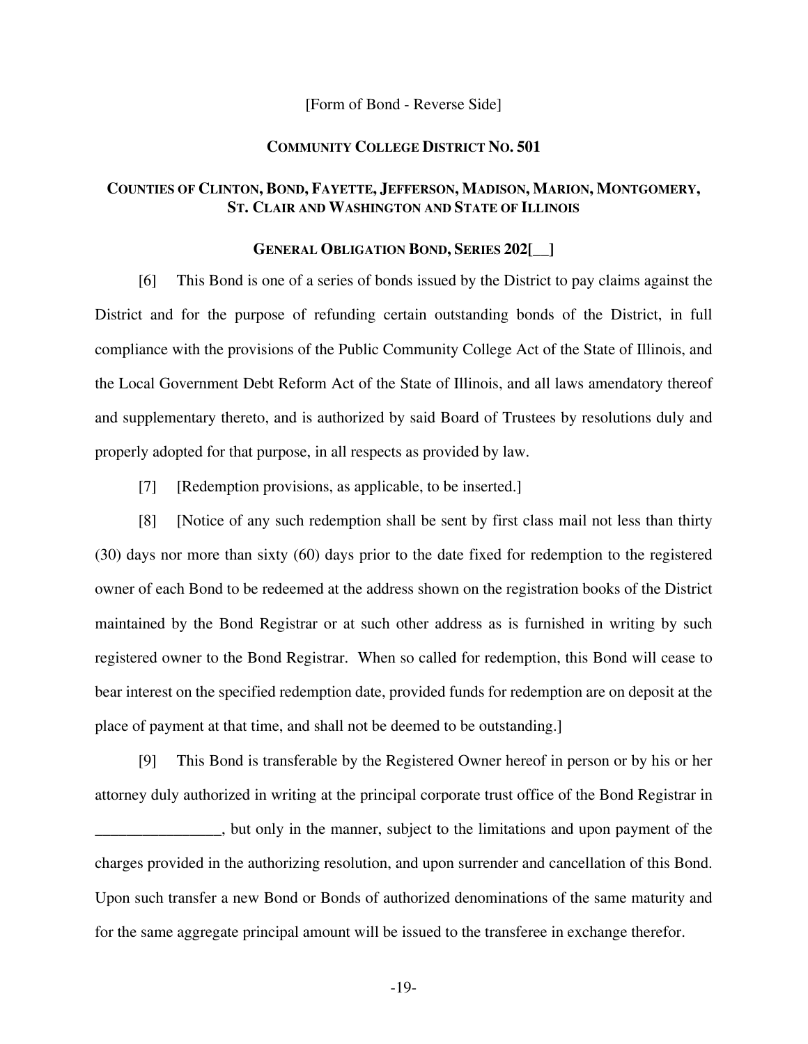[Form of Bond - Reverse Side]

**COMMUNITY COLLEGE DISTRICT NO. 501**

**COUNTIES OF CLINTON, BOND, FAYETTE, JEFFERSON, MADISON, MARION, MONTGOMERY, ST. CLAIR AND WASHINGTON AND STATE OF ILLINOIS**

**GENERAL OBLIGATION BOND, SERIES 202[__]**

[6] This Bond is one of a series of bonds issued by the District to pay claims against the District and for the purpose of refunding certain outstanding bonds of the District, in full compliance with the provisions of the Public Community College Act of the State of Illinois, and the Local Government Debt Reform Act of the State of Illinois, and all laws amendatory thereof and supplementary thereto, and is authorized by said Board of Trustees by resolutions duly and properly adopted for that purpose, in all respects as provided by law.

[7] [Redemption provisions, as applicable, to be inserted.]

[8] [Notice of any such redemption shall be sent by first class mail not less than thirty (30) days nor more than sixty (60) days prior to the date fixed for redemption to the registered owner of each Bond to be redeemed at the address shown on the registration books of the District maintained by the Bond Registrar or at such other address as is furnished in writing by such registered owner to the Bond Registrar. When so called for redemption, this Bond will cease to bear interest on the specified redemption date, provided funds for redemption are on deposit at the place of payment at that time, and shall not be deemed to be outstanding.]

[9] This Bond is transferable by the Registered Owner hereof in person or by his or her attorney duly authorized in writing at the principal corporate trust office of the Bond Registrar in ________________, but only in the manner, subject to the limitations and upon payment of the charges provided in the authorizing resolution, and upon surrender and cancellation of this Bond. Upon such transfer a new Bond or Bonds of authorized denominations of the same maturity and for the same aggregate principal amount will be issued to the transferee in exchange therefor.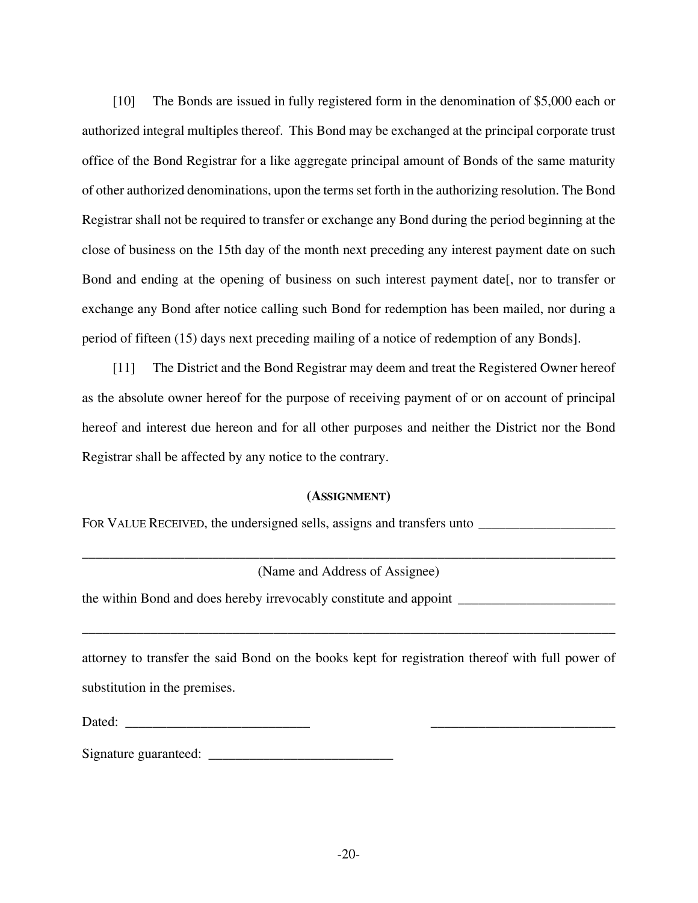[10] The Bonds are issued in fully registered form in the denomination of $5,000 each or authorized integral multiples thereof. This Bond may be exchanged at the principal corporate trust office of the Bond Registrar for a like aggregate principal amount of Bonds of the same maturity of other authorized denominations, upon the terms set forth in the authorizing resolution. The Bond Registrar shall not be required to transfer or exchange any Bond during the period beginning at the close of business on the 15th day of the month next preceding any interest payment date on such Bond and ending at the opening of business on such interest payment date[, nor to transfer or exchange any Bond after notice calling such Bond for redemption has been mailed, nor during a period of fifteen (15) days next preceding mailing of a notice of redemption of any Bonds].

[11] The District and the Bond Registrar may deem and treat the Registered Owner hereof as the absolute owner hereof for the purpose of receiving payment of or on account of principal hereof and interest due hereon and for all other purposes and neither the District nor the Bond Registrar shall be affected by any notice to the contrary.

**(ASSIGNMENT)**

FOR VALUE RECEIVED, the undersigned sells, assigns and transfers unto ____________________

________________________________________________________________________________

(Name and Address of Assignee)

the within Bond and does hereby irrevocably constitute and appoint ________________________

________________________________________________________________________________

attorney to transfer the said Bond on the books kept for registration thereof with full power of substitution in the premises.

Dated: ___________________________ ___________________________

Signature guaranteed: ___________________________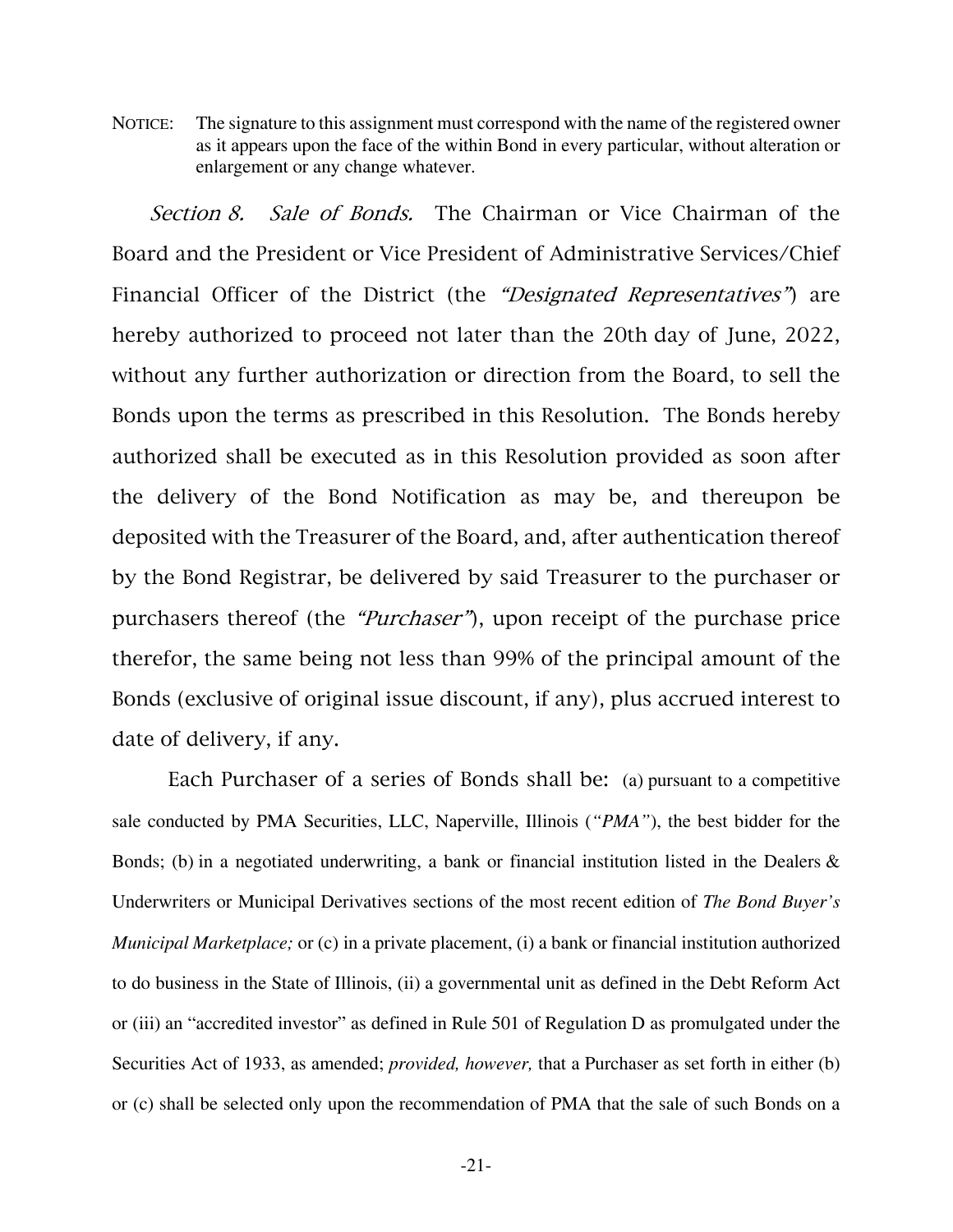NOTICE: The signature to this assignment must correspond with the name of the registered owner as it appears upon the face of the within Bond in every particular, without alteration or enlargement or any change whatever.

*Section 8. Sale of Bonds.* The Chairman or Vice Chairman of the Board and the President or Vice President of Administrative Services/Chief Financial Officer of the District (the *"Designated Representatives"*) are hereby authorized to proceed not later than the 20th day of June, 2022, without any further authorization or direction from the Board, to sell the Bonds upon the terms as prescribed in this Resolution. The Bonds hereby authorized shall be executed as in this Resolution provided as soon after the delivery of the Bond Notification as may be, and thereupon be deposited with the Treasurer of the Board, and, after authentication thereof by the Bond Registrar, be delivered by said Treasurer to the purchaser or purchasers thereof (the *"Purchaser"*), upon receipt of the purchase price therefor, the same being not less than 99% of the principal amount of the Bonds (exclusive of original issue discount, if any), plus accrued interest to date of delivery, if any.

Each Purchaser of a series of Bonds shall be: (a) pursuant to a competitive sale conducted by PMA Securities, LLC, Naperville, Illinois (*"PMA"*), the best bidder for the Bonds; (b) in a negotiated underwriting, a bank or financial institution listed in the Dealers & Underwriters or Municipal Derivatives sections of the most recent edition of *The Bond Buyer's Municipal Marketplace;* or (c) in a private placement, (i) a bank or financial institution authorized to do business in the State of Illinois, (ii) a governmental unit as defined in the Debt Reform Act or (iii) an "accredited investor" as defined in Rule 501 of Regulation D as promulgated under the Securities Act of 1933, as amended; *provided, however,* that a Purchaser as set forth in either (b) or (c) shall be selected only upon the recommendation of PMA that the sale of such Bonds on a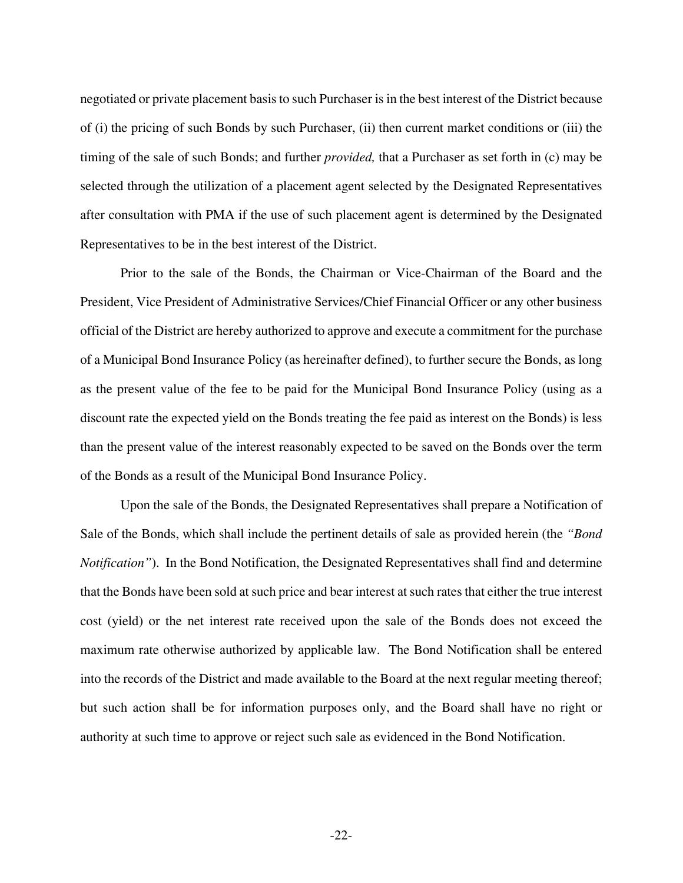negotiated or private placement basis to such Purchaser is in the best interest of the District because of (i) the pricing of such Bonds by such Purchaser, (ii) then current market conditions or (iii) the timing of the sale of such Bonds; and further *provided,* that a Purchaser as set forth in (c) may be selected through the utilization of a placement agent selected by the Designated Representatives after consultation with PMA if the use of such placement agent is determined by the Designated Representatives to be in the best interest of the District.

Prior to the sale of the Bonds, the Chairman or Vice-Chairman of the Board and the President, Vice President of Administrative Services/Chief Financial Officer or any other business official of the District are hereby authorized to approve and execute a commitment for the purchase of a Municipal Bond Insurance Policy (as hereinafter defined), to further secure the Bonds, as long as the present value of the fee to be paid for the Municipal Bond Insurance Policy (using as a discount rate the expected yield on the Bonds treating the fee paid as interest on the Bonds) is less than the present value of the interest reasonably expected to be saved on the Bonds over the term of the Bonds as a result of the Municipal Bond Insurance Policy.

Upon the sale of the Bonds, the Designated Representatives shall prepare a Notification of Sale of the Bonds, which shall include the pertinent details of sale as provided herein (the *"Bond Notification"*). In the Bond Notification, the Designated Representatives shall find and determine that the Bonds have been sold at such price and bear interest at such rates that either the true interest cost (yield) or the net interest rate received upon the sale of the Bonds does not exceed the maximum rate otherwise authorized by applicable law. The Bond Notification shall be entered into the records of the District and made available to the Board at the next regular meeting thereof; but such action shall be for information purposes only, and the Board shall have no right or authority at such time to approve or reject such sale as evidenced in the Bond Notification.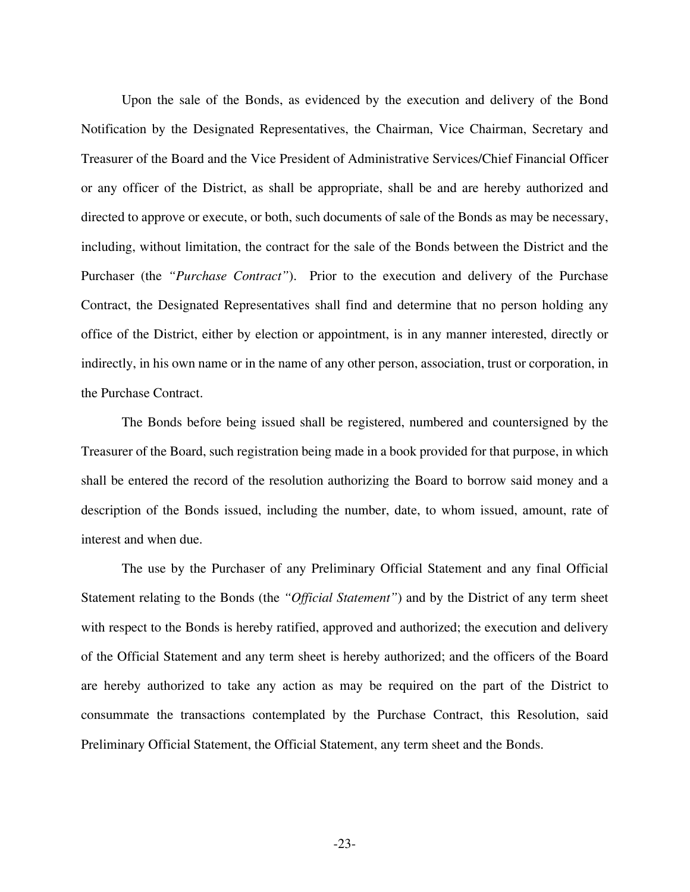Upon the sale of the Bonds, as evidenced by the execution and delivery of the Bond Notification by the Designated Representatives, the Chairman, Vice Chairman, Secretary and Treasurer of the Board and the Vice President of Administrative Services/Chief Financial Officer or any officer of the District, as shall be appropriate, shall be and are hereby authorized and directed to approve or execute, or both, such documents of sale of the Bonds as may be necessary, including, without limitation, the contract for the sale of the Bonds between the District and the Purchaser (the *"Purchase Contract"*). Prior to the execution and delivery of the Purchase Contract, the Designated Representatives shall find and determine that no person holding any office of the District, either by election or appointment, is in any manner interested, directly or indirectly, in his own name or in the name of any other person, association, trust or corporation, in the Purchase Contract.

The Bonds before being issued shall be registered, numbered and countersigned by the Treasurer of the Board, such registration being made in a book provided for that purpose, in which shall be entered the record of the resolution authorizing the Board to borrow said money and a description of the Bonds issued, including the number, date, to whom issued, amount, rate of interest and when due.

The use by the Purchaser of any Preliminary Official Statement and any final Official Statement relating to the Bonds (the *"Official Statement"*) and by the District of any term sheet with respect to the Bonds is hereby ratified, approved and authorized; the execution and delivery of the Official Statement and any term sheet is hereby authorized; and the officers of the Board are hereby authorized to take any action as may be required on the part of the District to consummate the transactions contemplated by the Purchase Contract, this Resolution, said Preliminary Official Statement, the Official Statement, any term sheet and the Bonds.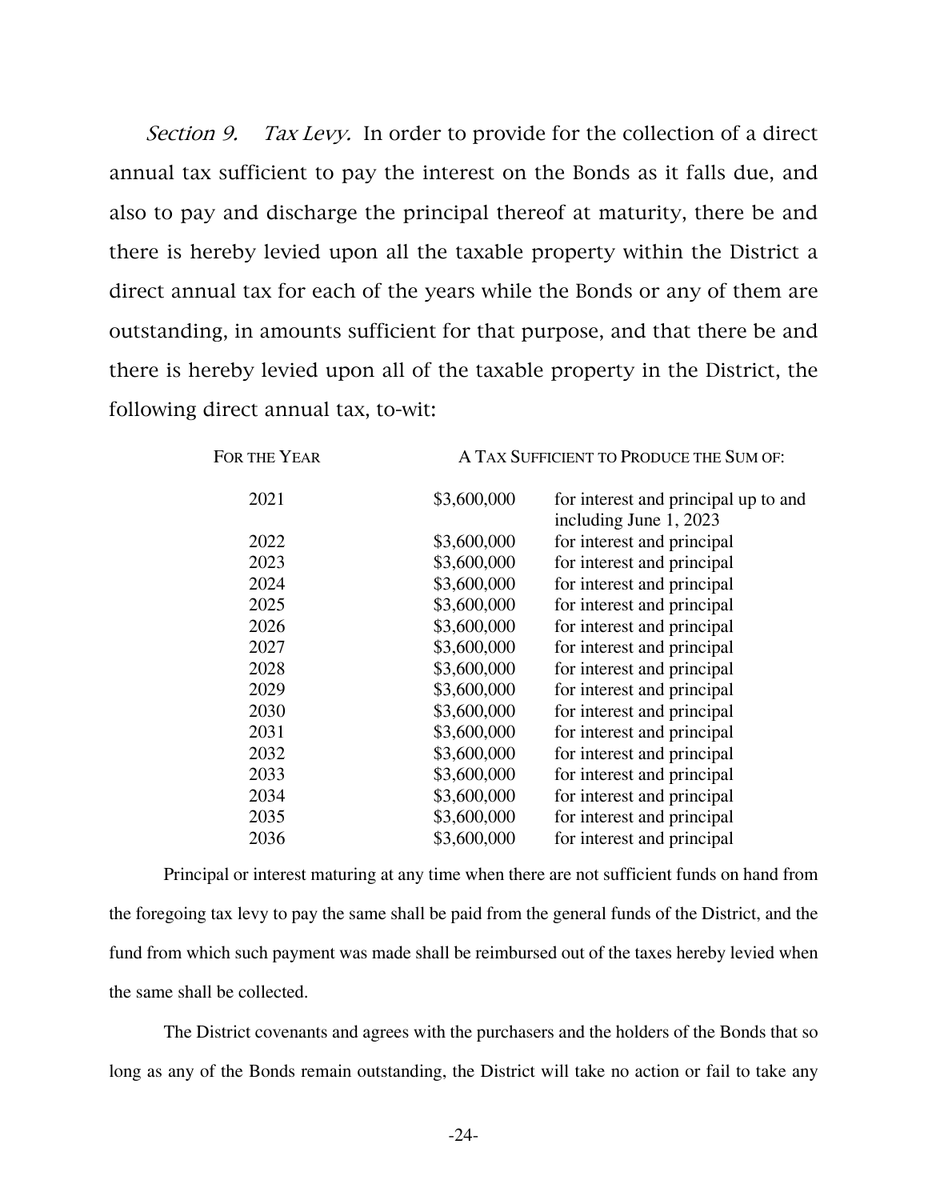*Section 9. Tax Levy.* In order to provide for the collection of a direct annual tax sufficient to pay the interest on the Bonds as it falls due, and also to pay and discharge the principal thereof at maturity, there be and there is hereby levied upon all the taxable property within the District a direct annual tax for each of the years while the Bonds or any of them are outstanding, in amounts sufficient for that purpose, and that there be and there is hereby levied upon all of the taxable property in the District, the following direct annual tax, to-wit:

| FOR THE YEAR | A TAX SUFFICIENT TO PRODUCE THE SUM OF: | |
|---|---|---|
| 2021 | $3,600,000 | for interest and principal up to and including June 1, 2023 |
| 2022 | $3,600,000 | for interest and principal |
| 2023 | $3,600,000 | for interest and principal |
| 2024 | $3,600,000 | for interest and principal |
| 2025 | $3,600,000 | for interest and principal |
| 2026 | $3,600,000 | for interest and principal |
| 2027 | $3,600,000 | for interest and principal |
| 2028 | $3,600,000 | for interest and principal |
| 2029 | $3,600,000 | for interest and principal |
| 2030 | $3,600,000 | for interest and principal |
| 2031 | $3,600,000 | for interest and principal |
| 2032 | $3,600,000 | for interest and principal |
| 2033 | $3,600,000 | for interest and principal |
| 2034 | $3,600,000 | for interest and principal |
| 2035 | $3,600,000 | for interest and principal |
| 2036 | $3,600,000 | for interest and principal |

Principal or interest maturing at any time when there are not sufficient funds on hand from the foregoing tax levy to pay the same shall be paid from the general funds of the District, and the fund from which such payment was made shall be reimbursed out of the taxes hereby levied when the same shall be collected.

The District covenants and agrees with the purchasers and the holders of the Bonds that so long as any of the Bonds remain outstanding, the District will take no action or fail to take any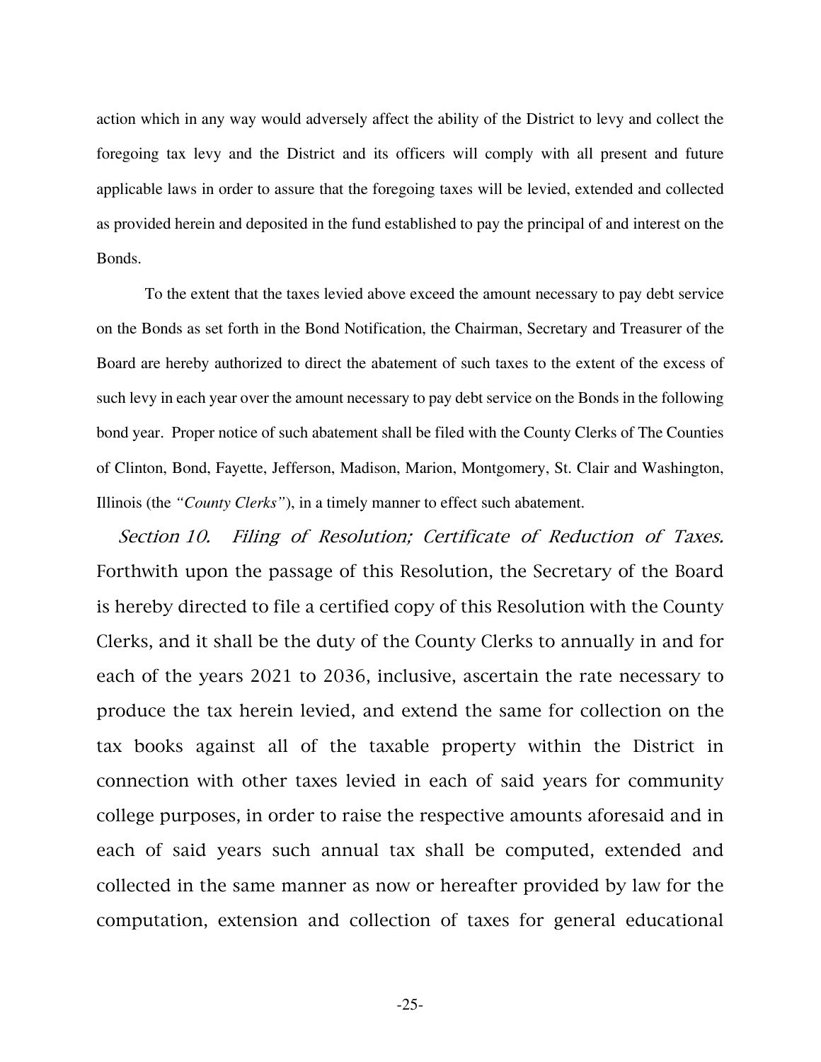action which in any way would adversely affect the ability of the District to levy and collect the foregoing tax levy and the District and its officers will comply with all present and future applicable laws in order to assure that the foregoing taxes will be levied, extended and collected as provided herein and deposited in the fund established to pay the principal of and interest on the Bonds.

To the extent that the taxes levied above exceed the amount necessary to pay debt service on the Bonds as set forth in the Bond Notification, the Chairman, Secretary and Treasurer of the Board are hereby authorized to direct the abatement of such taxes to the extent of the excess of such levy in each year over the amount necessary to pay debt service on the Bonds in the following bond year. Proper notice of such abatement shall be filed with the County Clerks of The Counties of Clinton, Bond, Fayette, Jefferson, Madison, Marion, Montgomery, St. Clair and Washington, Illinois (the *"County Clerks"*), in a timely manner to effect such abatement.

*Section 10. Filing of Resolution; Certificate of Reduction of Taxes.* Forthwith upon the passage of this Resolution, the Secretary of the Board is hereby directed to file a certified copy of this Resolution with the County Clerks, and it shall be the duty of the County Clerks to annually in and for each of the years 2021 to 2036, inclusive, ascertain the rate necessary to produce the tax herein levied, and extend the same for collection on the tax books against all of the taxable property within the District in connection with other taxes levied in each of said years for community college purposes, in order to raise the respective amounts aforesaid and in each of said years such annual tax shall be computed, extended and collected in the same manner as now or hereafter provided by law for the computation, extension and collection of taxes for general educational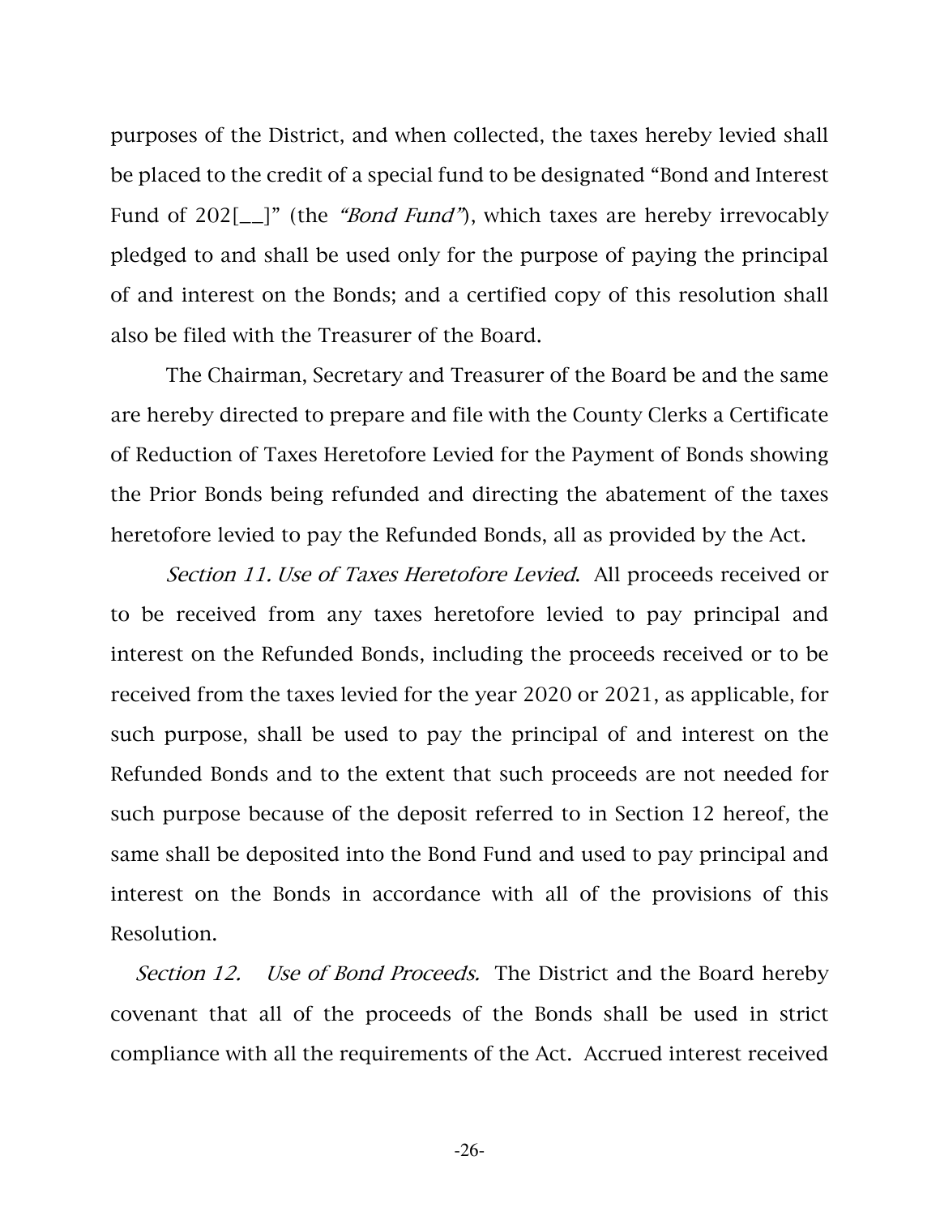purposes of the District, and when collected, the taxes hereby levied shall be placed to the credit of a special fund to be designated "Bond and Interest Fund of 202[__]" (the *"Bond Fund"*), which taxes are hereby irrevocably pledged to and shall be used only for the purpose of paying the principal of and interest on the Bonds; and a certified copy of this resolution shall also be filed with the Treasurer of the Board.

The Chairman, Secretary and Treasurer of the Board be and the same are hereby directed to prepare and file with the County Clerks a Certificate of Reduction of Taxes Heretofore Levied for the Payment of Bonds showing the Prior Bonds being refunded and directing the abatement of the taxes heretofore levied to pay the Refunded Bonds, all as provided by the Act.

*Section 11. Use of Taxes Heretofore Levied.* All proceeds received or to be received from any taxes heretofore levied to pay principal and interest on the Refunded Bonds, including the proceeds received or to be received from the taxes levied for the year 2020 or 2021, as applicable, for such purpose, shall be used to pay the principal of and interest on the Refunded Bonds and to the extent that such proceeds are not needed for such purpose because of the deposit referred to in Section 12 hereof, the same shall be deposited into the Bond Fund and used to pay principal and interest on the Bonds in accordance with all of the provisions of this Resolution.

*Section 12. Use of Bond Proceeds.* The District and the Board hereby covenant that all of the proceeds of the Bonds shall be used in strict compliance with all the requirements of the Act. Accrued interest received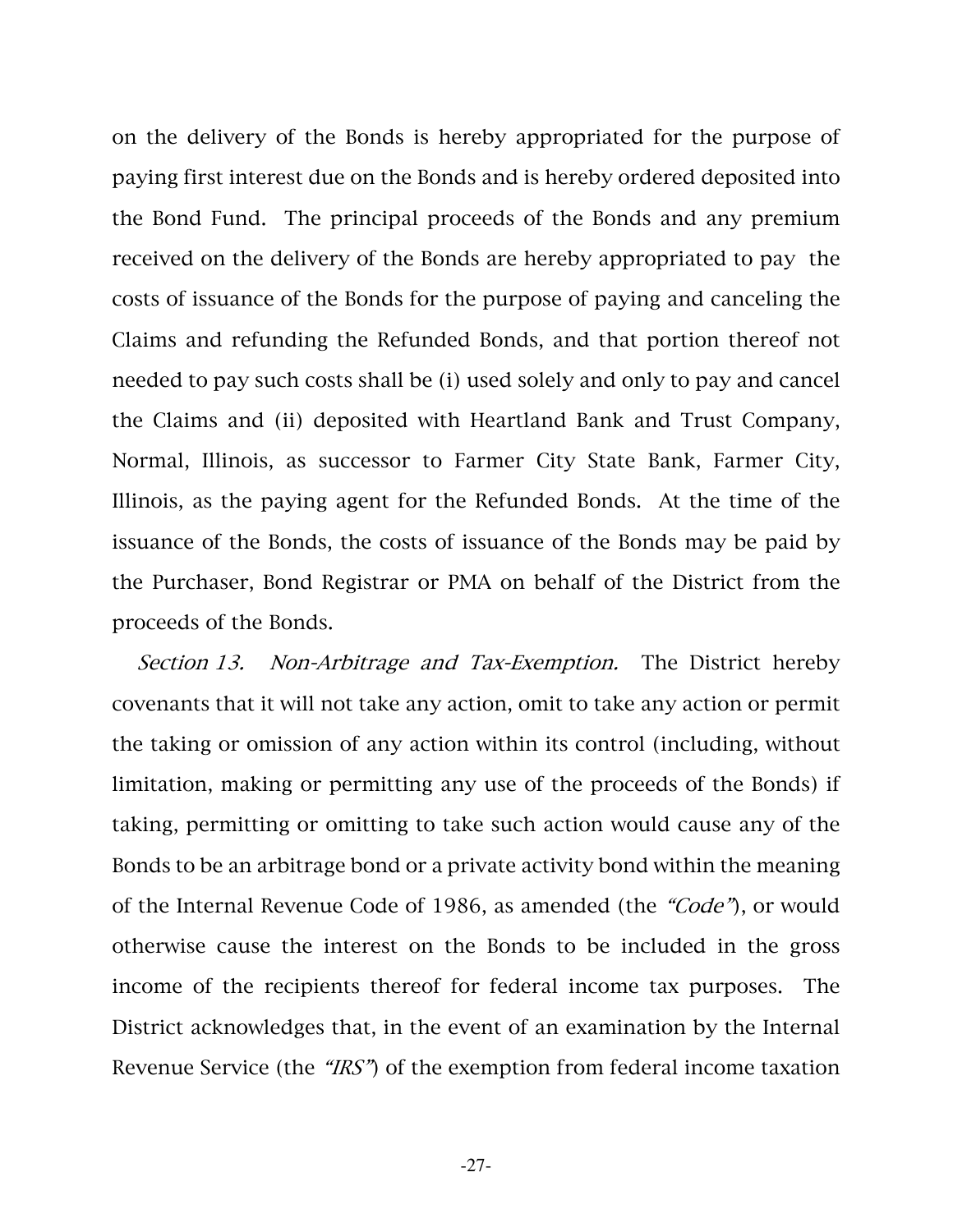on the delivery of the Bonds is hereby appropriated for the purpose of paying first interest due on the Bonds and is hereby ordered deposited into the Bond Fund. The principal proceeds of the Bonds and any premium received on the delivery of the Bonds are hereby appropriated to pay the costs of issuance of the Bonds for the purpose of paying and canceling the Claims and refunding the Refunded Bonds, and that portion thereof not needed to pay such costs shall be (i) used solely and only to pay and cancel the Claims and (ii) deposited with Heartland Bank and Trust Company, Normal, Illinois, as successor to Farmer City State Bank, Farmer City, Illinois, as the paying agent for the Refunded Bonds. At the time of the issuance of the Bonds, the costs of issuance of the Bonds may be paid by the Purchaser, Bond Registrar or PMA on behalf of the District from the proceeds of the Bonds.

*Section 13. Non-Arbitrage and Tax-Exemption.* The District hereby covenants that it will not take any action, omit to take any action or permit the taking or omission of any action within its control (including, without limitation, making or permitting any use of the proceeds of the Bonds) if taking, permitting or omitting to take such action would cause any of the Bonds to be an arbitrage bond or a private activity bond within the meaning of the Internal Revenue Code of 1986, as amended (the *"Code"*), or would otherwise cause the interest on the Bonds to be included in the gross income of the recipients thereof for federal income tax purposes. The District acknowledges that, in the event of an examination by the Internal Revenue Service (the *"IRS"*) of the exemption from federal income taxation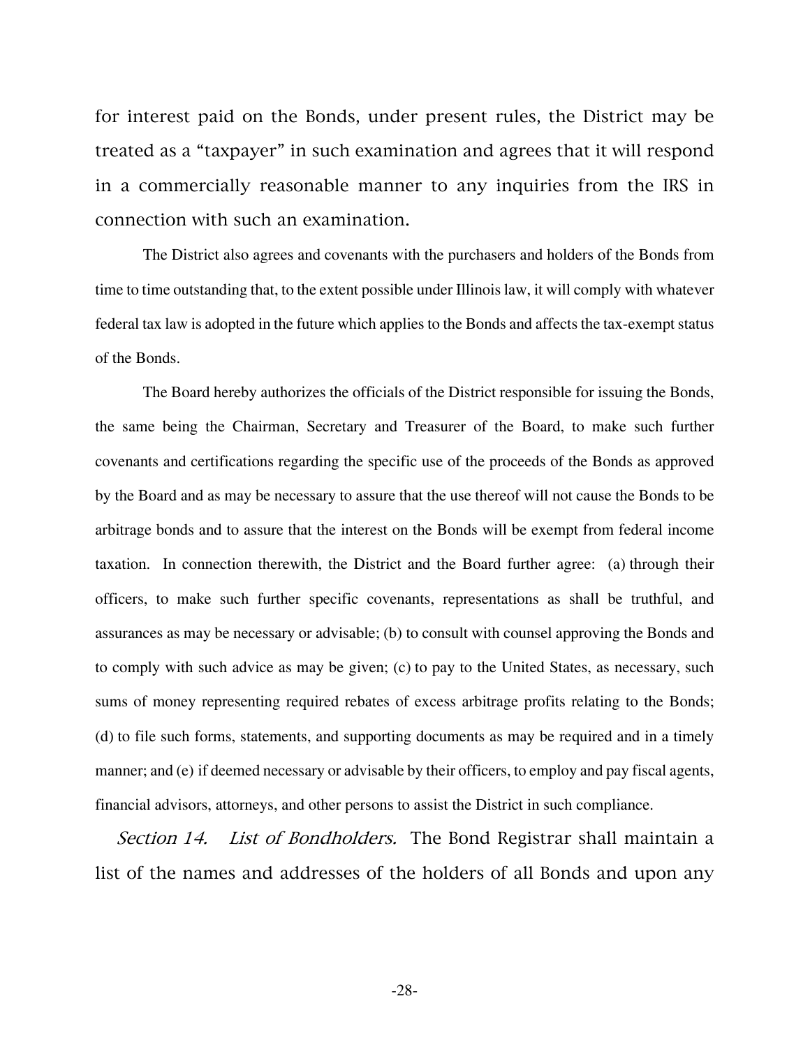for interest paid on the Bonds, under present rules, the District may be treated as a "taxpayer" in such examination and agrees that it will respond in a commercially reasonable manner to any inquiries from the IRS in connection with such an examination.

The District also agrees and covenants with the purchasers and holders of the Bonds from time to time outstanding that, to the extent possible under Illinois law, it will comply with whatever federal tax law is adopted in the future which applies to the Bonds and affects the tax-exempt status of the Bonds.

The Board hereby authorizes the officials of the District responsible for issuing the Bonds, the same being the Chairman, Secretary and Treasurer of the Board, to make such further covenants and certifications regarding the specific use of the proceeds of the Bonds as approved by the Board and as may be necessary to assure that the use thereof will not cause the Bonds to be arbitrage bonds and to assure that the interest on the Bonds will be exempt from federal income taxation. In connection therewith, the District and the Board further agree: (a) through their officers, to make such further specific covenants, representations as shall be truthful, and assurances as may be necessary or advisable; (b) to consult with counsel approving the Bonds and to comply with such advice as may be given; (c) to pay to the United States, as necessary, such sums of money representing required rebates of excess arbitrage profits relating to the Bonds; (d) to file such forms, statements, and supporting documents as may be required and in a timely manner; and (e) if deemed necessary or advisable by their officers, to employ and pay fiscal agents, financial advisors, attorneys, and other persons to assist the District in such compliance.

*Section 14. List of Bondholders.* The Bond Registrar shall maintain a list of the names and addresses of the holders of all Bonds and upon any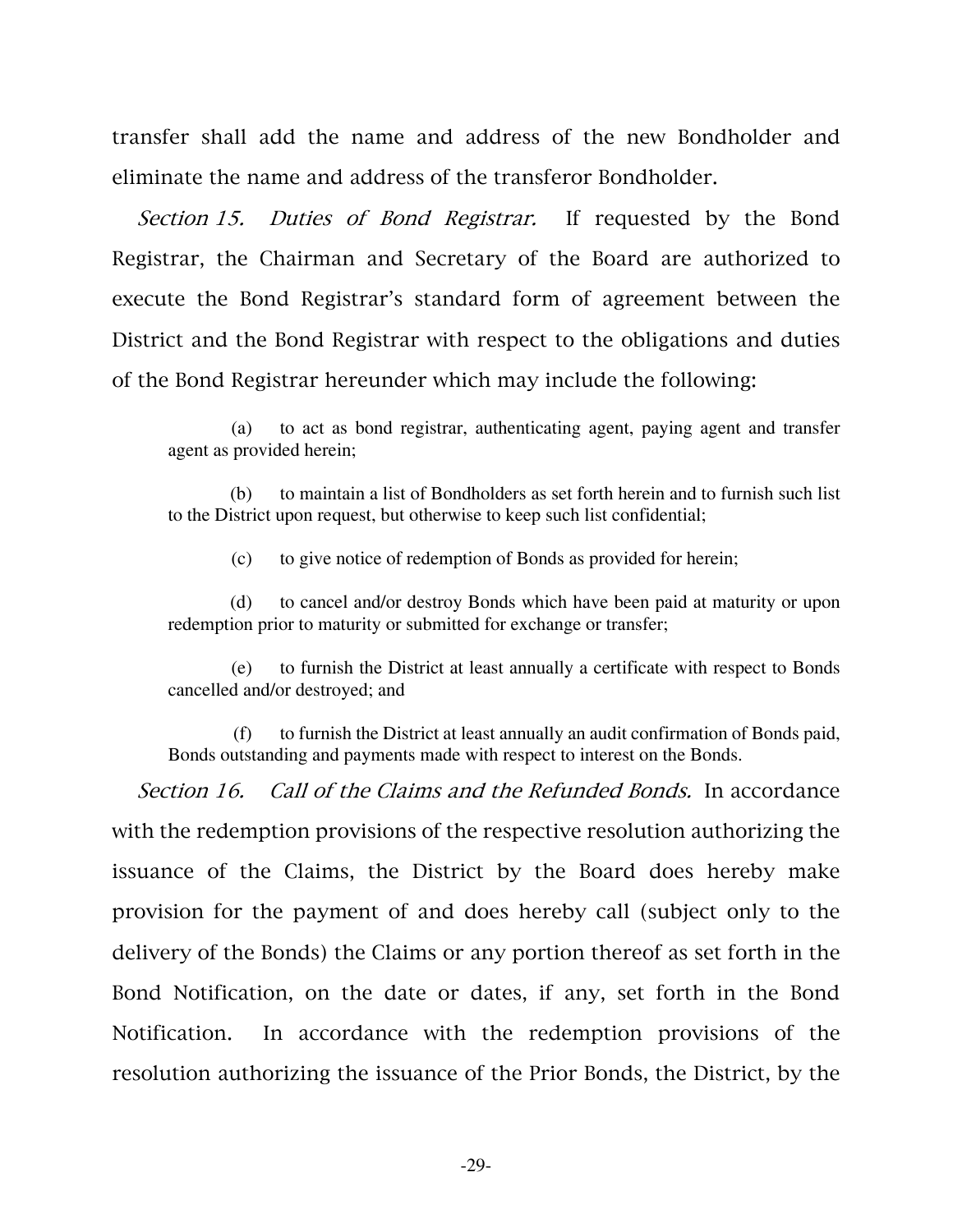transfer shall add the name and address of the new Bondholder and eliminate the name and address of the transferor Bondholder.

*Section 15. Duties of Bond Registrar.* If requested by the Bond Registrar, the Chairman and Secretary of the Board are authorized to execute the Bond Registrar's standard form of agreement between the District and the Bond Registrar with respect to the obligations and duties of the Bond Registrar hereunder which may include the following:

(a) to act as bond registrar, authenticating agent, paying agent and transfer agent as provided herein;

(b) to maintain a list of Bondholders as set forth herein and to furnish such list to the District upon request, but otherwise to keep such list confidential;

(c) to give notice of redemption of Bonds as provided for herein;

(d) to cancel and/or destroy Bonds which have been paid at maturity or upon redemption prior to maturity or submitted for exchange or transfer;

(e) to furnish the District at least annually a certificate with respect to Bonds cancelled and/or destroyed; and

(f) to furnish the District at least annually an audit confirmation of Bonds paid, Bonds outstanding and payments made with respect to interest on the Bonds.

*Section 16. Call of the Claims and the Refunded Bonds.* In accordance with the redemption provisions of the respective resolution authorizing the issuance of the Claims, the District by the Board does hereby make provision for the payment of and does hereby call (subject only to the delivery of the Bonds) the Claims or any portion thereof as set forth in the Bond Notification, on the date or dates, if any, set forth in the Bond Notification. In accordance with the redemption provisions of the resolution authorizing the issuance of the Prior Bonds, the District, by the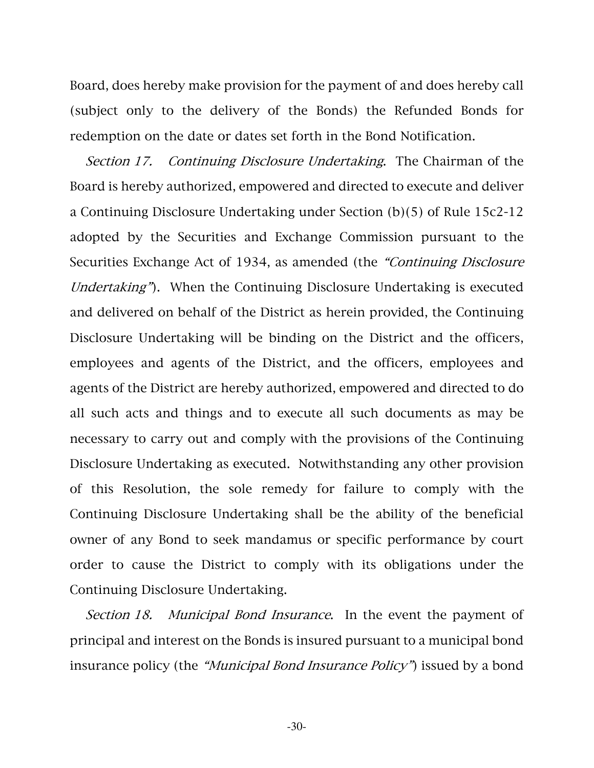Board, does hereby make provision for the payment of and does hereby call (subject only to the delivery of the Bonds) the Refunded Bonds for redemption on the date or dates set forth in the Bond Notification.

*Section 17. Continuing Disclosure Undertaking.* The Chairman of the Board is hereby authorized, empowered and directed to execute and deliver a Continuing Disclosure Undertaking under Section (b)(5) of Rule 15c2-12 adopted by the Securities and Exchange Commission pursuant to the Securities Exchange Act of 1934, as amended (the *"Continuing Disclosure Undertaking"*). When the Continuing Disclosure Undertaking is executed and delivered on behalf of the District as herein provided, the Continuing Disclosure Undertaking will be binding on the District and the officers, employees and agents of the District, and the officers, employees and agents of the District are hereby authorized, empowered and directed to do all such acts and things and to execute all such documents as may be necessary to carry out and comply with the provisions of the Continuing Disclosure Undertaking as executed. Notwithstanding any other provision of this Resolution, the sole remedy for failure to comply with the Continuing Disclosure Undertaking shall be the ability of the beneficial owner of any Bond to seek mandamus or specific performance by court order to cause the District to comply with its obligations under the Continuing Disclosure Undertaking.

*Section 18. Municipal Bond Insurance.* In the event the payment of principal and interest on the Bonds is insured pursuant to a municipal bond insurance policy (the *"Municipal Bond Insurance Policy"*) issued by a bond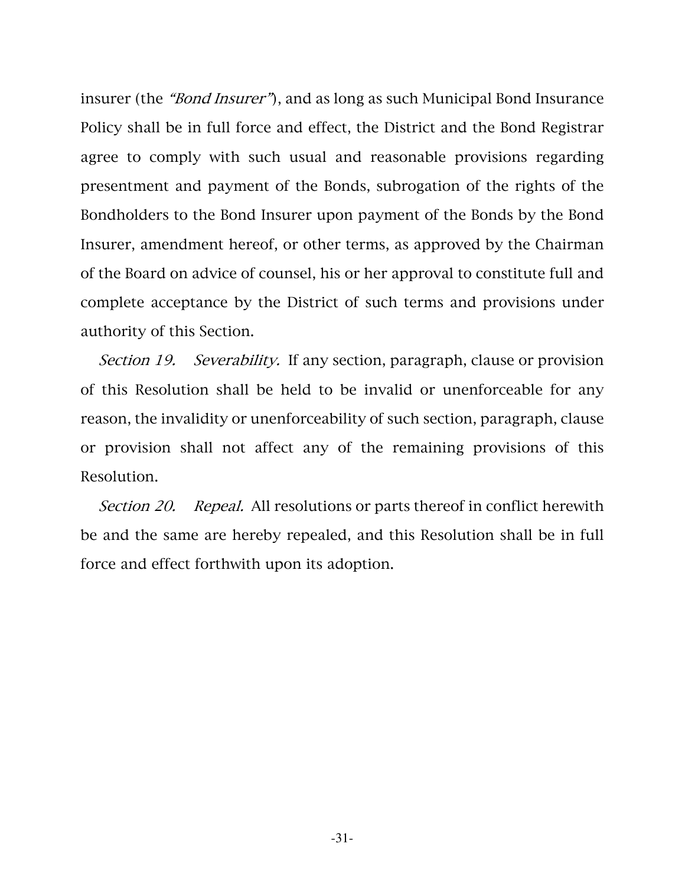insurer (the *"Bond Insurer"*), and as long as such Municipal Bond Insurance Policy shall be in full force and effect, the District and the Bond Registrar agree to comply with such usual and reasonable provisions regarding presentment and payment of the Bonds, subrogation of the rights of the Bondholders to the Bond Insurer upon payment of the Bonds by the Bond Insurer, amendment hereof, or other terms, as approved by the Chairman of the Board on advice of counsel, his or her approval to constitute full and complete acceptance by the District of such terms and provisions under authority of this Section.

*Section 19. Severability.* If any section, paragraph, clause or provision of this Resolution shall be held to be invalid or unenforceable for any reason, the invalidity or unenforceability of such section, paragraph, clause or provision shall not affect any of the remaining provisions of this Resolution.

*Section 20. Repeal.* All resolutions or parts thereof in conflict herewith be and the same are hereby repealed, and this Resolution shall be in full force and effect forthwith upon its adoption.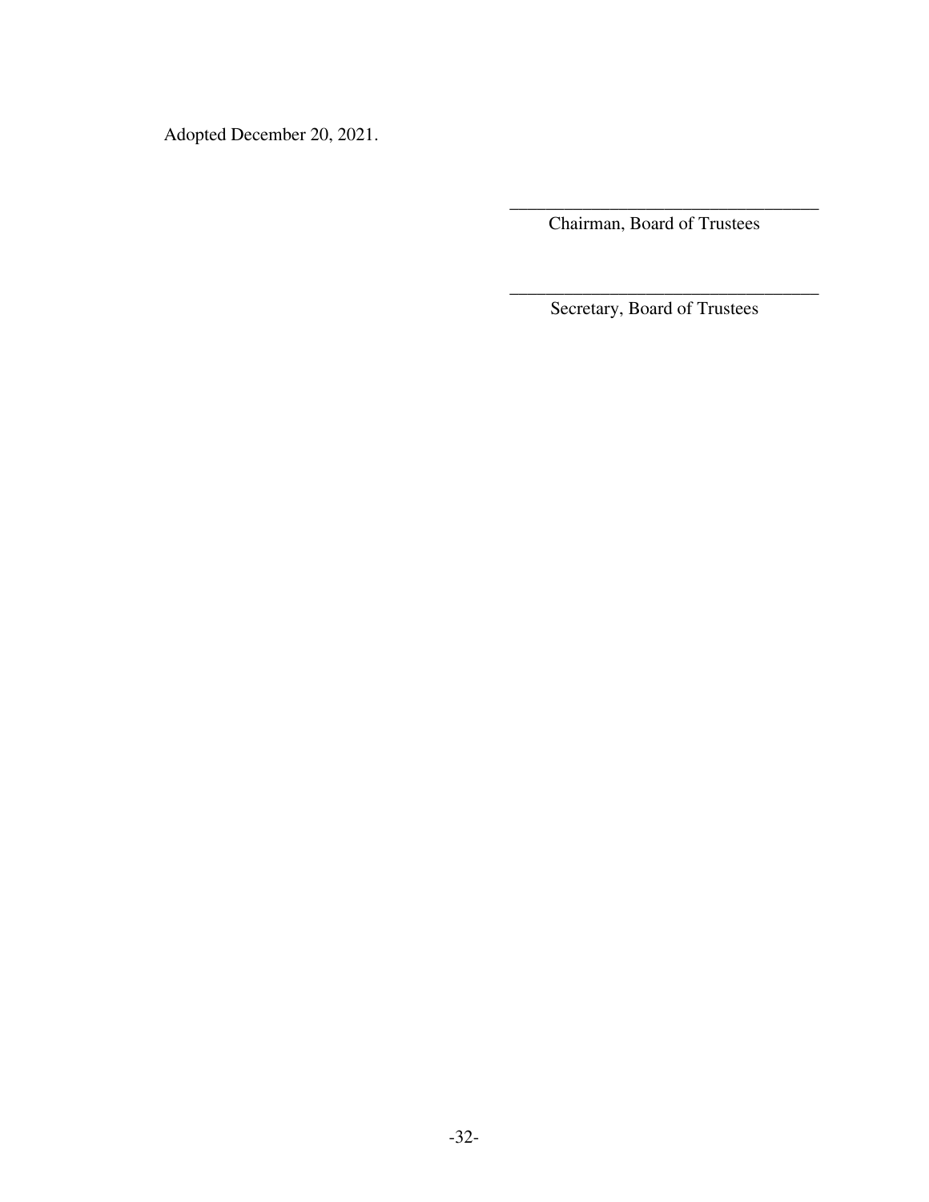Adopted December 20, 2021.

\_\_\_\_\_\_\_\_\_\_\_\_\_\_\_\_\_\_\_\_\_\_\_\_\_\_\_\_\_\_\_\_\_\_\_\_

Chairman, Board of Trustees

\_\_\_\_\_\_\_\_\_\_\_\_\_\_\_\_\_\_\_\_\_\_\_\_\_\_\_\_\_\_\_\_\_\_\_\_

Secretary, Board of Trustees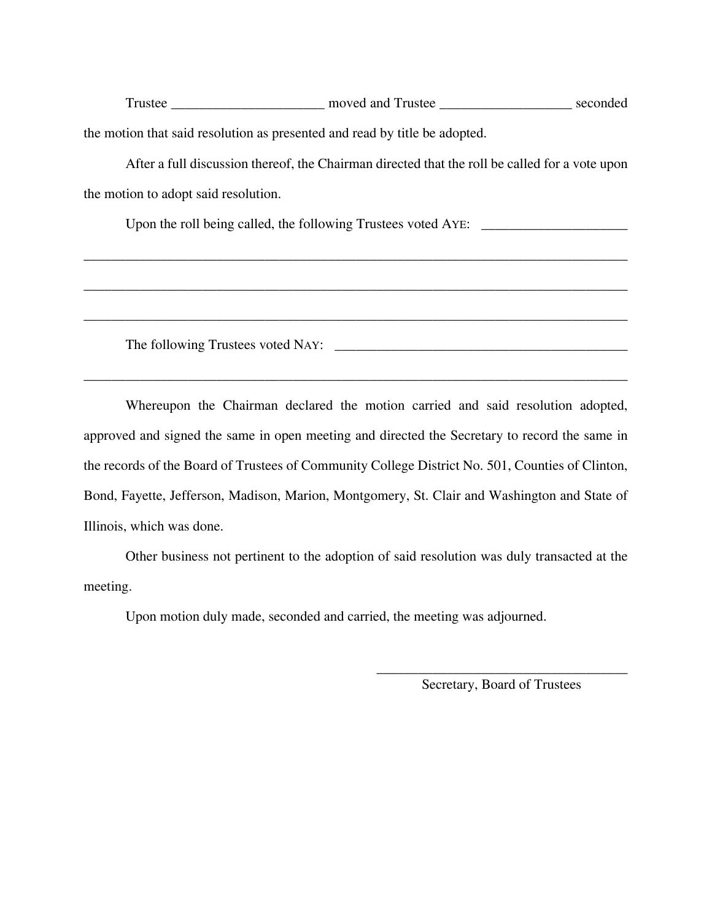Trustee ______________________ moved and Trustee ___________________ seconded the motion that said resolution as presented and read by title be adopted.

After a full discussion thereof, the Chairman directed that the roll be called for a vote upon the motion to adopt said resolution.

Upon the roll being called, the following Trustees voted AYE: _____________________

________________________________________________________________________________

________________________________________________________________________________

________________________________________________________________________________

The following Trustees voted NAY: ____________________________________________

________________________________________________________________________________

Whereupon the Chairman declared the motion carried and said resolution adopted, approved and signed the same in open meeting and directed the Secretary to record the same in the records of the Board of Trustees of Community College District No. 501, Counties of Clinton, Bond, Fayette, Jefferson, Madison, Marion, Montgomery, St. Clair and Washington and State of Illinois, which was done.

Other business not pertinent to the adoption of said resolution was duly transacted at the meeting.

Upon motion duly made, seconded and carried, the meeting was adjourned.

_____________________________________
Secretary, Board of Trustees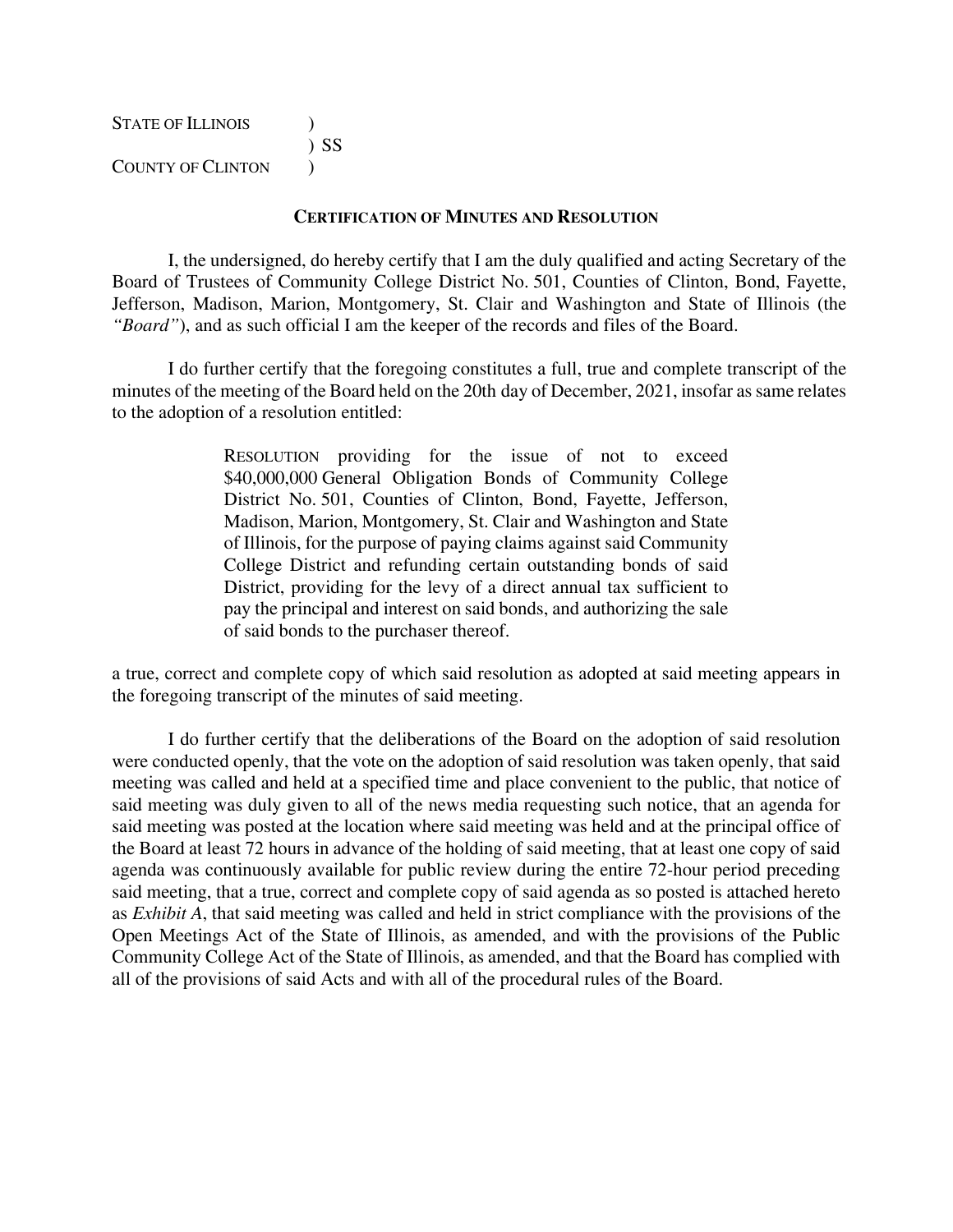STATE OF ILLINOIS )
) SS
COUNTY OF CLINTON )

**CERTIFICATION OF MINUTES AND RESOLUTION**

I, the undersigned, do hereby certify that I am the duly qualified and acting Secretary of the Board of Trustees of Community College District No. 501, Counties of Clinton, Bond, Fayette, Jefferson, Madison, Marion, Montgomery, St. Clair and Washington and State of Illinois (the *"Board"*), and as such official I am the keeper of the records and files of the Board.

I do further certify that the foregoing constitutes a full, true and complete transcript of the minutes of the meeting of the Board held on the 20th day of December, 2021, insofar as same relates to the adoption of a resolution entitled:

> RESOLUTION providing for the issue of not to exceed $40,000,000 General Obligation Bonds of Community College District No. 501, Counties of Clinton, Bond, Fayette, Jefferson, Madison, Marion, Montgomery, St. Clair and Washington and State of Illinois, for the purpose of paying claims against said Community College District and refunding certain outstanding bonds of said District, providing for the levy of a direct annual tax sufficient to pay the principal and interest on said bonds, and authorizing the sale of said bonds to the purchaser thereof.

a true, correct and complete copy of which said resolution as adopted at said meeting appears in the foregoing transcript of the minutes of said meeting.

I do further certify that the deliberations of the Board on the adoption of said resolution were conducted openly, that the vote on the adoption of said resolution was taken openly, that said meeting was called and held at a specified time and place convenient to the public, that notice of said meeting was duly given to all of the news media requesting such notice, that an agenda for said meeting was posted at the location where said meeting was held and at the principal office of the Board at least 72 hours in advance of the holding of said meeting, that at least one copy of said agenda was continuously available for public review during the entire 72-hour period preceding said meeting, that a true, correct and complete copy of said agenda as so posted is attached hereto as *Exhibit A*, that said meeting was called and held in strict compliance with the provisions of the Open Meetings Act of the State of Illinois, as amended, and with the provisions of the Public Community College Act of the State of Illinois, as amended, and that the Board has complied with all of the provisions of said Acts and with all of the procedural rules of the Board.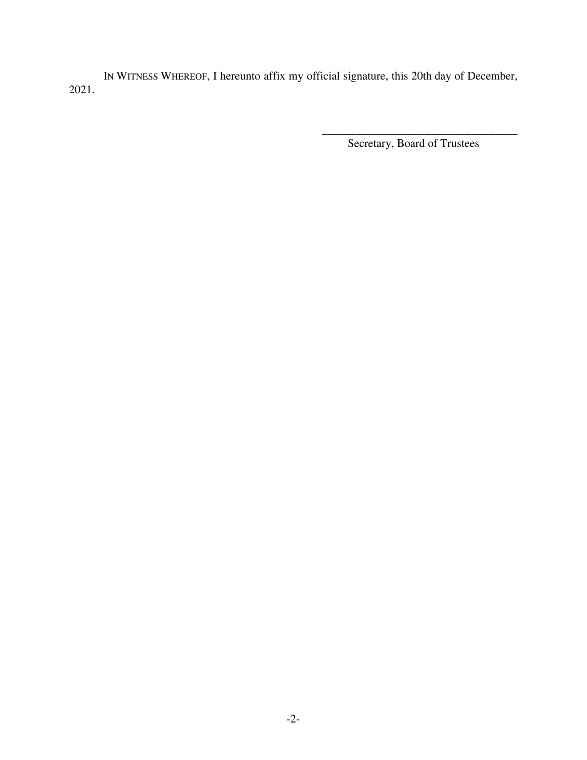IN WITNESS WHEREOF, I hereunto affix my official signature, this 20th day of December, 2021.

\_\_\_\_\_\_\_\_\_\_\_\_\_\_\_\_\_\_\_\_\_\_\_\_\_\_\_\_\_\_\_\_\_\_\_\_

Secretary, Board of Trustees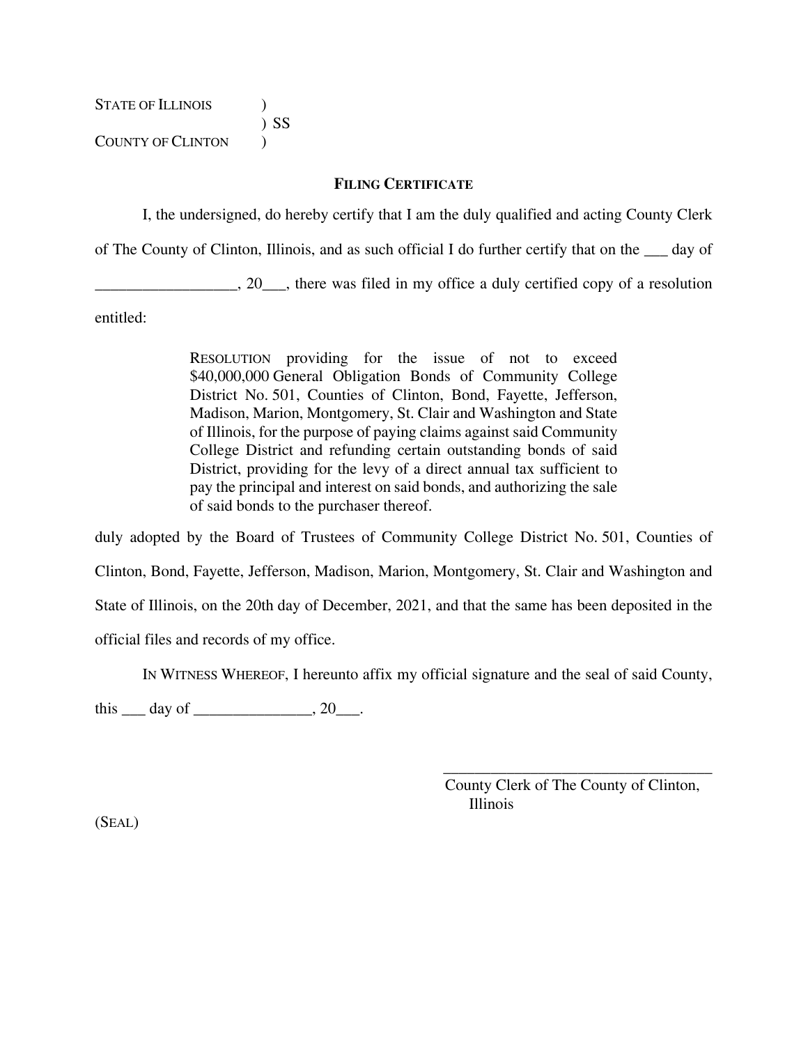STATE OF ILLINOIS )
) SS
COUNTY OF CLINTON )

**FILING CERTIFICATE**

I, the undersigned, do hereby certify that I am the duly qualified and acting County Clerk of The County of Clinton, Illinois, and as such official I do further certify that on the ___ day of __________________, 20___, there was filed in my office a duly certified copy of a resolution entitled:

> RESOLUTION providing for the issue of not to exceed $40,000,000 General Obligation Bonds of Community College District No. 501, Counties of Clinton, Bond, Fayette, Jefferson, Madison, Marion, Montgomery, St. Clair and Washington and State of Illinois, for the purpose of paying claims against said Community College District and refunding certain outstanding bonds of said District, providing for the levy of a direct annual tax sufficient to pay the principal and interest on said bonds, and authorizing the sale of said bonds to the purchaser thereof.

duly adopted by the Board of Trustees of Community College District No. 501, Counties of Clinton, Bond, Fayette, Jefferson, Madison, Marion, Montgomery, St. Clair and Washington and State of Illinois, on the 20th day of December, 2021, and that the same has been deposited in the official files and records of my office.

IN WITNESS WHEREOF, I hereunto affix my official signature and the seal of said County, this ___ day of _______________, 20___.

____________________________________
County Clerk of The County of Clinton, Illinois

(SEAL)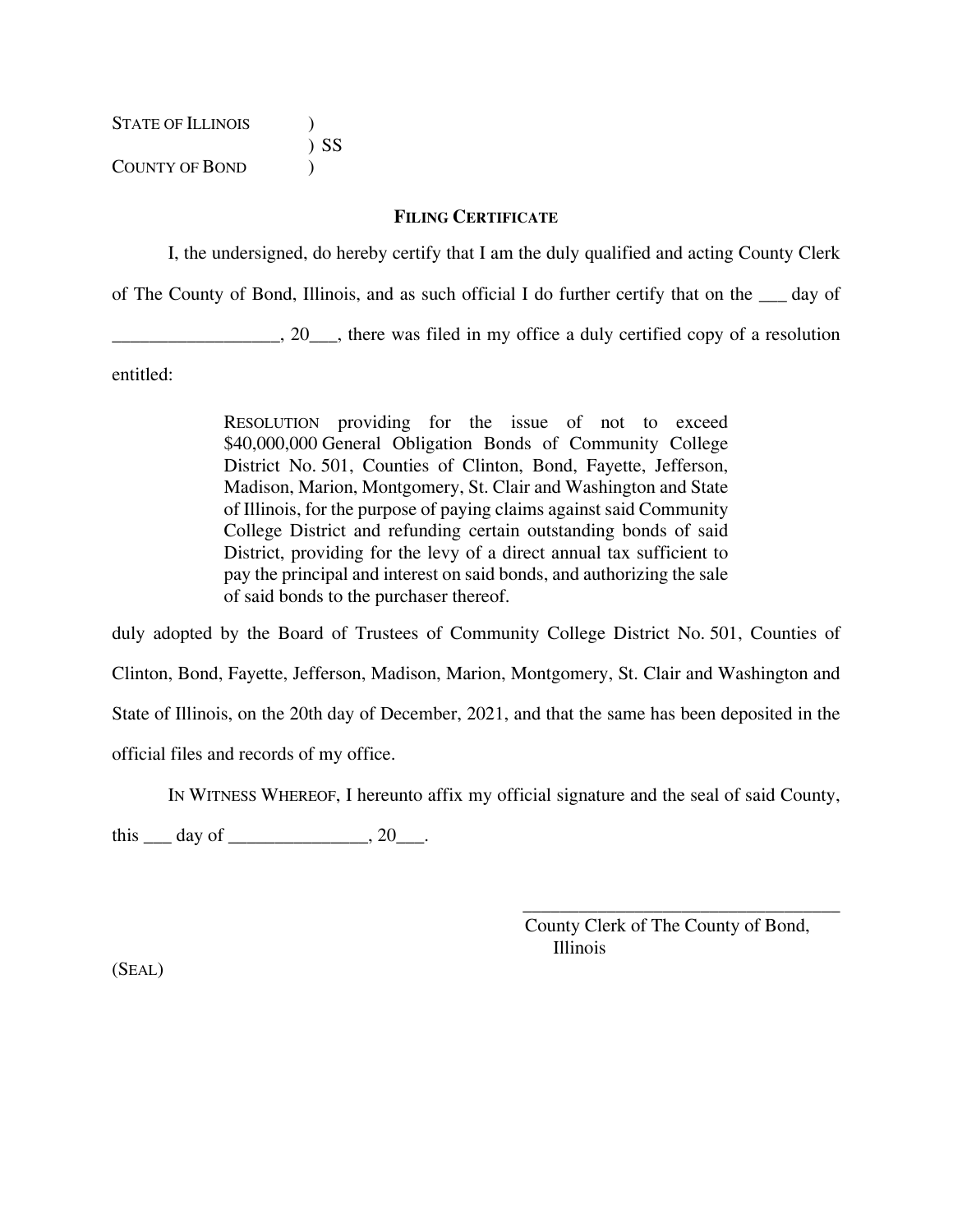STATE OF ILLINOIS )
) SS
COUNTY OF BOND )

**FILING CERTIFICATE**

I, the undersigned, do hereby certify that I am the duly qualified and acting County Clerk of The County of Bond, Illinois, and as such official I do further certify that on the ___ day of __________________, 20___, there was filed in my office a duly certified copy of a resolution entitled:

> RESOLUTION providing for the issue of not to exceed $40,000,000 General Obligation Bonds of Community College District No. 501, Counties of Clinton, Bond, Fayette, Jefferson, Madison, Marion, Montgomery, St. Clair and Washington and State of Illinois, for the purpose of paying claims against said Community College District and refunding certain outstanding bonds of said District, providing for the levy of a direct annual tax sufficient to pay the principal and interest on said bonds, and authorizing the sale of said bonds to the purchaser thereof.

duly adopted by the Board of Trustees of Community College District No. 501, Counties of Clinton, Bond, Fayette, Jefferson, Madison, Marion, Montgomery, St. Clair and Washington and State of Illinois, on the 20th day of December, 2021, and that the same has been deposited in the official files and records of my office.

IN WITNESS WHEREOF, I hereunto affix my official signature and the seal of said County, this ___ day of _______________, 20___.

___________________________________
County Clerk of The County of Bond, Illinois

(SEAL)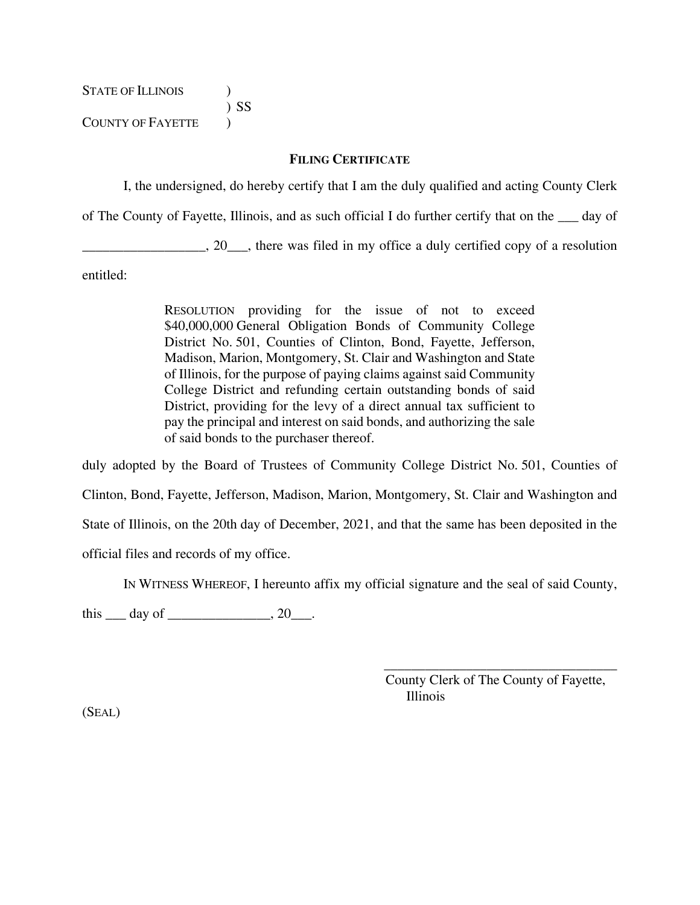STATE OF ILLINOIS )
) SS
COUNTY OF FAYETTE )

**FILING CERTIFICATE**

I, the undersigned, do hereby certify that I am the duly qualified and acting County Clerk of The County of Fayette, Illinois, and as such official I do further certify that on the ___ day of __________________, 20___, there was filed in my office a duly certified copy of a resolution entitled:

> RESOLUTION providing for the issue of not to exceed $40,000,000 General Obligation Bonds of Community College District No. 501, Counties of Clinton, Bond, Fayette, Jefferson, Madison, Marion, Montgomery, St. Clair and Washington and State of Illinois, for the purpose of paying claims against said Community College District and refunding certain outstanding bonds of said District, providing for the levy of a direct annual tax sufficient to pay the principal and interest on said bonds, and authorizing the sale of said bonds to the purchaser thereof.

duly adopted by the Board of Trustees of Community College District No. 501, Counties of Clinton, Bond, Fayette, Jefferson, Madison, Marion, Montgomery, St. Clair and Washington and State of Illinois, on the 20th day of December, 2021, and that the same has been deposited in the official files and records of my office.

IN WITNESS WHEREOF, I hereunto affix my official signature and the seal of said County, this ___ day of _______________, 20___.

____________________________________
County Clerk of The County of Fayette, Illinois

(SEAL)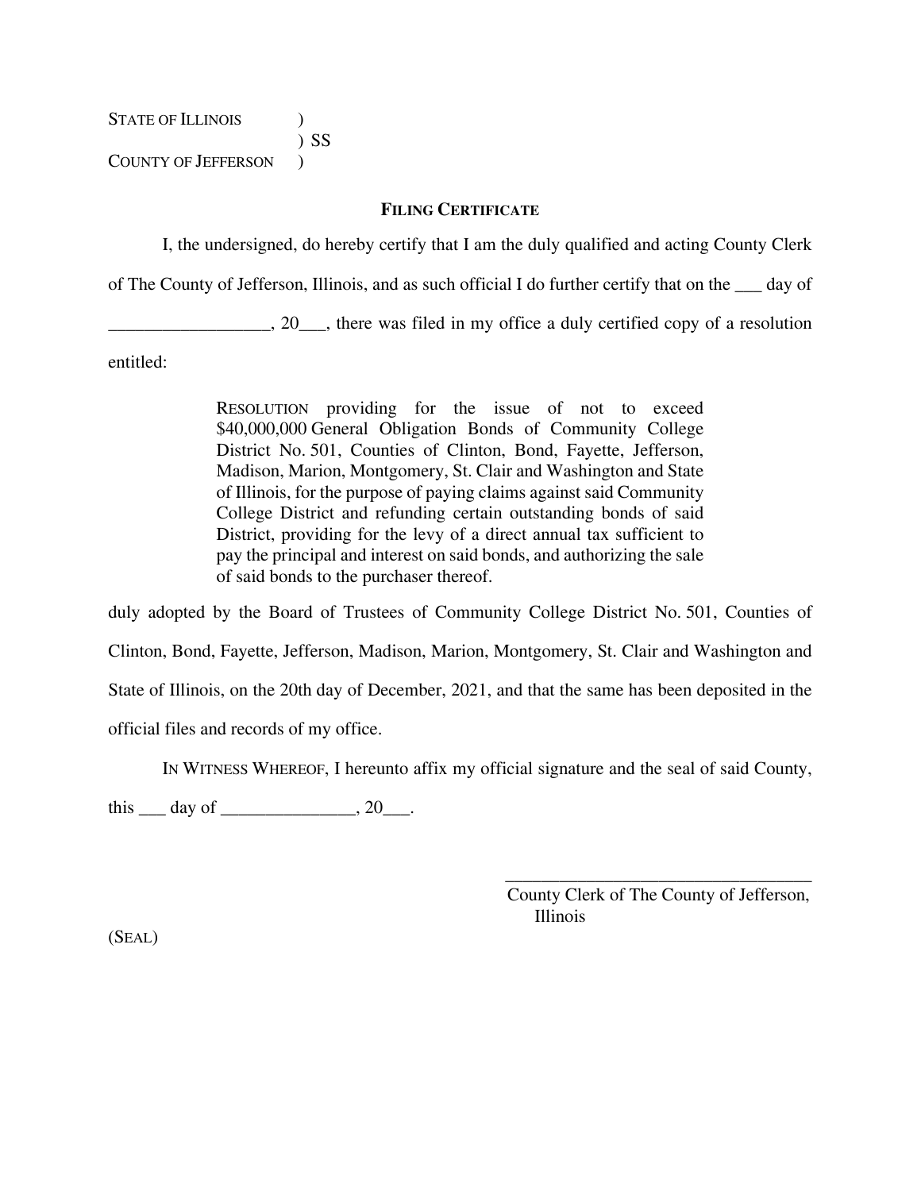STATE OF ILLINOIS )
) SS
COUNTY OF JEFFERSON )

**FILING CERTIFICATE**

I, the undersigned, do hereby certify that I am the duly qualified and acting County Clerk of The County of Jefferson, Illinois, and as such official I do further certify that on the ___ day of __________________, 20___, there was filed in my office a duly certified copy of a resolution entitled:

> RESOLUTION providing for the issue of not to exceed $40,000,000 General Obligation Bonds of Community College District No. 501, Counties of Clinton, Bond, Fayette, Jefferson, Madison, Marion, Montgomery, St. Clair and Washington and State of Illinois, for the purpose of paying claims against said Community College District and refunding certain outstanding bonds of said District, providing for the levy of a direct annual tax sufficient to pay the principal and interest on said bonds, and authorizing the sale of said bonds to the purchaser thereof.

duly adopted by the Board of Trustees of Community College District No. 501, Counties of Clinton, Bond, Fayette, Jefferson, Madison, Marion, Montgomery, St. Clair and Washington and State of Illinois, on the 20th day of December, 2021, and that the same has been deposited in the official files and records of my office.

IN WITNESS WHEREOF, I hereunto affix my official signature and the seal of said County, this ___ day of _______________, 20___.

___________________________________
County Clerk of The County of Jefferson, Illinois

(SEAL)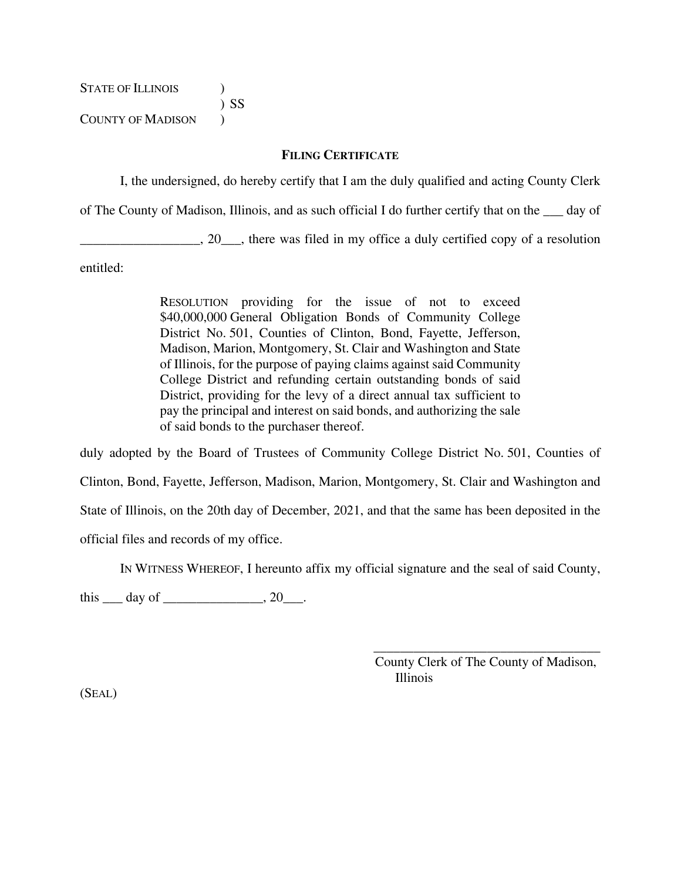STATE OF ILLINOIS )  
) SS  
COUNTY OF MADISON )

**FILING CERTIFICATE**

I, the undersigned, do hereby certify that I am the duly qualified and acting County Clerk of The County of Madison, Illinois, and as such official I do further certify that on the ___ day of __________________, 20___, there was filed in my office a duly certified copy of a resolution entitled:

> RESOLUTION providing for the issue of not to exceed $40,000,000 General Obligation Bonds of Community College District No. 501, Counties of Clinton, Bond, Fayette, Jefferson, Madison, Marion, Montgomery, St. Clair and Washington and State of Illinois, for the purpose of paying claims against said Community College District and refunding certain outstanding bonds of said District, providing for the levy of a direct annual tax sufficient to pay the principal and interest on said bonds, and authorizing the sale of said bonds to the purchaser thereof.

duly adopted by the Board of Trustees of Community College District No. 501, Counties of Clinton, Bond, Fayette, Jefferson, Madison, Marion, Montgomery, St. Clair and Washington and State of Illinois, on the 20th day of December, 2021, and that the same has been deposited in the official files and records of my office.

IN WITNESS WHEREOF, I hereunto affix my official signature and the seal of said County, this ___ day of _______________, 20___.

___________________________________  
County Clerk of The County of Madison, Illinois

(SEAL)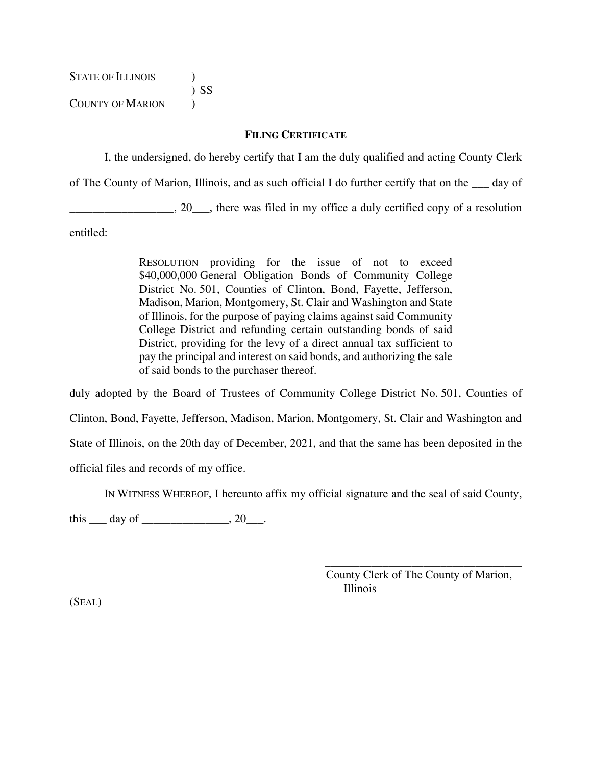STATE OF ILLINOIS )
) SS
COUNTY OF MARION )

**FILING CERTIFICATE**

I, the undersigned, do hereby certify that I am the duly qualified and acting County Clerk of The County of Marion, Illinois, and as such official I do further certify that on the ___ day of __________________, 20___, there was filed in my office a duly certified copy of a resolution entitled:

> RESOLUTION providing for the issue of not to exceed $40,000,000 General Obligation Bonds of Community College District No. 501, Counties of Clinton, Bond, Fayette, Jefferson, Madison, Marion, Montgomery, St. Clair and Washington and State of Illinois, for the purpose of paying claims against said Community College District and refunding certain outstanding bonds of said District, providing for the levy of a direct annual tax sufficient to pay the principal and interest on said bonds, and authorizing the sale of said bonds to the purchaser thereof.

duly adopted by the Board of Trustees of Community College District No. 501, Counties of Clinton, Bond, Fayette, Jefferson, Madison, Marion, Montgomery, St. Clair and Washington and State of Illinois, on the 20th day of December, 2021, and that the same has been deposited in the official files and records of my office.

IN WITNESS WHEREOF, I hereunto affix my official signature and the seal of said County, this ___ day of _______________, 20___.

___________________________________
County Clerk of The County of Marion, Illinois

(SEAL)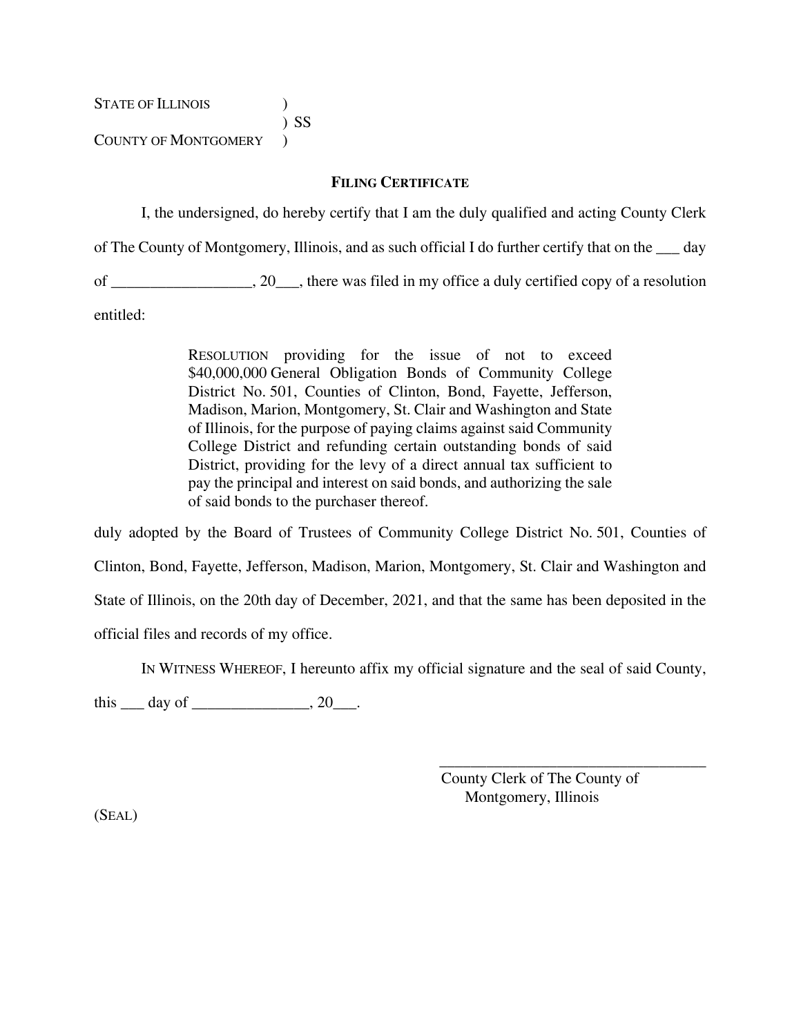STATE OF ILLINOIS )
) SS
COUNTY OF MONTGOMERY )

**FILING CERTIFICATE**

I, the undersigned, do hereby certify that I am the duly qualified and acting County Clerk of The County of Montgomery, Illinois, and as such official I do further certify that on the ___ day of __________________, 20___, there was filed in my office a duly certified copy of a resolution entitled:

> RESOLUTION providing for the issue of not to exceed $40,000,000 General Obligation Bonds of Community College District No. 501, Counties of Clinton, Bond, Fayette, Jefferson, Madison, Marion, Montgomery, St. Clair and Washington and State of Illinois, for the purpose of paying claims against said Community College District and refunding certain outstanding bonds of said District, providing for the levy of a direct annual tax sufficient to pay the principal and interest on said bonds, and authorizing the sale of said bonds to the purchaser thereof.

duly adopted by the Board of Trustees of Community College District No. 501, Counties of Clinton, Bond, Fayette, Jefferson, Madison, Marion, Montgomery, St. Clair and Washington and State of Illinois, on the 20th day of December, 2021, and that the same has been deposited in the official files and records of my office.

IN WITNESS WHEREOF, I hereunto affix my official signature and the seal of said County, this ___ day of _______________, 20___.

___________________________________
County Clerk of The County of
Montgomery, Illinois

(SEAL)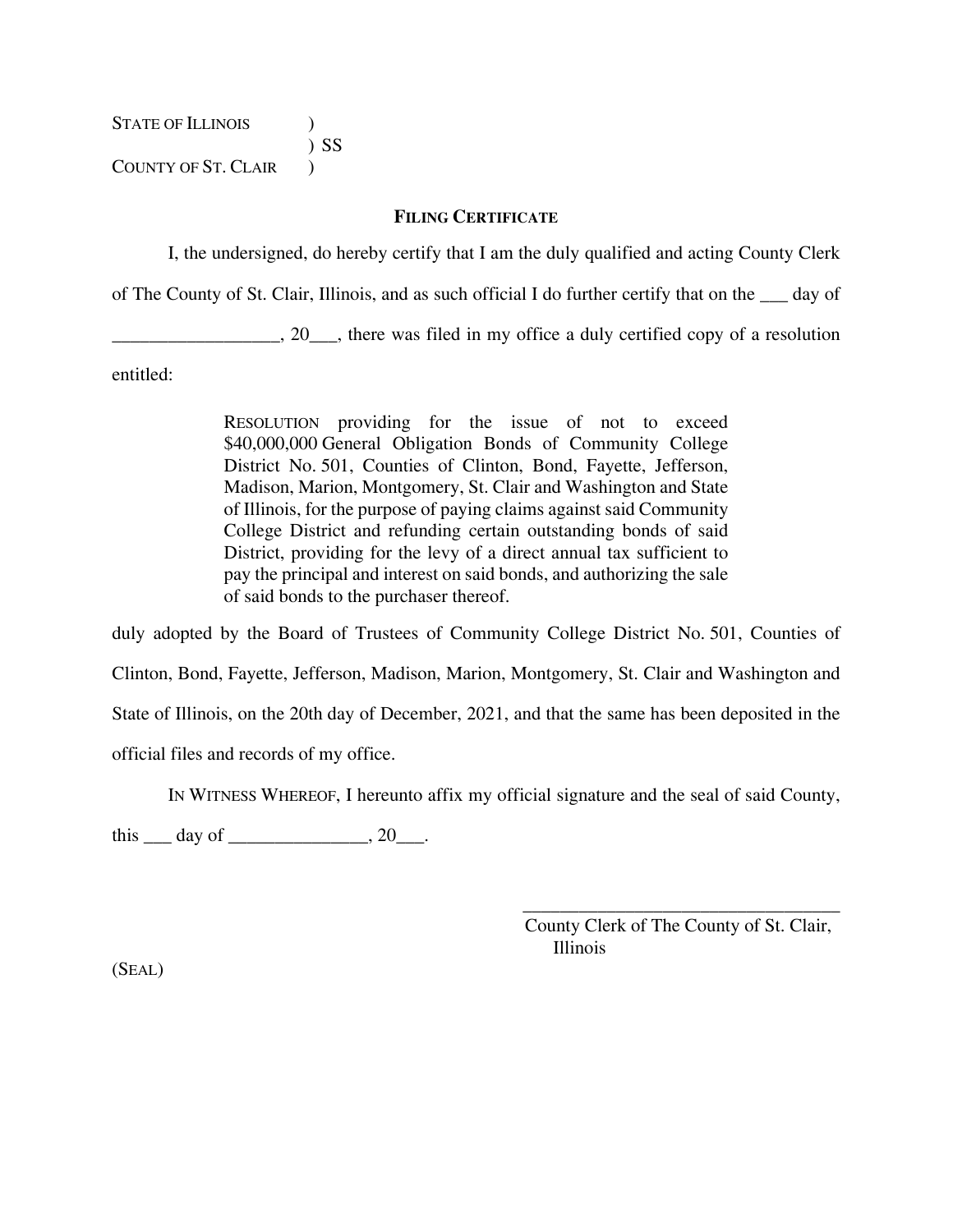STATE OF ILLINOIS )
) SS
COUNTY OF ST. CLAIR )

**FILING CERTIFICATE**

I, the undersigned, do hereby certify that I am the duly qualified and acting County Clerk of The County of St. Clair, Illinois, and as such official I do further certify that on the ___ day of __________________, 20___, there was filed in my office a duly certified copy of a resolution entitled:

> RESOLUTION providing for the issue of not to exceed $40,000,000 General Obligation Bonds of Community College District No. 501, Counties of Clinton, Bond, Fayette, Jefferson, Madison, Marion, Montgomery, St. Clair and Washington and State of Illinois, for the purpose of paying claims against said Community College District and refunding certain outstanding bonds of said District, providing for the levy of a direct annual tax sufficient to pay the principal and interest on said bonds, and authorizing the sale of said bonds to the purchaser thereof.

duly adopted by the Board of Trustees of Community College District No. 501, Counties of Clinton, Bond, Fayette, Jefferson, Madison, Marion, Montgomery, St. Clair and Washington and State of Illinois, on the 20th day of December, 2021, and that the same has been deposited in the official files and records of my office.

IN WITNESS WHEREOF, I hereunto affix my official signature and the seal of said County, this ___ day of _______________, 20___.

___________________________________
County Clerk of The County of St. Clair, Illinois

(SEAL)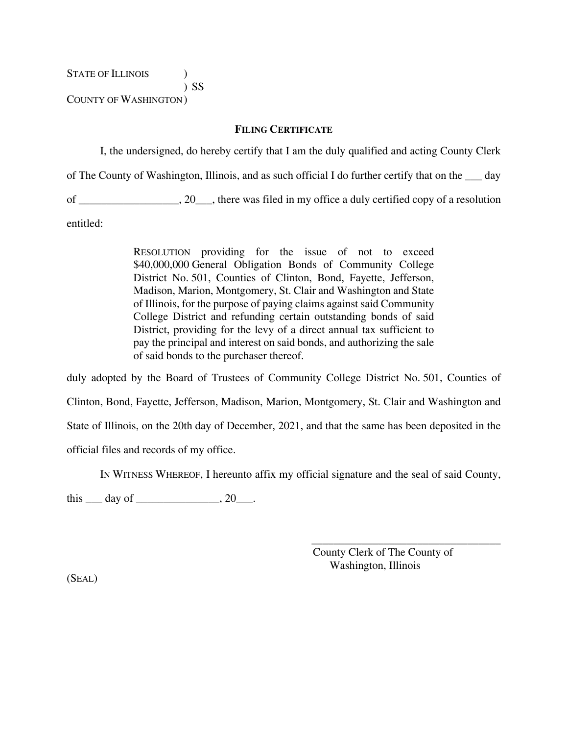STATE OF ILLINOIS )
) SS
COUNTY OF WASHINGTON )

**FILING CERTIFICATE**

I, the undersigned, do hereby certify that I am the duly qualified and acting County Clerk of The County of Washington, Illinois, and as such official I do further certify that on the ___ day of __________________, 20___, there was filed in my office a duly certified copy of a resolution entitled:

> RESOLUTION providing for the issue of not to exceed $40,000,000 General Obligation Bonds of Community College District No. 501, Counties of Clinton, Bond, Fayette, Jefferson, Madison, Marion, Montgomery, St. Clair and Washington and State of Illinois, for the purpose of paying claims against said Community College District and refunding certain outstanding bonds of said District, providing for the levy of a direct annual tax sufficient to pay the principal and interest on said bonds, and authorizing the sale of said bonds to the purchaser thereof.

duly adopted by the Board of Trustees of Community College District No. 501, Counties of Clinton, Bond, Fayette, Jefferson, Madison, Marion, Montgomery, St. Clair and Washington and State of Illinois, on the 20th day of December, 2021, and that the same has been deposited in the official files and records of my office.

IN WITNESS WHEREOF, I hereunto affix my official signature and the seal of said County, this ___ day of _______________, 20___.

____________________________________
County Clerk of The County of
Washington, Illinois

(SEAL)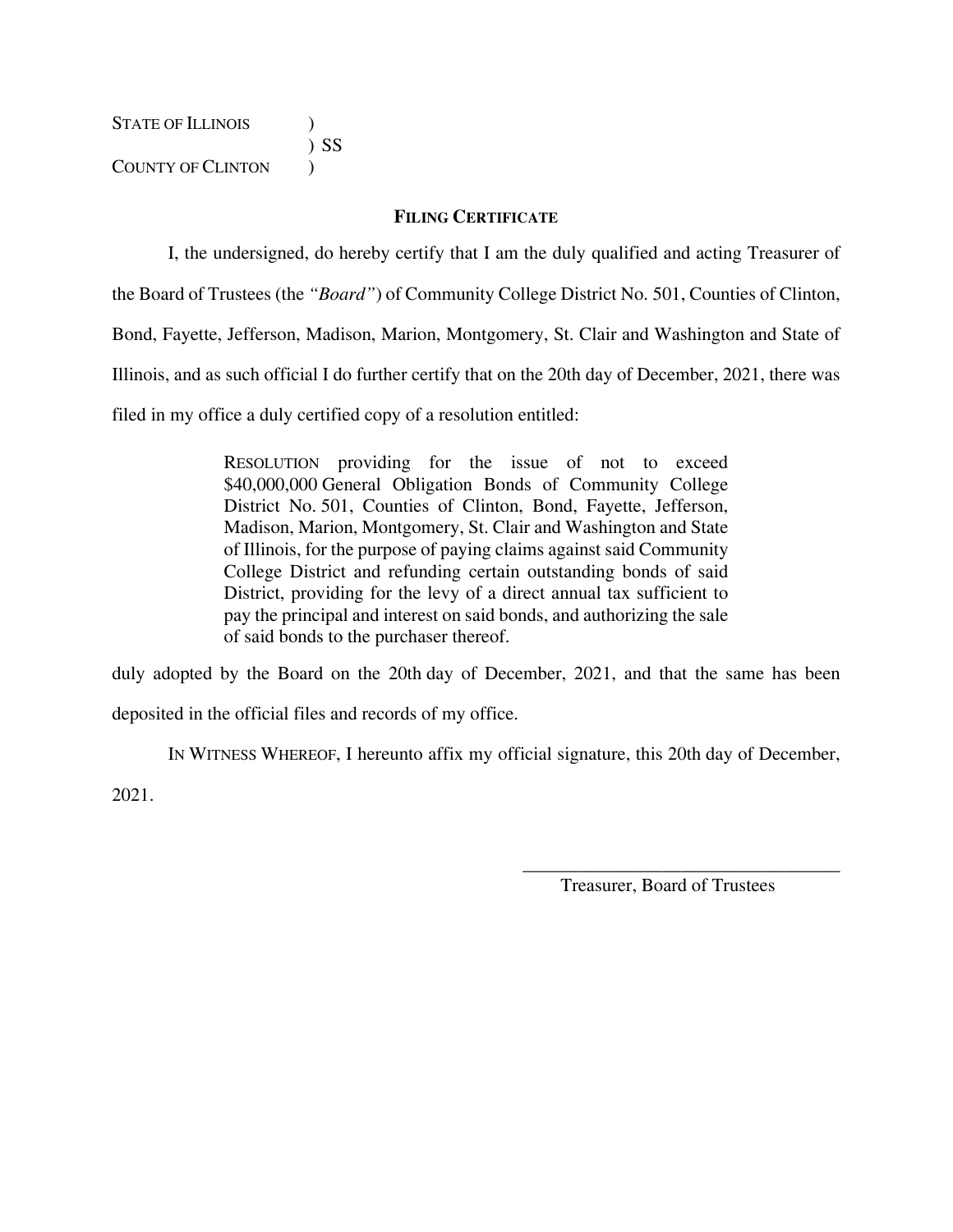STATE OF ILLINOIS )
) SS
COUNTY OF CLINTON )

**FILING CERTIFICATE**

I, the undersigned, do hereby certify that I am the duly qualified and acting Treasurer of the Board of Trustees (the *"Board"*) of Community College District No. 501, Counties of Clinton, Bond, Fayette, Jefferson, Madison, Marion, Montgomery, St. Clair and Washington and State of Illinois, and as such official I do further certify that on the 20th day of December, 2021, there was filed in my office a duly certified copy of a resolution entitled:

> RESOLUTION providing for the issue of not to exceed $40,000,000 General Obligation Bonds of Community College District No. 501, Counties of Clinton, Bond, Fayette, Jefferson, Madison, Marion, Montgomery, St. Clair and Washington and State of Illinois, for the purpose of paying claims against said Community College District and refunding certain outstanding bonds of said District, providing for the levy of a direct annual tax sufficient to pay the principal and interest on said bonds, and authorizing the sale of said bonds to the purchaser thereof.

duly adopted by the Board on the 20th day of December, 2021, and that the same has been deposited in the official files and records of my office.

IN WITNESS WHEREOF, I hereunto affix my official signature, this 20th day of December, 2021.

\_\_\_\_\_\_\_\_\_\_\_\_\_\_\_\_\_\_\_\_\_\_\_\_\_\_\_\_\_\_\_\_\_\_\_
Treasurer, Board of Trustees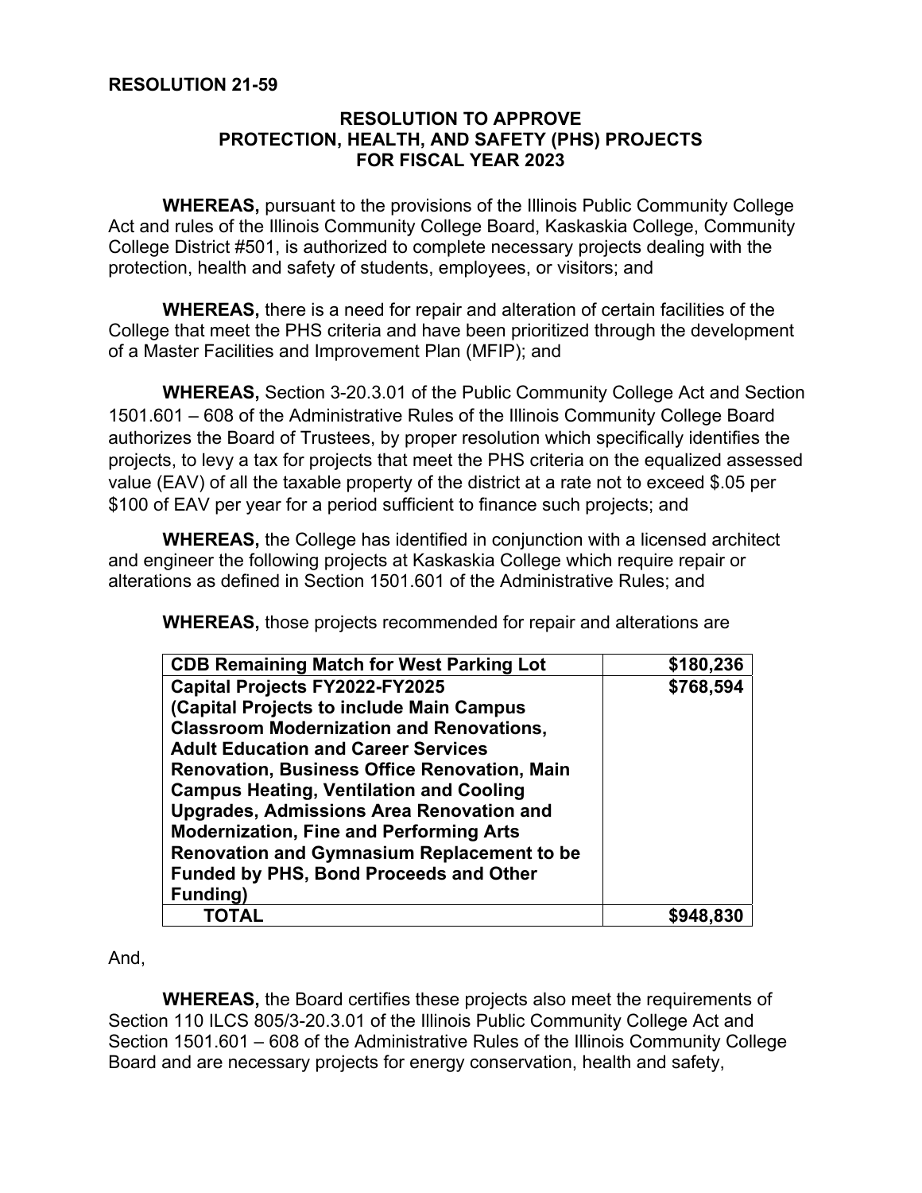**RESOLUTION 21-59**

**RESOLUTION TO APPROVE PROTECTION, HEALTH, AND SAFETY (PHS) PROJECTS FOR FISCAL YEAR 2023**

**WHEREAS,** pursuant to the provisions of the Illinois Public Community College Act and rules of the Illinois Community College Board, Kaskaskia College, Community College District #501, is authorized to complete necessary projects dealing with the protection, health and safety of students, employees, or visitors; and

**WHEREAS,** there is a need for repair and alteration of certain facilities of the College that meet the PHS criteria and have been prioritized through the development of a Master Facilities and Improvement Plan (MFIP); and

**WHEREAS,** Section 3-20.3.01 of the Public Community College Act and Section 1501.601 – 608 of the Administrative Rules of the Illinois Community College Board authorizes the Board of Trustees, by proper resolution which specifically identifies the projects, to levy a tax for projects that meet the PHS criteria on the equalized assessed value (EAV) of all the taxable property of the district at a rate not to exceed $.05 per $100 of EAV per year for a period sufficient to finance such projects; and

**WHEREAS,** the College has identified in conjunction with a licensed architect and engineer the following projects at Kaskaskia College which require repair or alterations as defined in Section 1501.601 of the Administrative Rules; and

**WHEREAS,** those projects recommended for repair and alterations are

| **CDB Remaining Match for West Parking Lot** | **$180,236** |
|---|---|
| **Capital Projects FY2022-FY2025 (Capital Projects to include Main Campus Classroom Modernization and Renovations, Adult Education and Career Services Renovation, Business Office Renovation, Main Campus Heating, Ventilation and Cooling Upgrades, Admissions Area Renovation and Modernization, Fine and Performing Arts Renovation and Gymnasium Replacement to be Funded by PHS, Bond Proceeds and Other Funding)** | **$768,594** |
| **TOTAL** | **$948,830** |

And,

**WHEREAS,** the Board certifies these projects also meet the requirements of Section 110 ILCS 805/3-20.3.01 of the Illinois Public Community College Act and Section 1501.601 – 608 of the Administrative Rules of the Illinois Community College Board and are necessary projects for energy conservation, health and safety,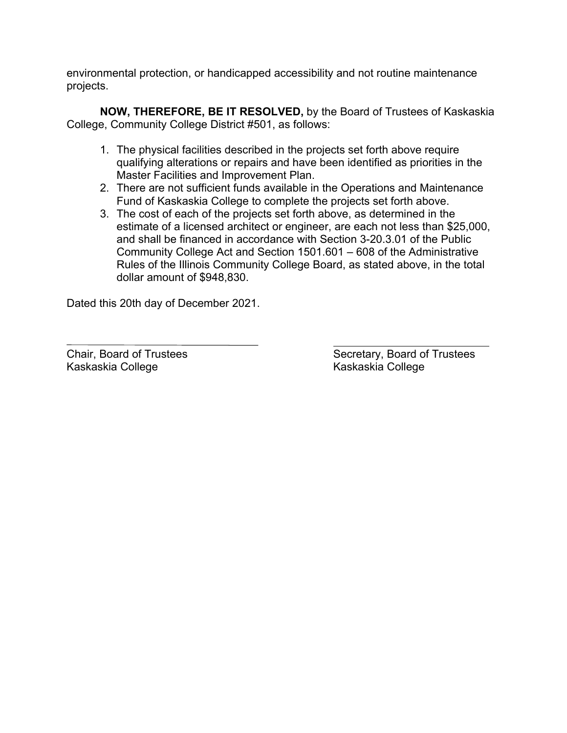environmental protection, or handicapped accessibility and not routine maintenance projects.

**NOW, THEREFORE, BE IT RESOLVED,** by the Board of Trustees of Kaskaskia College, Community College District #501, as follows:

1. The physical facilities described in the projects set forth above require qualifying alterations or repairs and have been identified as priorities in the Master Facilities and Improvement Plan.
2. There are not sufficient funds available in the Operations and Maintenance Fund of Kaskaskia College to complete the projects set forth above.
3. The cost of each of the projects set forth above, as determined in the estimate of a licensed architect or engineer, are each not less than $25,000, and shall be financed in accordance with Section 3-20.3.01 of the Public Community College Act and Section 1501.601 – 608 of the Administrative Rules of the Illinois Community College Board, as stated above, in the total dollar amount of $948,830.

Dated this 20th day of December 2021.

\_\_\_\_\_\_\_\_\_\_\_\_\_\_\_\_\_\_\_\_\_\_\_\_\_\_\_\_\_\_\_\_\_\_\_\_
Chair, Board of Trustees
Kaskaskia College

\_\_\_\_\_\_\_\_\_\_\_\_\_\_\_\_\_\_\_\_\_\_\_\_\_\_\_\_\_\_\_\_\_\_\_\_
Secretary, Board of Trustees
Kaskaskia College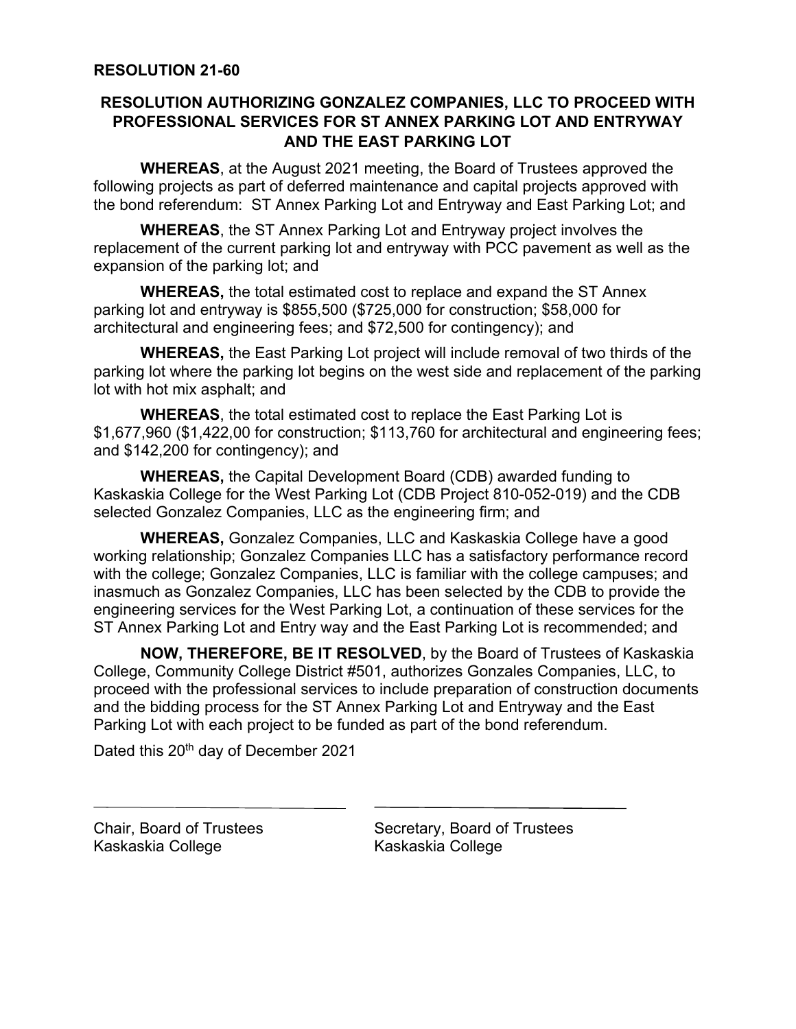**RESOLUTION 21-60**

**RESOLUTION AUTHORIZING GONZALEZ COMPANIES, LLC TO PROCEED WITH PROFESSIONAL SERVICES FOR ST ANNEX PARKING LOT AND ENTRYWAY AND THE EAST PARKING LOT**

**WHEREAS**, at the August 2021 meeting, the Board of Trustees approved the following projects as part of deferred maintenance and capital projects approved with the bond referendum: ST Annex Parking Lot and Entryway and East Parking Lot; and

**WHEREAS**, the ST Annex Parking Lot and Entryway project involves the replacement of the current parking lot and entryway with PCC pavement as well as the expansion of the parking lot; and

**WHEREAS,** the total estimated cost to replace and expand the ST Annex parking lot and entryway is $855,500 ($725,000 for construction; $58,000 for architectural and engineering fees; and $72,500 for contingency); and

**WHEREAS,** the East Parking Lot project will include removal of two thirds of the parking lot where the parking lot begins on the west side and replacement of the parking lot with hot mix asphalt; and

**WHEREAS**, the total estimated cost to replace the East Parking Lot is $1,677,960 ($1,422,00 for construction; $113,760 for architectural and engineering fees; and $142,200 for contingency); and

**WHEREAS,** the Capital Development Board (CDB) awarded funding to Kaskaskia College for the West Parking Lot (CDB Project 810-052-019) and the CDB selected Gonzalez Companies, LLC as the engineering firm; and

**WHEREAS,** Gonzalez Companies, LLC and Kaskaskia College have a good working relationship; Gonzalez Companies LLC has a satisfactory performance record with the college; Gonzalez Companies, LLC is familiar with the college campuses; and inasmuch as Gonzalez Companies, LLC has been selected by the CDB to provide the engineering services for the West Parking Lot, a continuation of these services for the ST Annex Parking Lot and Entry way and the East Parking Lot is recommended; and

**NOW, THEREFORE, BE IT RESOLVED**, by the Board of Trustees of Kaskaskia College, Community College District #501, authorizes Gonzales Companies, LLC, to proceed with the professional services to include preparation of construction documents and the bidding process for the ST Annex Parking Lot and Entryway and the East Parking Lot with each project to be funded as part of the bond referendum.

Dated this 20th day of December 2021

| | |
|---|---|
| Chair, Board of Trustees<br>Kaskaskia College | Secretary, Board of Trustees<br>Kaskaskia College |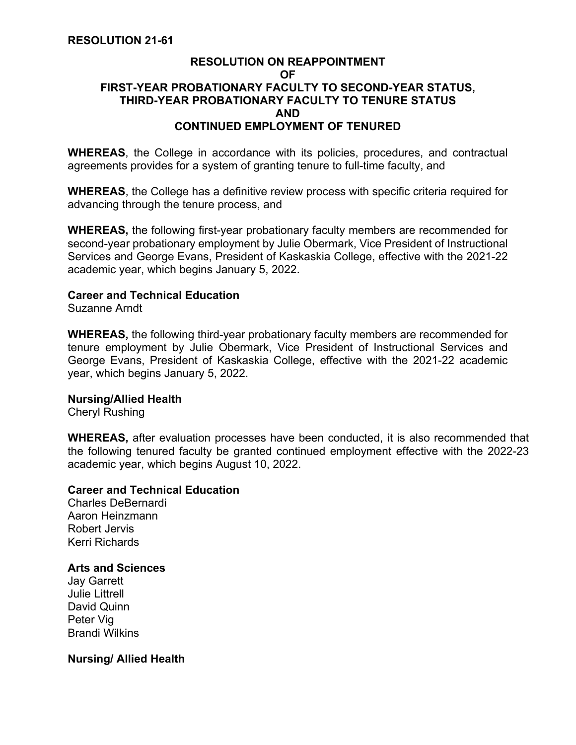**RESOLUTION 21-61**

**RESOLUTION ON REAPPOINTMENT OF FIRST-YEAR PROBATIONARY FACULTY TO SECOND-YEAR STATUS, THIRD-YEAR PROBATIONARY FACULTY TO TENURE STATUS AND CONTINUED EMPLOYMENT OF TENURED**

**WHEREAS**, the College in accordance with its policies, procedures, and contractual agreements provides for a system of granting tenure to full-time faculty, and

**WHEREAS**, the College has a definitive review process with specific criteria required for advancing through the tenure process, and

**WHEREAS,** the following first-year probationary faculty members are recommended for second-year probationary employment by Julie Obermark, Vice President of Instructional Services and George Evans, President of Kaskaskia College, effective with the 2021-22 academic year, which begins January 5, 2022.

**Career and Technical Education**
Suzanne Arndt

**WHEREAS,** the following third-year probationary faculty members are recommended for tenure employment by Julie Obermark, Vice President of Instructional Services and George Evans, President of Kaskaskia College, effective with the 2021-22 academic year, which begins January 5, 2022.

**Nursing/Allied Health**
Cheryl Rushing

**WHEREAS,** after evaluation processes have been conducted, it is also recommended that the following tenured faculty be granted continued employment effective with the 2022-23 academic year, which begins August 10, 2022.

**Career and Technical Education**
Charles DeBernardi
Aaron Heinzmann
Robert Jervis
Kerri Richards

**Arts and Sciences**
Jay Garrett
Julie Littrell
David Quinn
Peter Vig
Brandi Wilkins

**Nursing/ Allied Health**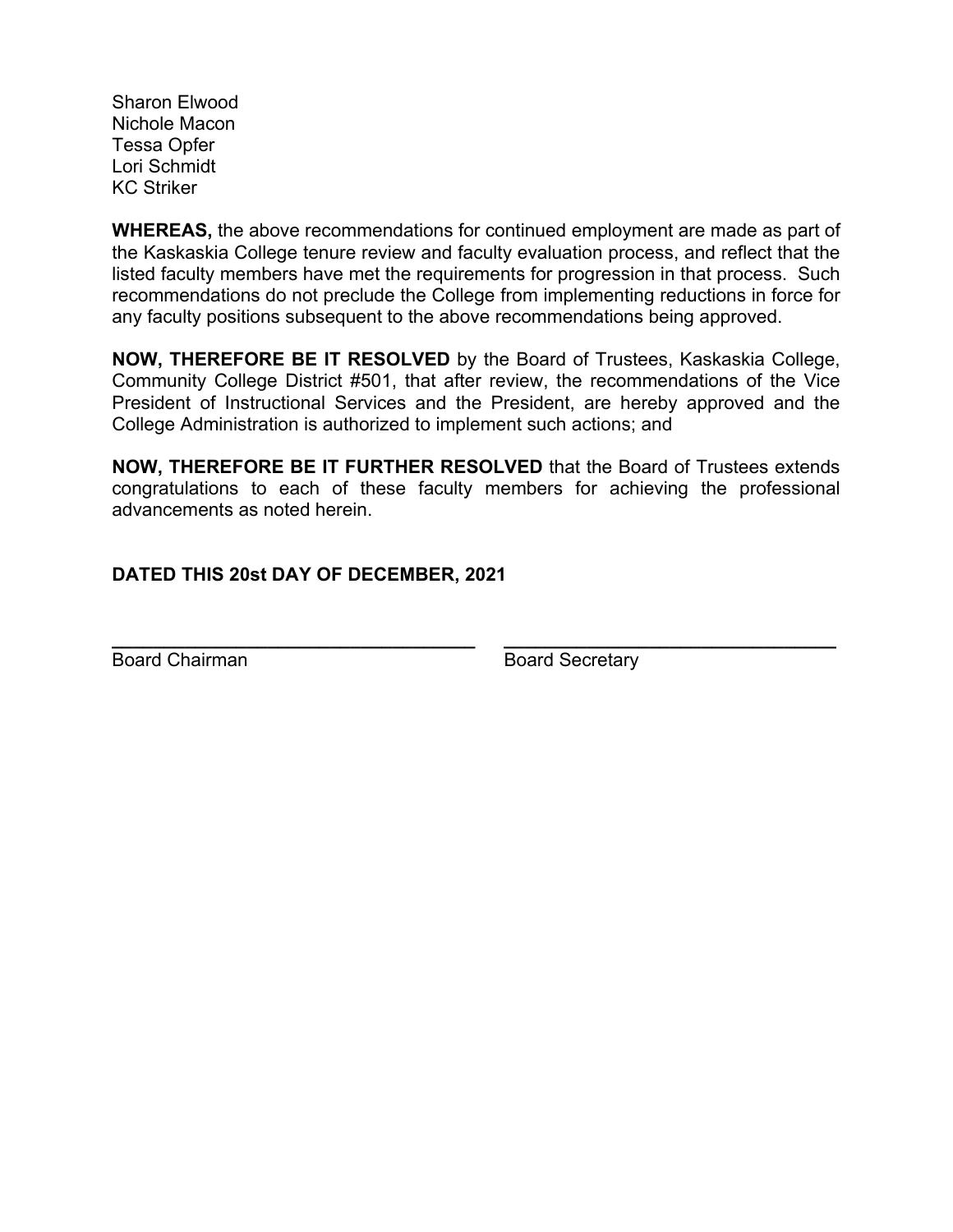Sharon Elwood
Nichole Macon
Tessa Opfer
Lori Schmidt
KC Striker

**WHEREAS,** the above recommendations for continued employment are made as part of the Kaskaskia College tenure review and faculty evaluation process, and reflect that the listed faculty members have met the requirements for progression in that process. Such recommendations do not preclude the College from implementing reductions in force for any faculty positions subsequent to the above recommendations being approved.

**NOW, THEREFORE BE IT RESOLVED** by the Board of Trustees, Kaskaskia College, Community College District #501, that after review, the recommendations of the Vice President of Instructional Services and the President, are hereby approved and the College Administration is authorized to implement such actions; and

**NOW, THEREFORE BE IT FURTHER RESOLVED** that the Board of Trustees extends congratulations to each of these faculty members for achieving the professional advancements as noted herein.

**DATED THIS 20st DAY OF DECEMBER, 2021**

\_\_\_\_\_\_\_\_\_\_\_\_\_\_\_\_\_\_\_\_\_\_\_\_\_\_\_\_\_\_\_\_\_\_ \_\_\_\_\_\_\_\_\_\_\_\_\_\_\_\_\_\_\_\_\_\_\_\_\_\_\_\_\_\_\_\_\_\_

Board Chairman Board Secretary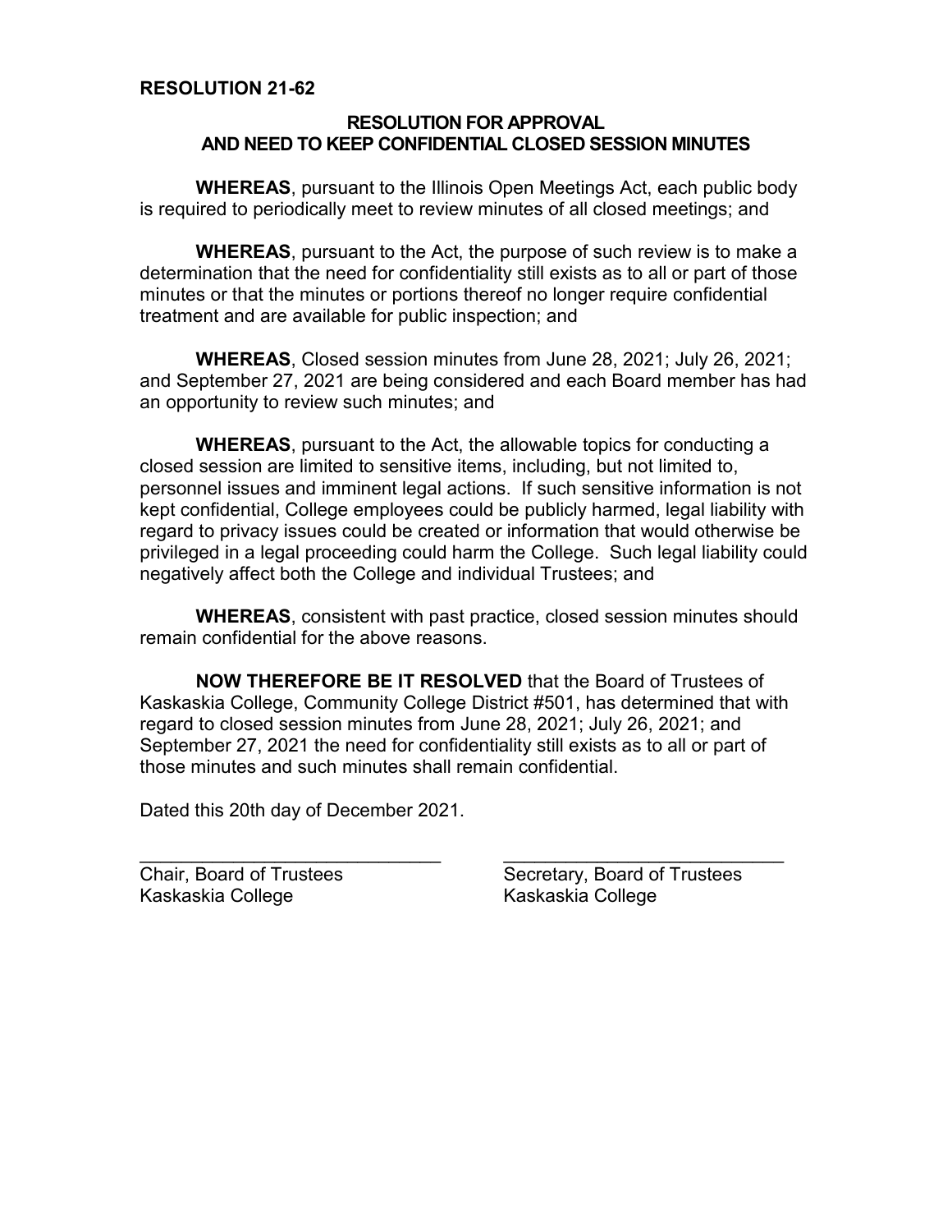**RESOLUTION 21-62**

**RESOLUTION FOR APPROVAL AND NEED TO KEEP CONFIDENTIAL CLOSED SESSION MINUTES**

**WHEREAS**, pursuant to the Illinois Open Meetings Act, each public body is required to periodically meet to review minutes of all closed meetings; and

**WHEREAS**, pursuant to the Act, the purpose of such review is to make a determination that the need for confidentiality still exists as to all or part of those minutes or that the minutes or portions thereof no longer require confidential treatment and are available for public inspection; and

**WHEREAS**, Closed session minutes from June 28, 2021; July 26, 2021; and September 27, 2021 are being considered and each Board member has had an opportunity to review such minutes; and

**WHEREAS**, pursuant to the Act, the allowable topics for conducting a closed session are limited to sensitive items, including, but not limited to, personnel issues and imminent legal actions. If such sensitive information is not kept confidential, College employees could be publicly harmed, legal liability with regard to privacy issues could be created or information that would otherwise be privileged in a legal proceeding could harm the College. Such legal liability could negatively affect both the College and individual Trustees; and

**WHEREAS**, consistent with past practice, closed session minutes should remain confidential for the above reasons.

**NOW THEREFORE BE IT RESOLVED** that the Board of Trustees of Kaskaskia College, Community College District #501, has determined that with regard to closed session minutes from June 28, 2021; July 26, 2021; and September 27, 2021 the need for confidentiality still exists as to all or part of those minutes and such minutes shall remain confidential.

Dated this 20th day of December 2021.

______________________________
Chair, Board of Trustees
Kaskaskia College

______________________________
Secretary, Board of Trustees
Kaskaskia College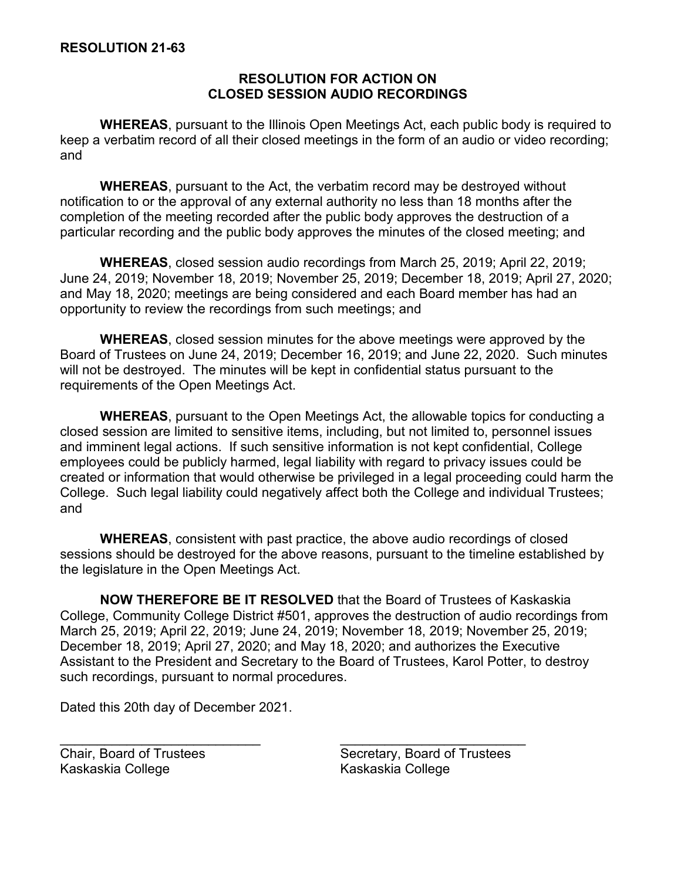**RESOLUTION 21-63**

**RESOLUTION FOR ACTION ON
CLOSED SESSION AUDIO RECORDINGS**

**WHEREAS**, pursuant to the Illinois Open Meetings Act, each public body is required to keep a verbatim record of all their closed meetings in the form of an audio or video recording; and

**WHEREAS**, pursuant to the Act, the verbatim record may be destroyed without notification to or the approval of any external authority no less than 18 months after the completion of the meeting recorded after the public body approves the destruction of a particular recording and the public body approves the minutes of the closed meeting; and

**WHEREAS**, closed session audio recordings from March 25, 2019; April 22, 2019; June 24, 2019; November 18, 2019; November 25, 2019; December 18, 2019; April 27, 2020; and May 18, 2020; meetings are being considered and each Board member has had an opportunity to review the recordings from such meetings; and

**WHEREAS**, closed session minutes for the above meetings were approved by the Board of Trustees on June 24, 2019; December 16, 2019; and June 22, 2020. Such minutes will not be destroyed. The minutes will be kept in confidential status pursuant to the requirements of the Open Meetings Act.

**WHEREAS**, pursuant to the Open Meetings Act, the allowable topics for conducting a closed session are limited to sensitive items, including, but not limited to, personnel issues and imminent legal actions. If such sensitive information is not kept confidential, College employees could be publicly harmed, legal liability with regard to privacy issues could be created or information that would otherwise be privileged in a legal proceeding could harm the College. Such legal liability could negatively affect both the College and individual Trustees; and

**WHEREAS**, consistent with past practice, the above audio recordings of closed sessions should be destroyed for the above reasons, pursuant to the timeline established by the legislature in the Open Meetings Act.

**NOW THEREFORE BE IT RESOLVED** that the Board of Trustees of Kaskaskia College, Community College District #501, approves the destruction of audio recordings from March 25, 2019; April 22, 2019; June 24, 2019; November 18, 2019; November 25, 2019; December 18, 2019; April 27, 2020; and May 18, 2020; and authorizes the Executive Assistant to the President and Secretary to the Board of Trustees, Karol Potter, to destroy such recordings, pursuant to normal procedures.

Dated this 20th day of December 2021.

\_\_\_\_\_\_\_\_\_\_\_\_\_\_\_\_\_\_\_\_\_\_\_\_\_\_\_\_
Chair, Board of Trustees
Kaskaskia College

\_\_\_\_\_\_\_\_\_\_\_\_\_\_\_\_\_\_\_\_\_\_\_\_\_\_\_\_
Secretary, Board of Trustees
Kaskaskia College